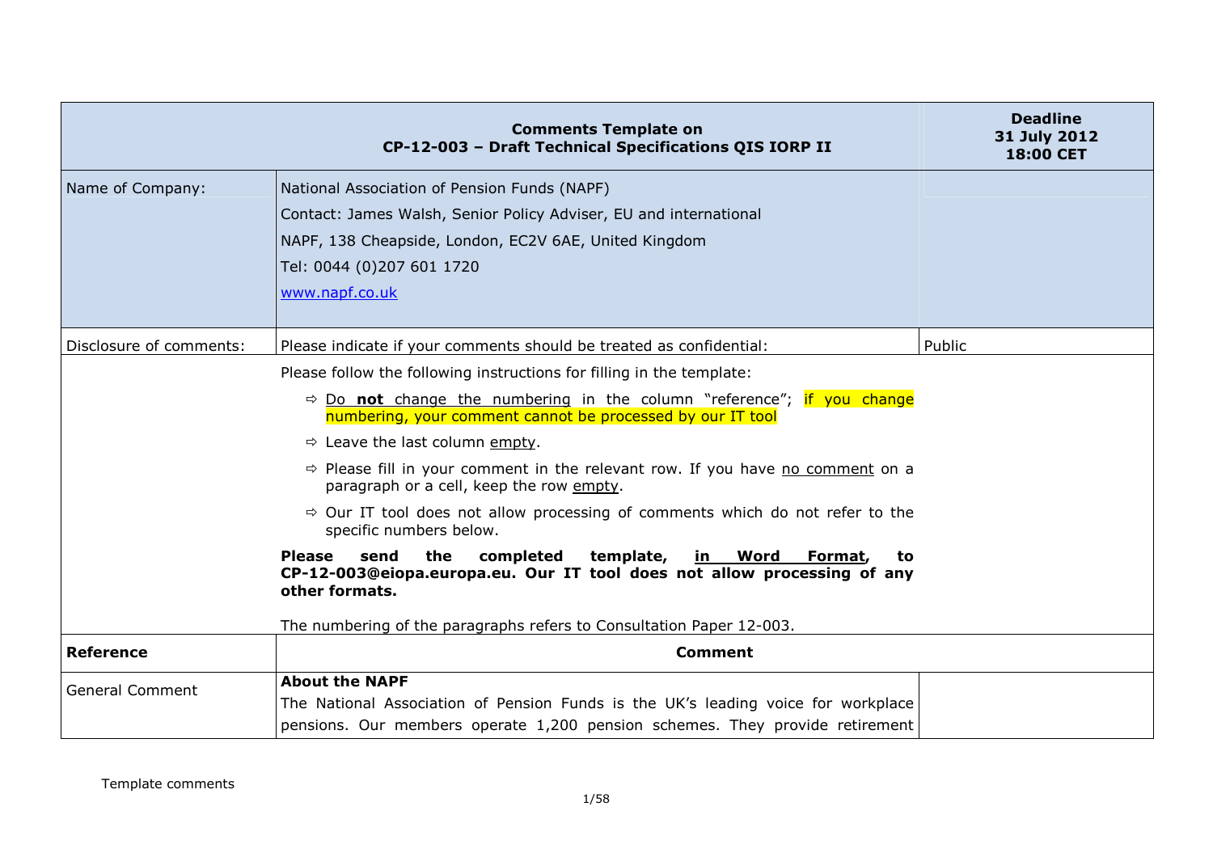| Comments Template on CP-12-003 – Draft Technical Specifications QIS IORP II | | Deadline 31 July 2012 18:00 CET |
|---|---|---|
| Name of Company: | National Association of Pension Funds (NAPF)<br>Contact: James Walsh, Senior Policy Adviser, EU and international<br>NAPF, 138 Cheapside, London, EC2V 6AE, United Kingdom<br>Tel: 0044 (0)207 601 1720<br>www.napf.co.uk | |
| Disclosure of comments: | Please indicate if your comments should be treated as confidential: | Public |
| | Please follow the following instructions for filling in the template:<br>⇨ Do **not** change the numbering in the column "reference"; if you change numbering, your comment cannot be processed by our IT tool<br>⇨ Leave the last column empty.<br>⇨ Please fill in your comment in the relevant row. If you have no comment on a paragraph or a cell, keep the row empty.<br>⇨ Our IT tool does not allow processing of comments which do not refer to the specific numbers below.<br>**Please send the completed template, in Word Format, to CP-12-003@eiopa.europa.eu. Our IT tool does not allow processing of any other formats.**<br>The numbering of the paragraphs refers to Consultation Paper 12-003. | |
| **Reference** | **Comment** | |
| General Comment | **About the NAPF**<br>The National Association of Pension Funds is the UK's leading voice for workplace pensions. Our members operate 1,200 pension schemes. They provide retirement | |

Template comments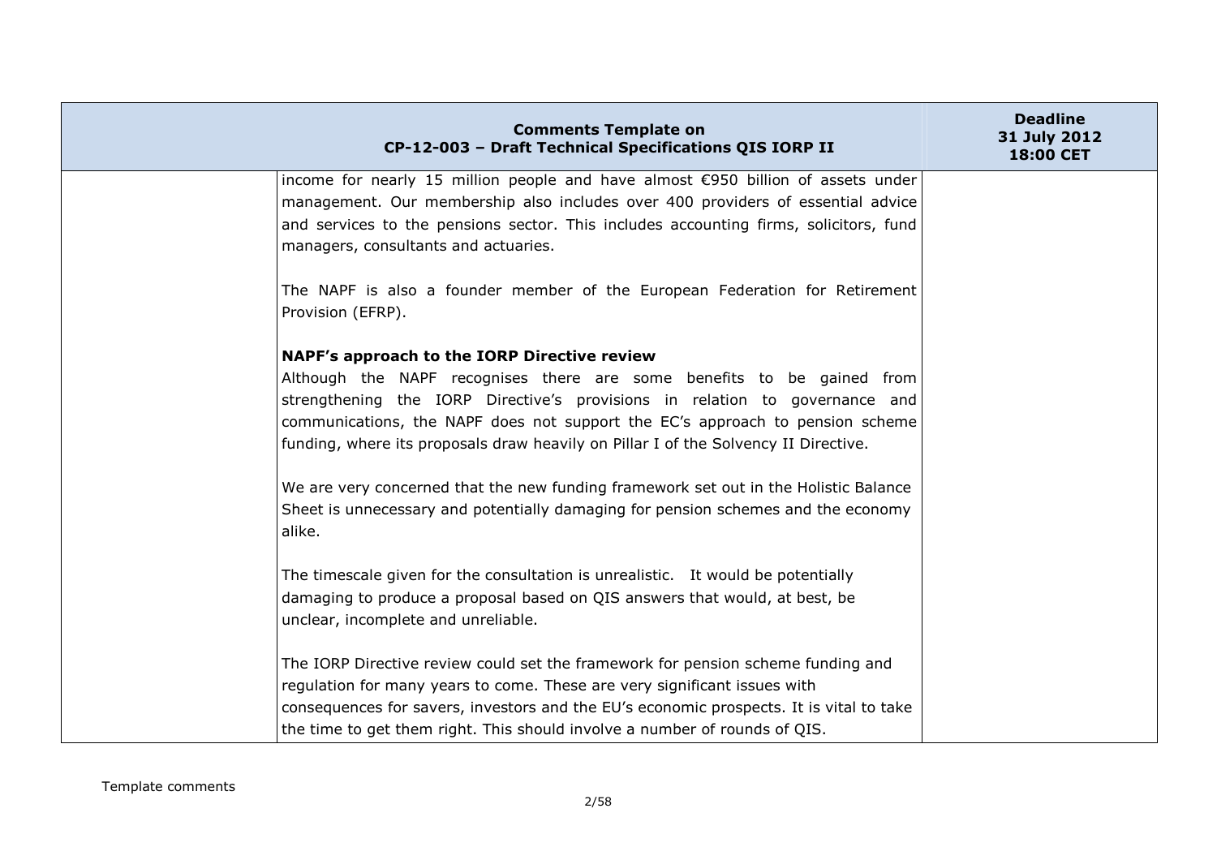income for nearly 15 million people and have almost €950 billion of assets under management. Our membership also includes over 400 providers of essential advice and services to the pensions sector. This includes accounting firms, solicitors, fund managers, consultants and actuaries.

The NAPF is also a founder member of the European Federation for Retirement Provision (EFRP).

**NAPF's approach to the IORP Directive review**

Although the NAPF recognises there are some benefits to be gained from strengthening the IORP Directive's provisions in relation to governance and communications, the NAPF does not support the EC's approach to pension scheme funding, where its proposals draw heavily on Pillar I of the Solvency II Directive.

We are very concerned that the new funding framework set out in the Holistic Balance Sheet is unnecessary and potentially damaging for pension schemes and the economy alike.

The timescale given for the consultation is unrealistic. It would be potentially damaging to produce a proposal based on QIS answers that would, at best, be unclear, incomplete and unreliable.

The IORP Directive review could set the framework for pension scheme funding and regulation for many years to come. These are very significant issues with consequences for savers, investors and the EU's economic prospects. It is vital to take the time to get them right. This should involve a number of rounds of QIS.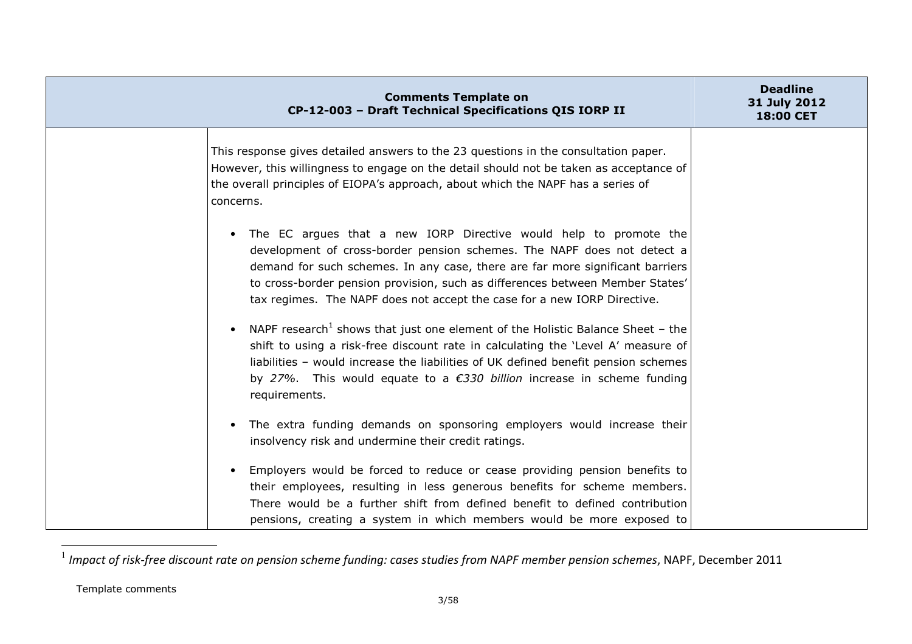| Comments Template on CP-12-003 – Draft Technical Specifications QIS IORP II | | Deadline 31 July 2012 18:00 CET |
|---|---|---|
| | This response gives detailed answers to the 23 questions in the consultation paper. However, this willingness to engage on the detail should not be taken as acceptance of the overall principles of EIOPA's approach, about which the NAPF has a series of concerns.<br><br>• The EC argues that a new IORP Directive would help to promote the development of cross-border pension schemes. The NAPF does not detect a demand for such schemes. In any case, there are far more significant barriers to cross-border pension provision, such as differences between Member States' tax regimes. The NAPF does not accept the case for a new IORP Directive.<br><br>• NAPF research[1] shows that just one element of the Holistic Balance Sheet – the shift to using a risk-free discount rate in calculating the 'Level A' measure of liabilities – would increase the liabilities of UK defined benefit pension schemes by *27%*. This would equate to a *€330 billion* increase in scheme funding requirements.<br><br>• The extra funding demands on sponsoring employers would increase their insolvency risk and undermine their credit ratings.<br><br>• Employers would be forced to reduce or cease providing pension benefits to their employees, resulting in less generous benefits for scheme members. There would be a further shift from defined benefit to defined contribution pensions, creating a system in which members would be more exposed to | |

[1] *Impact of risk-free discount rate on pension scheme funding: cases studies from NAPF member pension schemes*, NAPF, December 2011

Template comments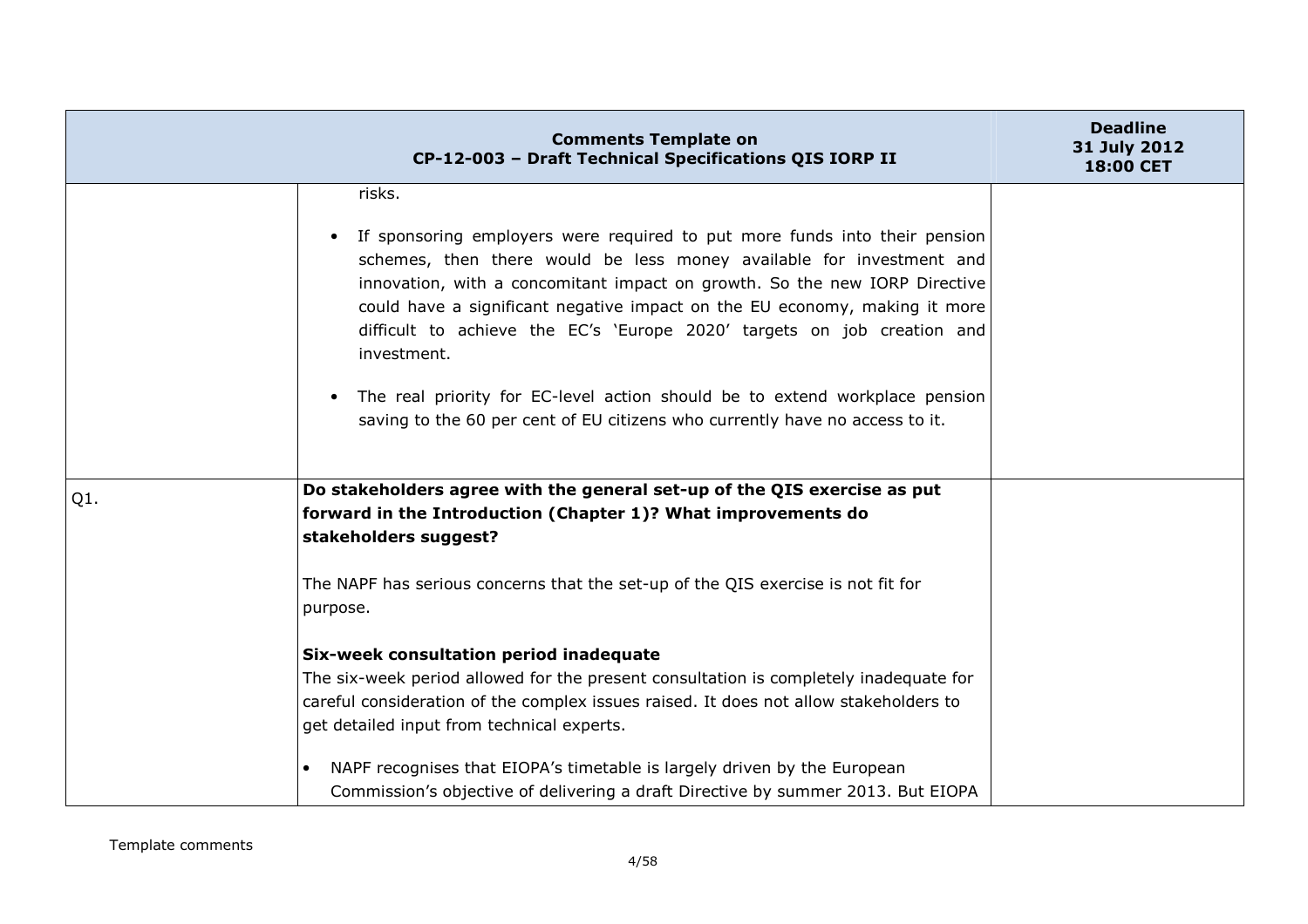| Comments Template on CP-12-003 – Draft Technical Specifications QIS IORP II | | Deadline 31 July 2012 18:00 CET |
|---|---|---|
| | risks.<br><br>• If sponsoring employers were required to put more funds into their pension schemes, then there would be less money available for investment and innovation, with a concomitant impact on growth. So the new IORP Directive could have a significant negative impact on the EU economy, making it more difficult to achieve the EC's 'Europe 2020' targets on job creation and investment.<br><br>• The real priority for EC-level action should be to extend workplace pension saving to the 60 per cent of EU citizens who currently have no access to it. | |
| Q1. | **Do stakeholders agree with the general set-up of the QIS exercise as put forward in the Introduction (Chapter 1)? What improvements do stakeholders suggest?**<br><br>The NAPF has serious concerns that the set-up of the QIS exercise is not fit for purpose.<br><br>**Six-week consultation period inadequate**<br>The six-week period allowed for the present consultation is completely inadequate for careful consideration of the complex issues raised. It does not allow stakeholders to get detailed input from technical experts.<br><br>• NAPF recognises that EIOPA's timetable is largely driven by the European Commission's objective of delivering a draft Directive by summer 2013. But EIOPA | |

Template comments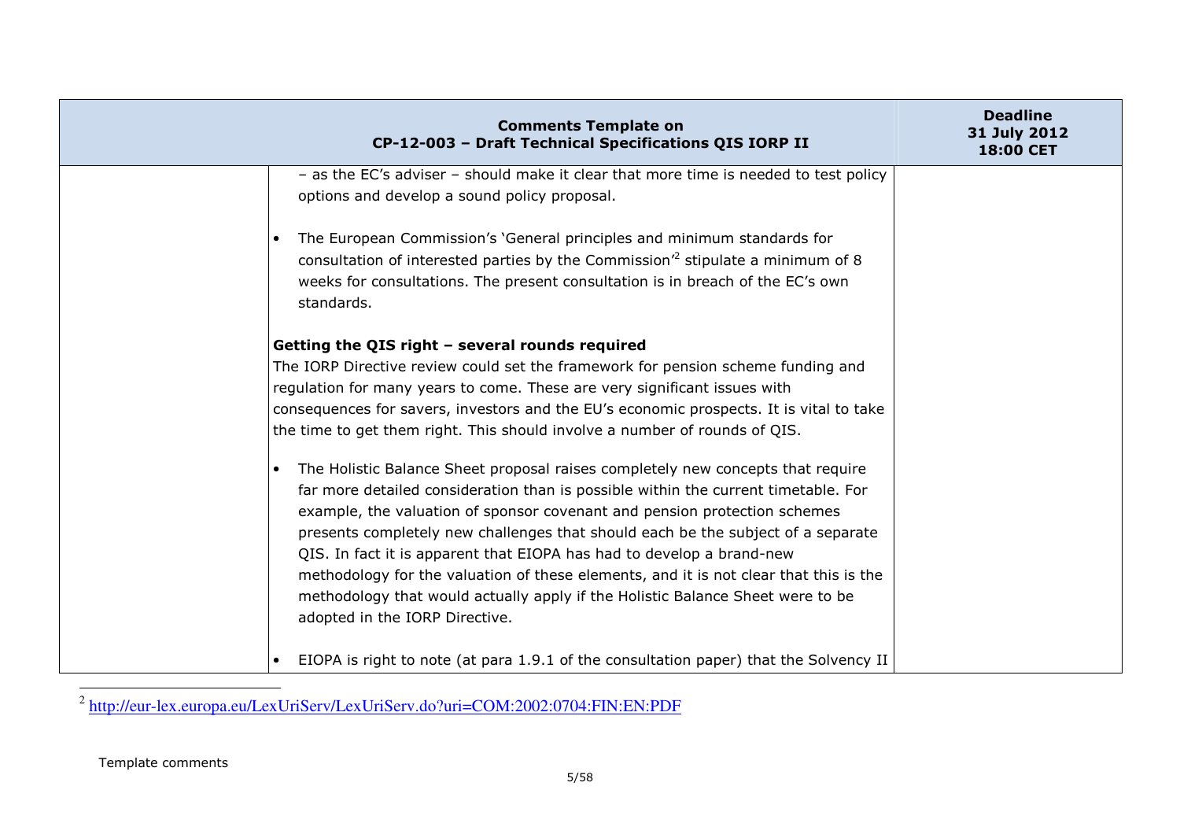| | | |
|---|---|---|
| | – as the EC's adviser – should make it clear that more time is needed to test policy options and develop a sound policy proposal.<br><br>• The European Commission's 'General principles and minimum standards for consultation of interested parties by the Commission'[2] stipulate a minimum of 8 weeks for consultations. The present consultation is in breach of the EC's own standards.<br><br>**Getting the QIS right – several rounds required**<br>The IORP Directive review could set the framework for pension scheme funding and regulation for many years to come. These are very significant issues with consequences for savers, investors and the EU's economic prospects. It is vital to take the time to get them right. This should involve a number of rounds of QIS.<br><br>• The Holistic Balance Sheet proposal raises completely new concepts that require far more detailed consideration than is possible within the current timetable. For example, the valuation of sponsor covenant and pension protection schemes presents completely new challenges that should each be the subject of a separate QIS. In fact it is apparent that EIOPA has had to develop a brand-new methodology for the valuation of these elements, and it is not clear that this is the methodology that would actually apply if the Holistic Balance Sheet were to be adopted in the IORP Directive.<br><br>• EIOPA is right to note (at para 1.9.1 of the consultation paper) that the Solvency II | |

[2] http://eur-lex.europa.eu/LexUriServ/LexUriServ.do?uri=COM:2002:0704:FIN:EN:PDF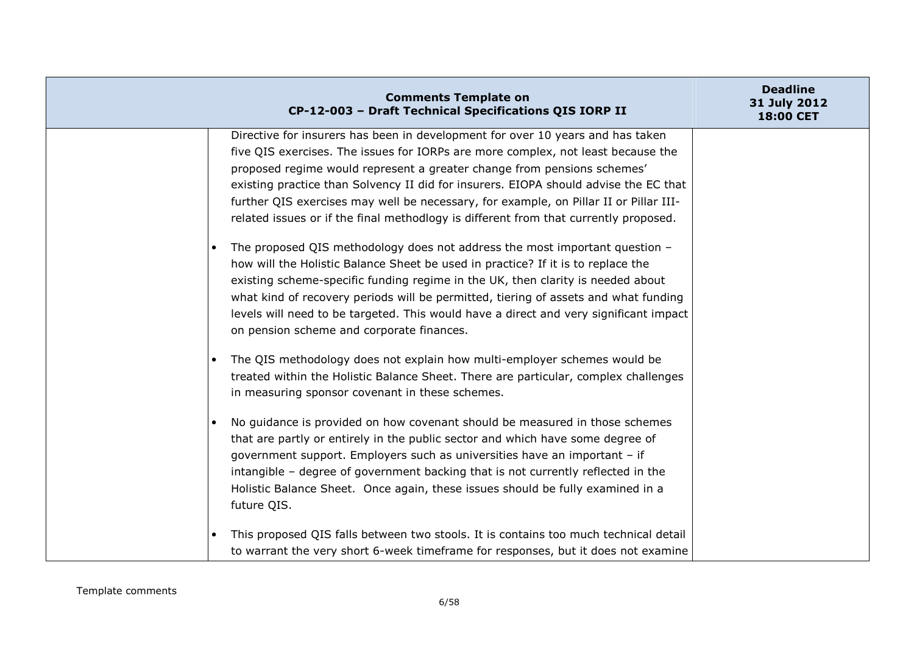| Comments Template on CP-12-003 – Draft Technical Specifications QIS IORP II | | Deadline 31 July 2012 18:00 CET |
|---|---|---|
| | Directive for insurers has been in development for over 10 years and has taken five QIS exercises. The issues for IORPs are more complex, not least because the proposed regime would represent a greater change from pensions schemes' existing practice than Solvency II did for insurers. EIOPA should advise the EC that further QIS exercises may well be necessary, for example, on Pillar II or Pillar III-related issues or if the final methodlogy is different from that currently proposed.<br><br>• The proposed QIS methodology does not address the most important question – how will the Holistic Balance Sheet be used in practice? If it is to replace the existing scheme-specific funding regime in the UK, then clarity is needed about what kind of recovery periods will be permitted, tiering of assets and what funding levels will need to be targeted. This would have a direct and very significant impact on pension scheme and corporate finances.<br><br>• The QIS methodology does not explain how multi-employer schemes would be treated within the Holistic Balance Sheet. There are particular, complex challenges in measuring sponsor covenant in these schemes.<br><br>• No guidance is provided on how covenant should be measured in those schemes that are partly or entirely in the public sector and which have some degree of government support. Employers such as universities have an important – if intangible – degree of government backing that is not currently reflected in the Holistic Balance Sheet. Once again, these issues should be fully examined in a future QIS.<br><br>• This proposed QIS falls between two stools. It is contains too much technical detail to warrant the very short 6-week timeframe for responses, but it does not examine | |

Template comments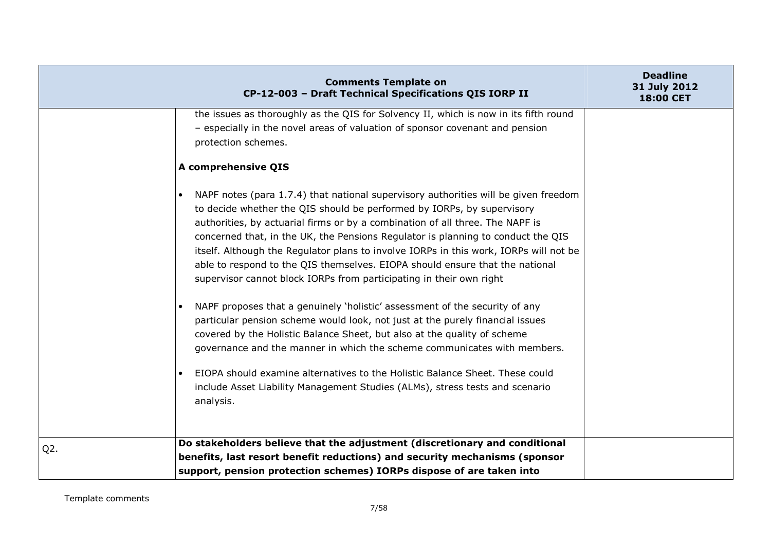| | the issues as thoroughly as the QIS for Solvency II, which is now in its fifth round – especially in the novel areas of valuation of sponsor covenant and pension protection schemes.<br><br>**A comprehensive QIS**<br><br>• NAPF notes (para 1.7.4) that national supervisory authorities will be given freedom to decide whether the QIS should be performed by IORPs, by supervisory authorities, by actuarial firms or by a combination of all three. The NAPF is concerned that, in the UK, the Pensions Regulator is planning to conduct the QIS itself. Although the Regulator plans to involve IORPs in this work, IORPs will not be able to respond to the QIS themselves. EIOPA should ensure that the national supervisor cannot block IORPs from participating in their own right<br><br>• NAPF proposes that a genuinely 'holistic' assessment of the security of any particular pension scheme would look, not just at the purely financial issues covered by the Holistic Balance Sheet, but also at the quality of scheme governance and the manner in which the scheme communicates with members.<br><br>• EIOPA should examine alternatives to the Holistic Balance Sheet. These could include Asset Liability Management Studies (ALMs), stress tests and scenario analysis. | |
|---|---|---|
| Q2. | **Do stakeholders believe that the adjustment (discretionary and conditional benefits, last resort benefit reductions) and security mechanisms (sponsor support, pension protection schemes) IORPs dispose of are taken into** | |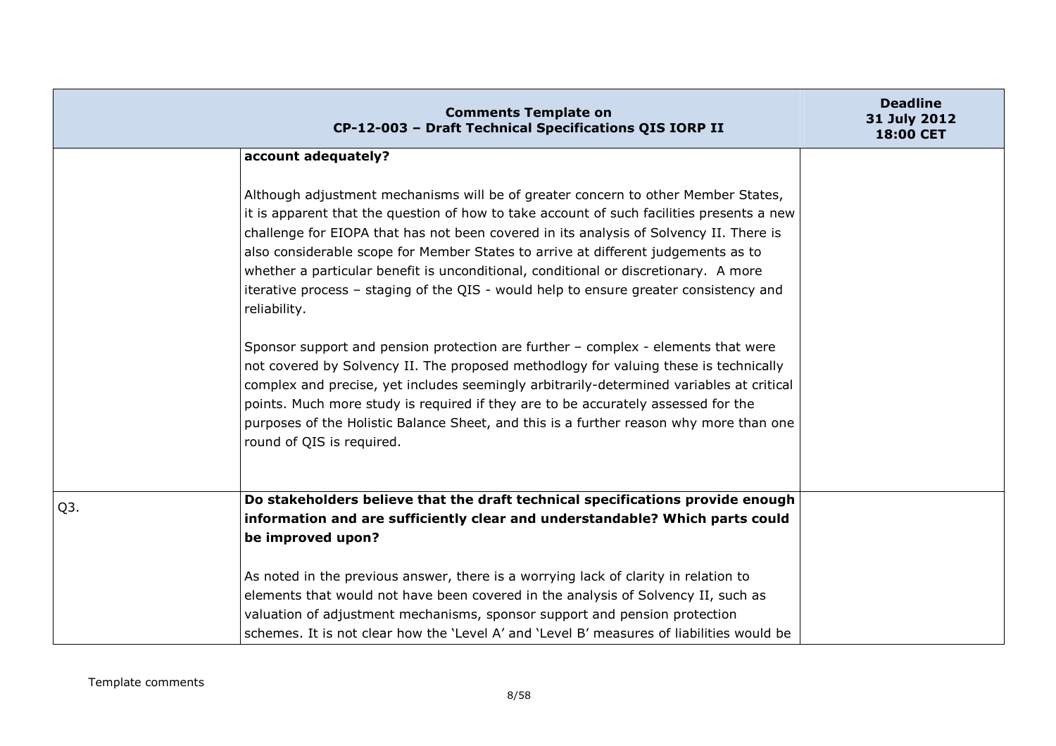| Comments Template on CP-12-003 – Draft Technical Specifications QIS IORP II | | Deadline 31 July 2012 18:00 CET |
|---|---|---|
| | **account adequately?**<br><br>Although adjustment mechanisms will be of greater concern to other Member States, it is apparent that the question of how to take account of such facilities presents a new challenge for EIOPA that has not been covered in its analysis of Solvency II. There is also considerable scope for Member States to arrive at different judgements as to whether a particular benefit is unconditional, conditional or discretionary. A more iterative process – staging of the QIS - would help to ensure greater consistency and reliability.<br><br>Sponsor support and pension protection are further – complex - elements that were not covered by Solvency II. The proposed methodlogy for valuing these is technically complex and precise, yet includes seemingly arbitrarily-determined variables at critical points. Much more study is required if they are to be accurately assessed for the purposes of the Holistic Balance Sheet, and this is a further reason why more than one round of QIS is required. | |
| Q3. | **Do stakeholders believe that the draft technical specifications provide enough information and are sufficiently clear and understandable? Which parts could be improved upon?**<br><br>As noted in the previous answer, there is a worrying lack of clarity in relation to elements that would not have been covered in the analysis of Solvency II, such as valuation of adjustment mechanisms, sponsor support and pension protection schemes. It is not clear how the 'Level A' and 'Level B' measures of liabilities would be | |

Template comments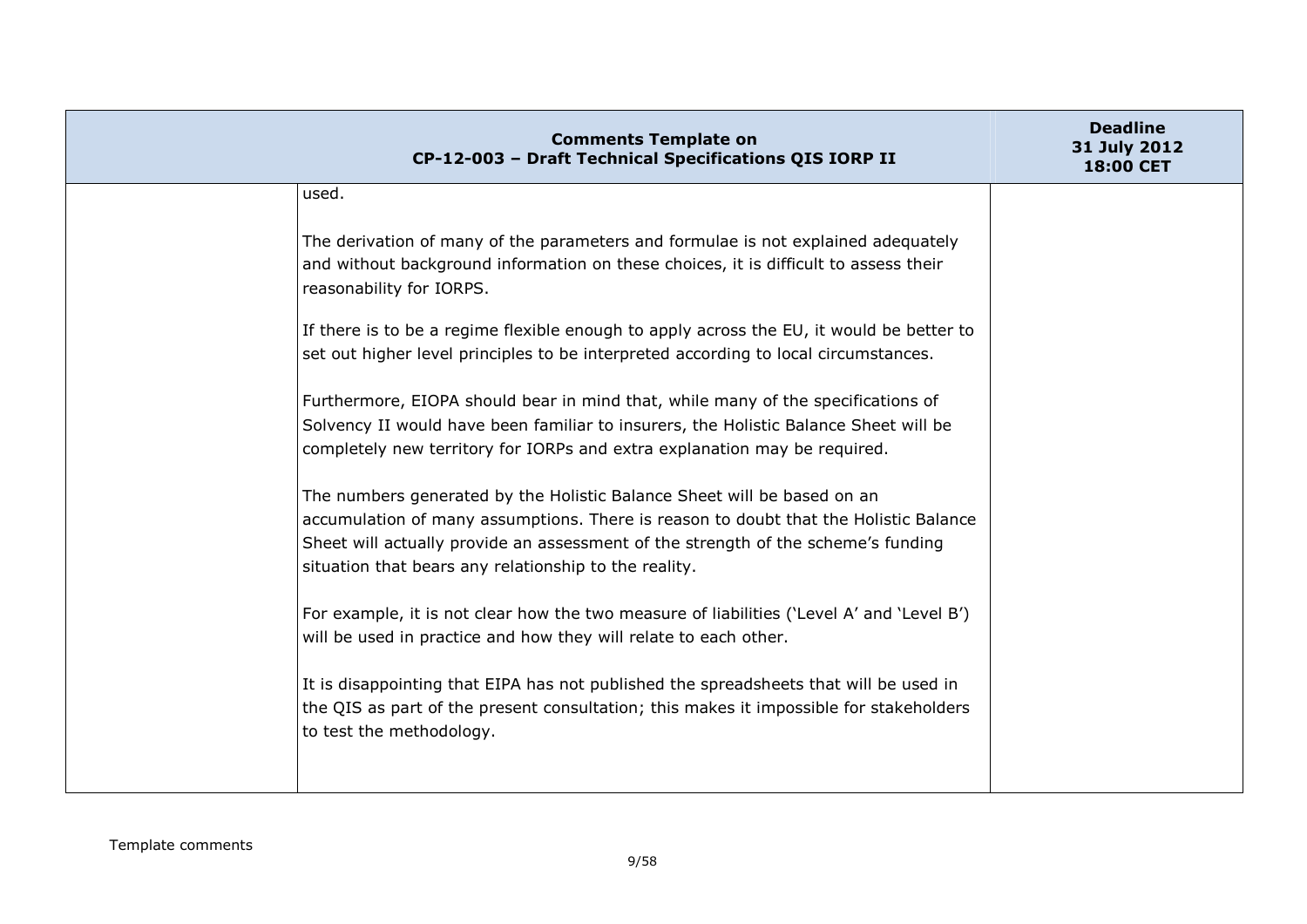| | | |
|---|---|---|
| | used.<br><br>The derivation of many of the parameters and formulae is not explained adequately and without background information on these choices, it is difficult to assess their reasonability for IORPS.<br><br>If there is to be a regime flexible enough to apply across the EU, it would be better to set out higher level principles to be interpreted according to local circumstances.<br><br>Furthermore, EIOPA should bear in mind that, while many of the specifications of Solvency II would have been familiar to insurers, the Holistic Balance Sheet will be completely new territory for IORPs and extra explanation may be required.<br><br>The numbers generated by the Holistic Balance Sheet will be based on an accumulation of many assumptions. There is reason to doubt that the Holistic Balance Sheet will actually provide an assessment of the strength of the scheme's funding situation that bears any relationship to the reality.<br><br>For example, it is not clear how the two measure of liabilities ('Level A' and 'Level B') will be used in practice and how they will relate to each other.<br><br>It is disappointing that EIPA has not published the spreadsheets that will be used in the QIS as part of the present consultation; this makes it impossible for stakeholders to test the methodology. | |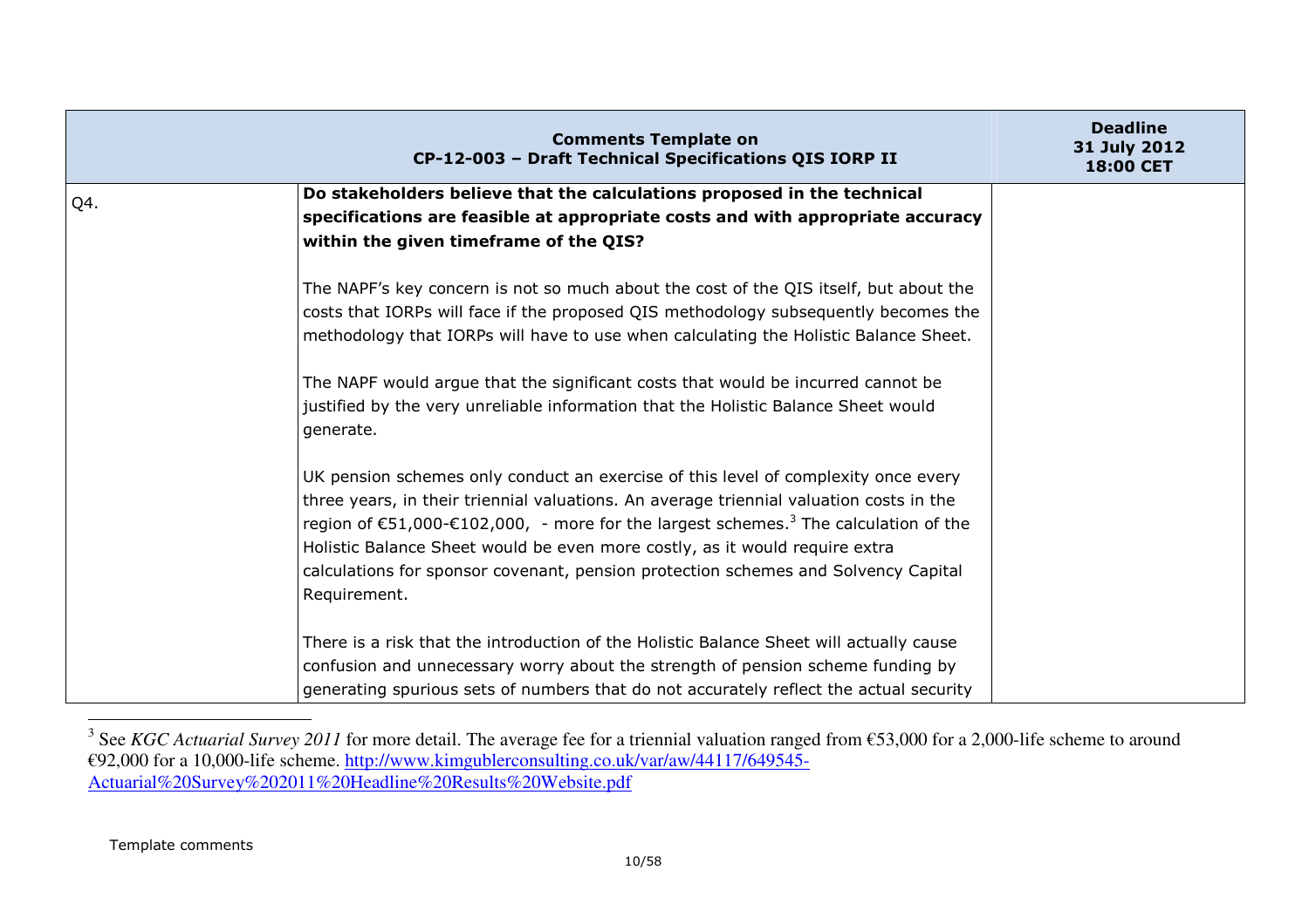| | Comments Template on CP-12-003 – Draft Technical Specifications QIS IORP II | Deadline 31 July 2012 18:00 CET |
|---|---|---|
| Q4. | **Do stakeholders believe that the calculations proposed in the technical specifications are feasible at appropriate costs and with appropriate accuracy within the given timeframe of the QIS?**<br><br>The NAPF's key concern is not so much about the cost of the QIS itself, but about the costs that IORPs will face if the proposed QIS methodology subsequently becomes the methodology that IORPs will have to use when calculating the Holistic Balance Sheet.<br><br>The NAPF would argue that the significant costs that would be incurred cannot be justified by the very unreliable information that the Holistic Balance Sheet would generate.<br><br>UK pension schemes only conduct an exercise of this level of complexity once every three years, in their triennial valuations. An average triennial valuation costs in the region of €51,000-€102,000, - more for the largest schemes.[3] The calculation of the Holistic Balance Sheet would be even more costly, as it would require extra calculations for sponsor covenant, pension protection schemes and Solvency Capital Requirement.<br><br>There is a risk that the introduction of the Holistic Balance Sheet will actually cause confusion and unnecessary worry about the strength of pension scheme funding by generating spurious sets of numbers that do not accurately reflect the actual security | |

[3] See *KGC Actuarial Survey 2011* for more detail. The average fee for a triennial valuation ranged from €53,000 for a 2,000-life scheme to around €92,000 for a 10,000-life scheme. http://www.kimgublerconsulting.co.uk/var/aw/44117/649545-Actuarial%20Survey%202011%20Headline%20Results%20Website.pdf

Template comments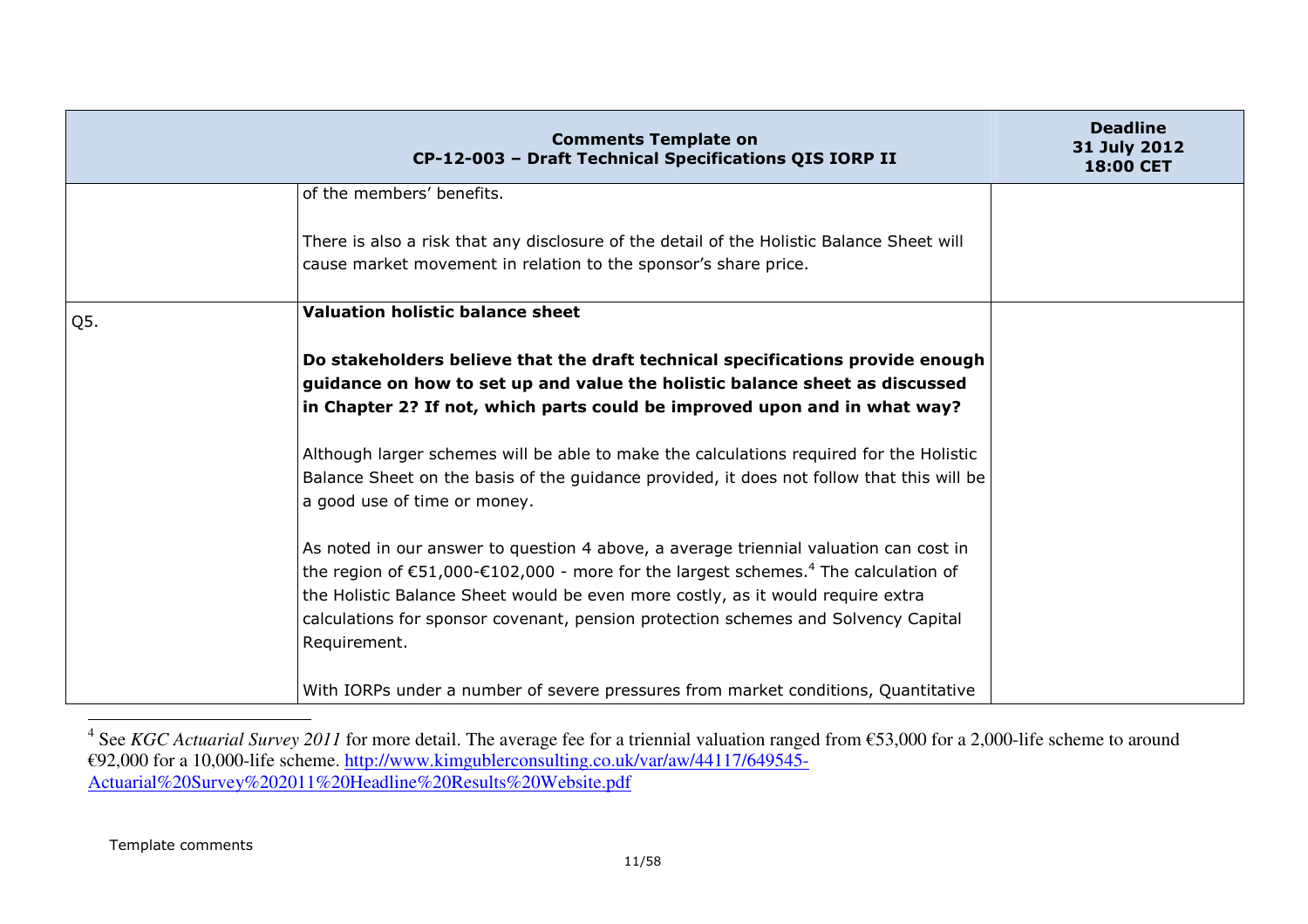| Comments Template on CP-12-003 – Draft Technical Specifications QIS IORP II | | Deadline 31 July 2012 18:00 CET |
|---|---|---|
| | of the members' benefits.<br><br>There is also a risk that any disclosure of the detail of the Holistic Balance Sheet will cause market movement in relation to the sponsor's share price. | |
| Q5. | **Valuation holistic balance sheet**<br><br>**Do stakeholders believe that the draft technical specifications provide enough guidance on how to set up and value the holistic balance sheet as discussed in Chapter 2? If not, which parts could be improved upon and in what way?**<br><br>Although larger schemes will be able to make the calculations required for the Holistic Balance Sheet on the basis of the guidance provided, it does not follow that this will be a good use of time or money.<br><br>As noted in our answer to question 4 above, a average triennial valuation can cost in the region of €51,000-€102,000 - more for the largest schemes.[4] The calculation of the Holistic Balance Sheet would be even more costly, as it would require extra calculations for sponsor covenant, pension protection schemes and Solvency Capital Requirement.<br><br>With IORPs under a number of severe pressures from market conditions, Quantitative | |

[4] See *KGC Actuarial Survey 2011* for more detail. The average fee for a triennial valuation ranged from €53,000 for a 2,000-life scheme to around €92,000 for a 10,000-life scheme. http://www.kimgublerconsulting.co.uk/var/aw/44117/649545-Actuarial%20Survey%202011%20Headline%20Results%20Website.pdf

Template comments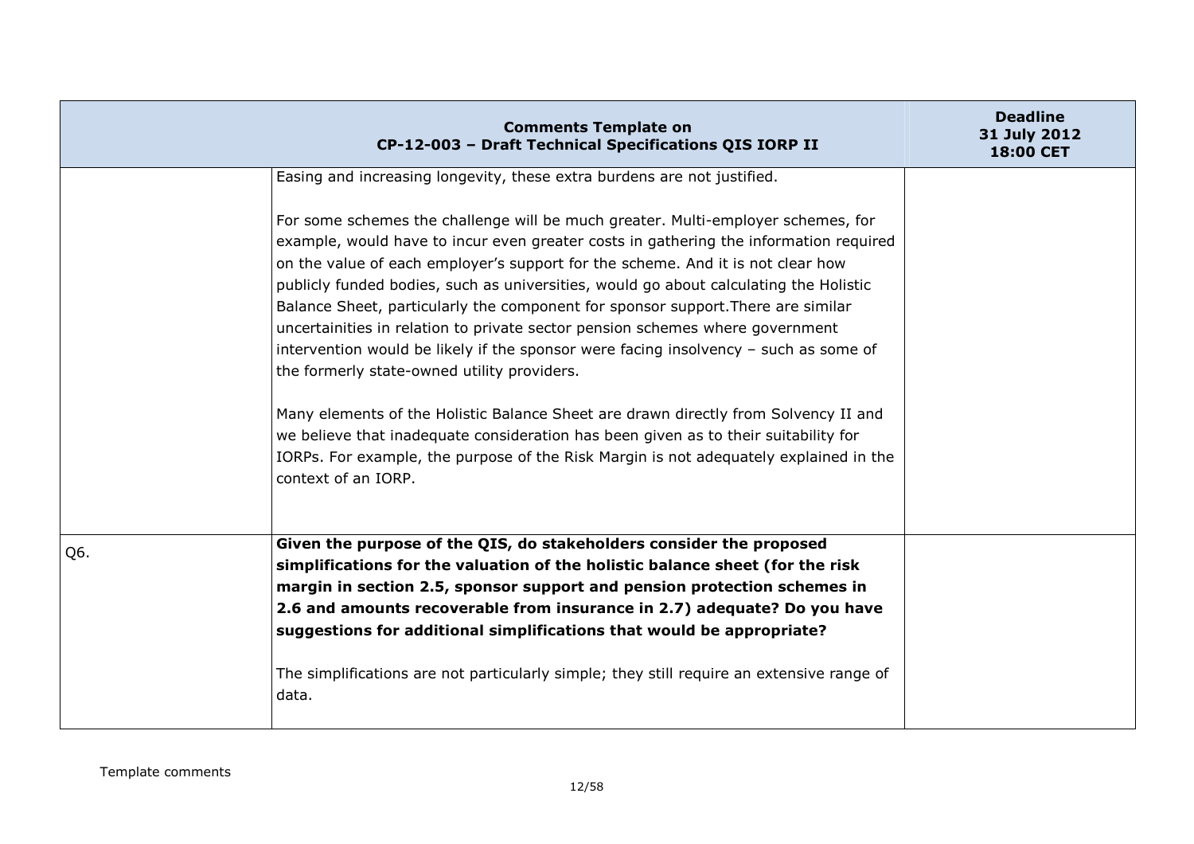| Comments Template on CP-12-003 – Draft Technical Specifications QIS IORP II | | Deadline 31 July 2012 18:00 CET |
|---|---|---|
| | Easing and increasing longevity, these extra burdens are not justified.<br><br>For some schemes the challenge will be much greater. Multi-employer schemes, for example, would have to incur even greater costs in gathering the information required on the value of each employer's support for the scheme. And it is not clear how publicly funded bodies, such as universities, would go about calculating the Holistic Balance Sheet, particularly the component for sponsor support.There are similar uncertainities in relation to private sector pension schemes where government intervention would be likely if the sponsor were facing insolvency – such as some of the formerly state-owned utility providers.<br><br>Many elements of the Holistic Balance Sheet are drawn directly from Solvency II and we believe that inadequate consideration has been given as to their suitability for IORPs. For example, the purpose of the Risk Margin is not adequately explained in the context of an IORP. | |
| Q6. | **Given the purpose of the QIS, do stakeholders consider the proposed simplifications for the valuation of the holistic balance sheet (for the risk margin in section 2.5, sponsor support and pension protection schemes in 2.6 and amounts recoverable from insurance in 2.7) adequate? Do you have suggestions for additional simplifications that would be appropriate?**<br><br>The simplifications are not particularly simple; they still require an extensive range of data. | |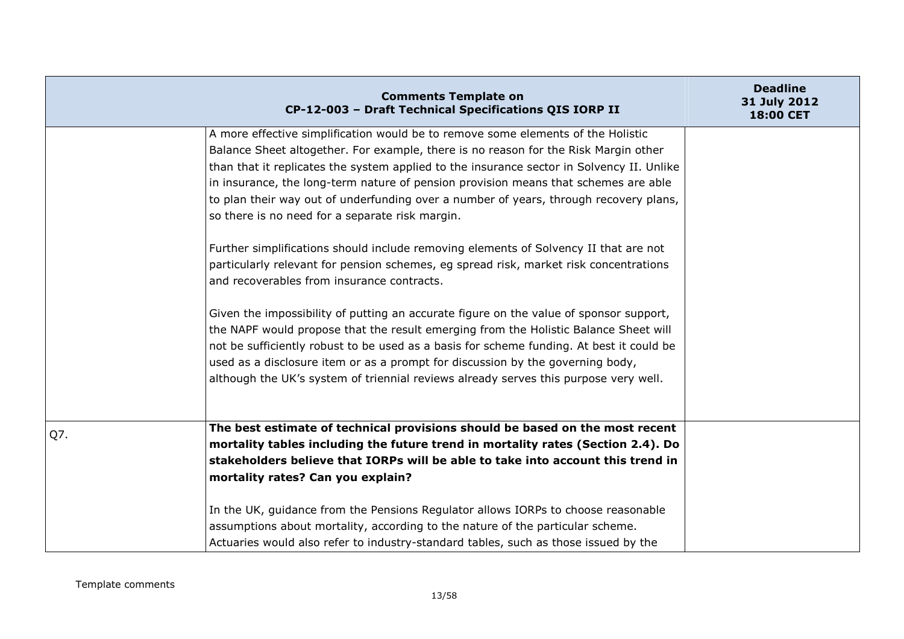| Comments Template on CP-12-003 – Draft Technical Specifications QIS IORP II | | Deadline 31 July 2012 18:00 CET |
|---|---|---|
| | A more effective simplification would be to remove some elements of the Holistic Balance Sheet altogether. For example, there is no reason for the Risk Margin other than that it replicates the system applied to the insurance sector in Solvency II. Unlike in insurance, the long-term nature of pension provision means that schemes are able to plan their way out of underfunding over a number of years, through recovery plans, so there is no need for a separate risk margin.<br><br>Further simplifications should include removing elements of Solvency II that are not particularly relevant for pension schemes, eg spread risk, market risk concentrations and recoverables from insurance contracts.<br><br>Given the impossibility of putting an accurate figure on the value of sponsor support, the NAPF would propose that the result emerging from the Holistic Balance Sheet will not be sufficiently robust to be used as a basis for scheme funding. At best it could be used as a disclosure item or as a prompt for discussion by the governing body, although the UK's system of triennial reviews already serves this purpose very well. | |
| Q7. | **The best estimate of technical provisions should be based on the most recent mortality tables including the future trend in mortality rates (Section 2.4). Do stakeholders believe that IORPs will be able to take into account this trend in mortality rates? Can you explain?**<br><br>In the UK, guidance from the Pensions Regulator allows IORPs to choose reasonable assumptions about mortality, according to the nature of the particular scheme. Actuaries would also refer to industry-standard tables, such as those issued by the | |

Template comments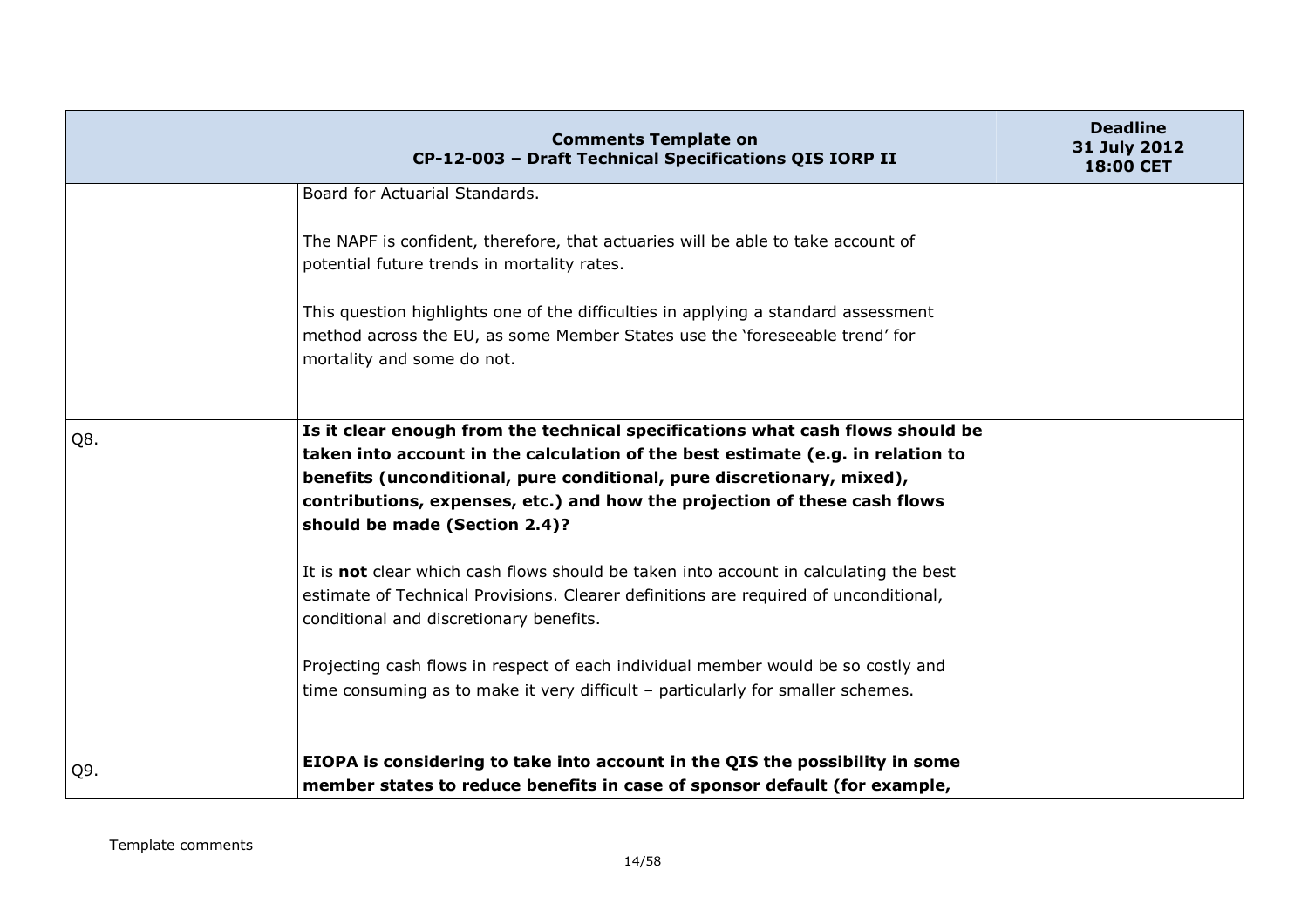| Comments Template on CP-12-003 – Draft Technical Specifications QIS IORP II | | Deadline 31 July 2012 18:00 CET |
|---|---|---|
| | Board for Actuarial Standards.<br><br>The NAPF is confident, therefore, that actuaries will be able to take account of potential future trends in mortality rates.<br><br>This question highlights one of the difficulties in applying a standard assessment method across the EU, as some Member States use the 'foreseeable trend' for mortality and some do not. | |
| Q8. | **Is it clear enough from the technical specifications what cash flows should be taken into account in the calculation of the best estimate (e.g. in relation to benefits (unconditional, pure conditional, pure discretionary, mixed), contributions, expenses, etc.) and how the projection of these cash flows should be made (Section 2.4)?**<br><br>It is **not** clear which cash flows should be taken into account in calculating the best estimate of Technical Provisions. Clearer definitions are required of unconditional, conditional and discretionary benefits.<br><br>Projecting cash flows in respect of each individual member would be so costly and time consuming as to make it very difficult – particularly for smaller schemes. | |
| Q9. | **EIOPA is considering to take into account in the QIS the possibility in some member states to reduce benefits in case of sponsor default (for example,** | |

Template comments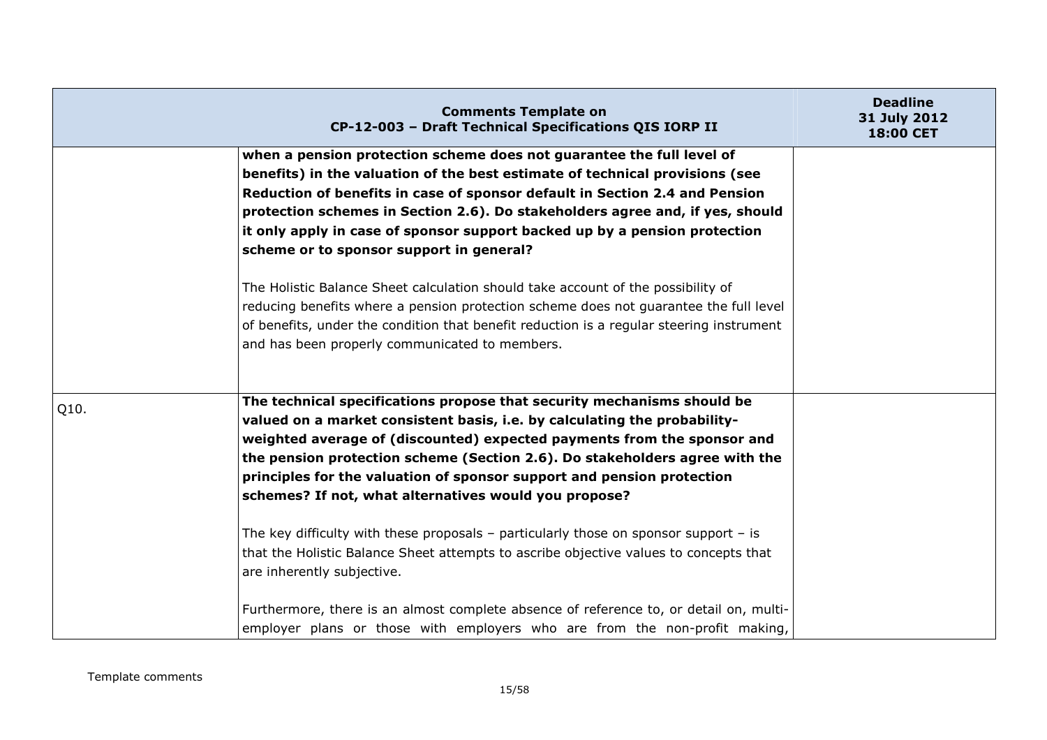| Comments Template on CP-12-003 – Draft Technical Specifications QIS IORP II | | Deadline 31 July 2012 18:00 CET |
|---|---|---|
| | **when a pension protection scheme does not guarantee the full level of benefits) in the valuation of the best estimate of technical provisions (see Reduction of benefits in case of sponsor default in Section 2.4 and Pension protection schemes in Section 2.6). Do stakeholders agree and, if yes, should it only apply in case of sponsor support backed up by a pension protection scheme or to sponsor support in general?**<br><br>The Holistic Balance Sheet calculation should take account of the possibility of reducing benefits where a pension protection scheme does not guarantee the full level of benefits, under the condition that benefit reduction is a regular steering instrument and has been properly communicated to members. | |
| Q10. | **The technical specifications propose that security mechanisms should be valued on a market consistent basis, i.e. by calculating the probability-weighted average of (discounted) expected payments from the sponsor and the pension protection scheme (Section 2.6). Do stakeholders agree with the principles for the valuation of sponsor support and pension protection schemes? If not, what alternatives would you propose?**<br><br>The key difficulty with these proposals – particularly those on sponsor support – is that the Holistic Balance Sheet attempts to ascribe objective values to concepts that are inherently subjective.<br><br>Furthermore, there is an almost complete absence of reference to, or detail on, multi-employer plans or those with employers who are from the non-profit making, | |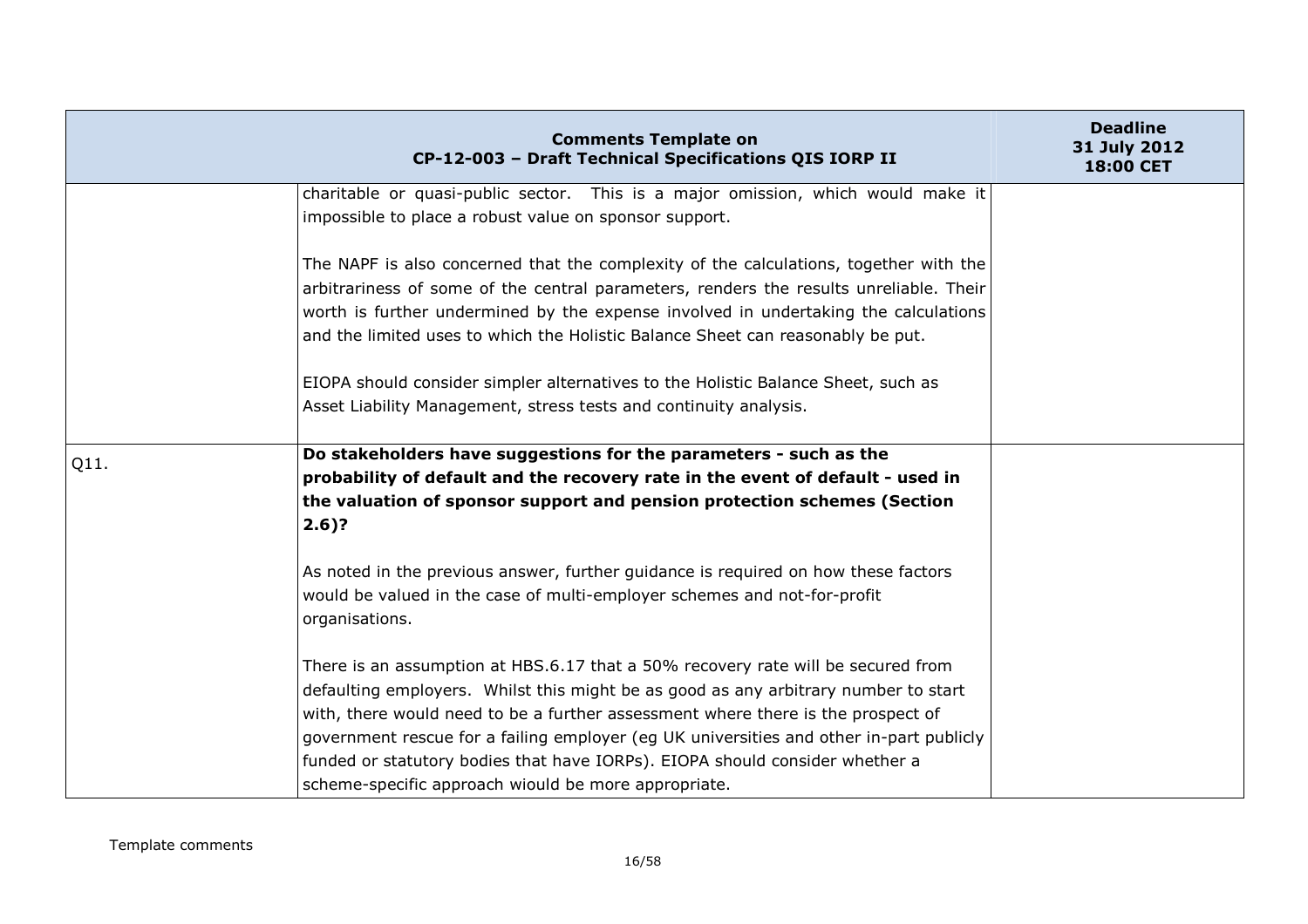| Comments Template on CP-12-003 – Draft Technical Specifications QIS IORP II | | Deadline 31 July 2012 18:00 CET |
|---|---|---|
| | charitable or quasi-public sector. This is a major omission, which would make it impossible to place a robust value on sponsor support.<br><br>The NAPF is also concerned that the complexity of the calculations, together with the arbitrariness of some of the central parameters, renders the results unreliable. Their worth is further undermined by the expense involved in undertaking the calculations and the limited uses to which the Holistic Balance Sheet can reasonably be put.<br><br>EIOPA should consider simpler alternatives to the Holistic Balance Sheet, such as Asset Liability Management, stress tests and continuity analysis. | |
| Q11. | **Do stakeholders have suggestions for the parameters - such as the probability of default and the recovery rate in the event of default - used in the valuation of sponsor support and pension protection schemes (Section 2.6)?**<br><br>As noted in the previous answer, further guidance is required on how these factors would be valued in the case of multi-employer schemes and not-for-profit organisations.<br><br>There is an assumption at HBS.6.17 that a 50% recovery rate will be secured from defaulting employers. Whilst this might be as good as any arbitrary number to start with, there would need to be a further assessment where there is the prospect of government rescue for a failing employer (eg UK universities and other in-part publicly funded or statutory bodies that have IORPs). EIOPA should consider whether a scheme-specific approach wiould be more appropriate. | |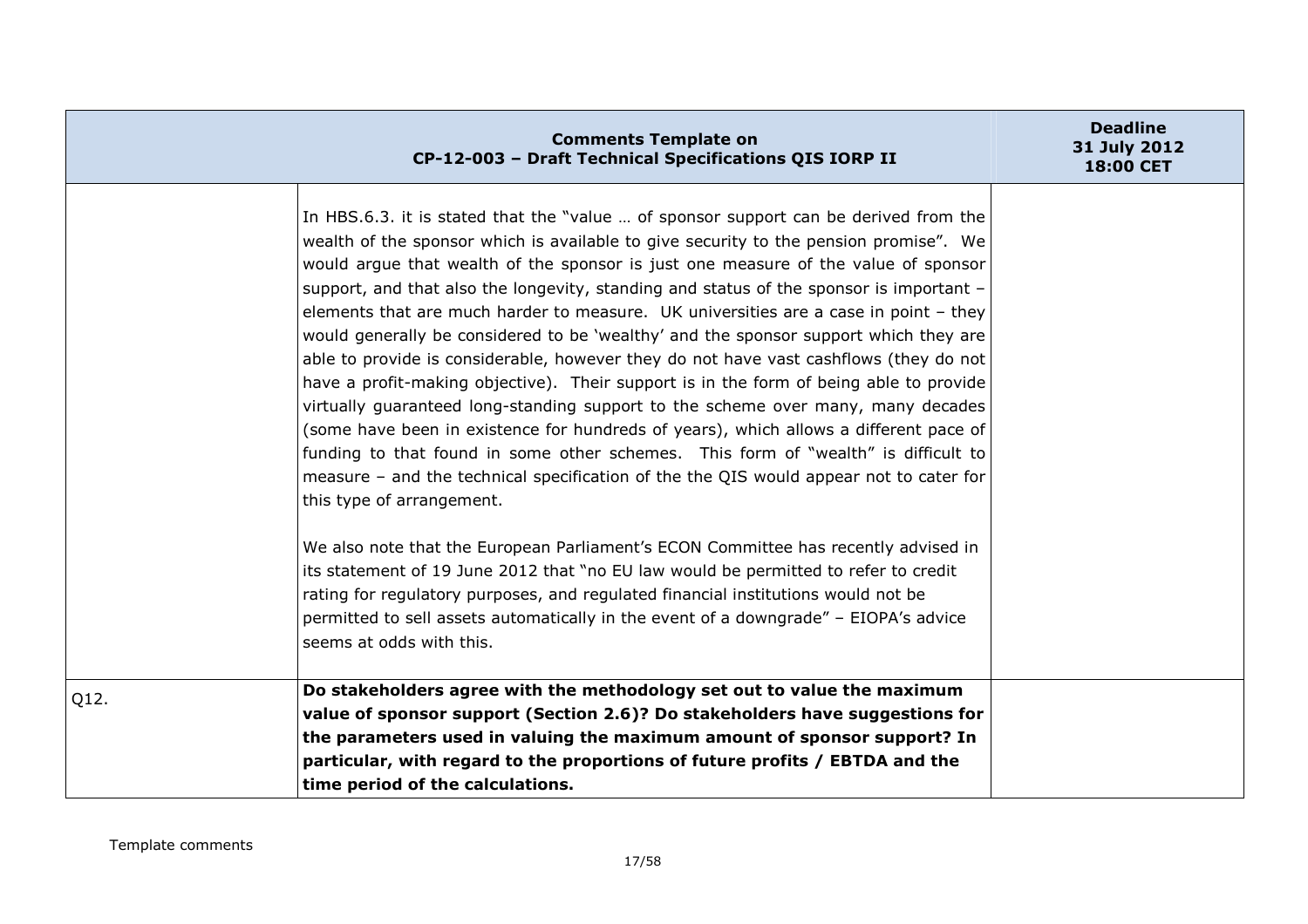| Comments Template on CP-12-003 – Draft Technical Specifications QIS IORP II | | Deadline 31 July 2012 18:00 CET |
|---|---|---|
| | In HBS.6.3. it is stated that the "value … of sponsor support can be derived from the wealth of the sponsor which is available to give security to the pension promise". We would argue that wealth of the sponsor is just one measure of the value of sponsor support, and that also the longevity, standing and status of the sponsor is important – elements that are much harder to measure. UK universities are a case in point – they would generally be considered to be 'wealthy' and the sponsor support which they are able to provide is considerable, however they do not have vast cashflows (they do not have a profit-making objective). Their support is in the form of being able to provide virtually guaranteed long-standing support to the scheme over many, many decades (some have been in existence for hundreds of years), which allows a different pace of funding to that found in some other schemes. This form of "wealth" is difficult to measure – and the technical specification of the the QIS would appear not to cater for this type of arrangement.<br><br>We also note that the European Parliament's ECON Committee has recently advised in its statement of 19 June 2012 that "no EU law would be permitted to refer to credit rating for regulatory purposes, and regulated financial institutions would not be permitted to sell assets automatically in the event of a downgrade" – EIOPA's advice seems at odds with this. | |
| Q12. | **Do stakeholders agree with the methodology set out to value the maximum value of sponsor support (Section 2.6)? Do stakeholders have suggestions for the parameters used in valuing the maximum amount of sponsor support? In particular, with regard to the proportions of future profits / EBTDA and the time period of the calculations.** | |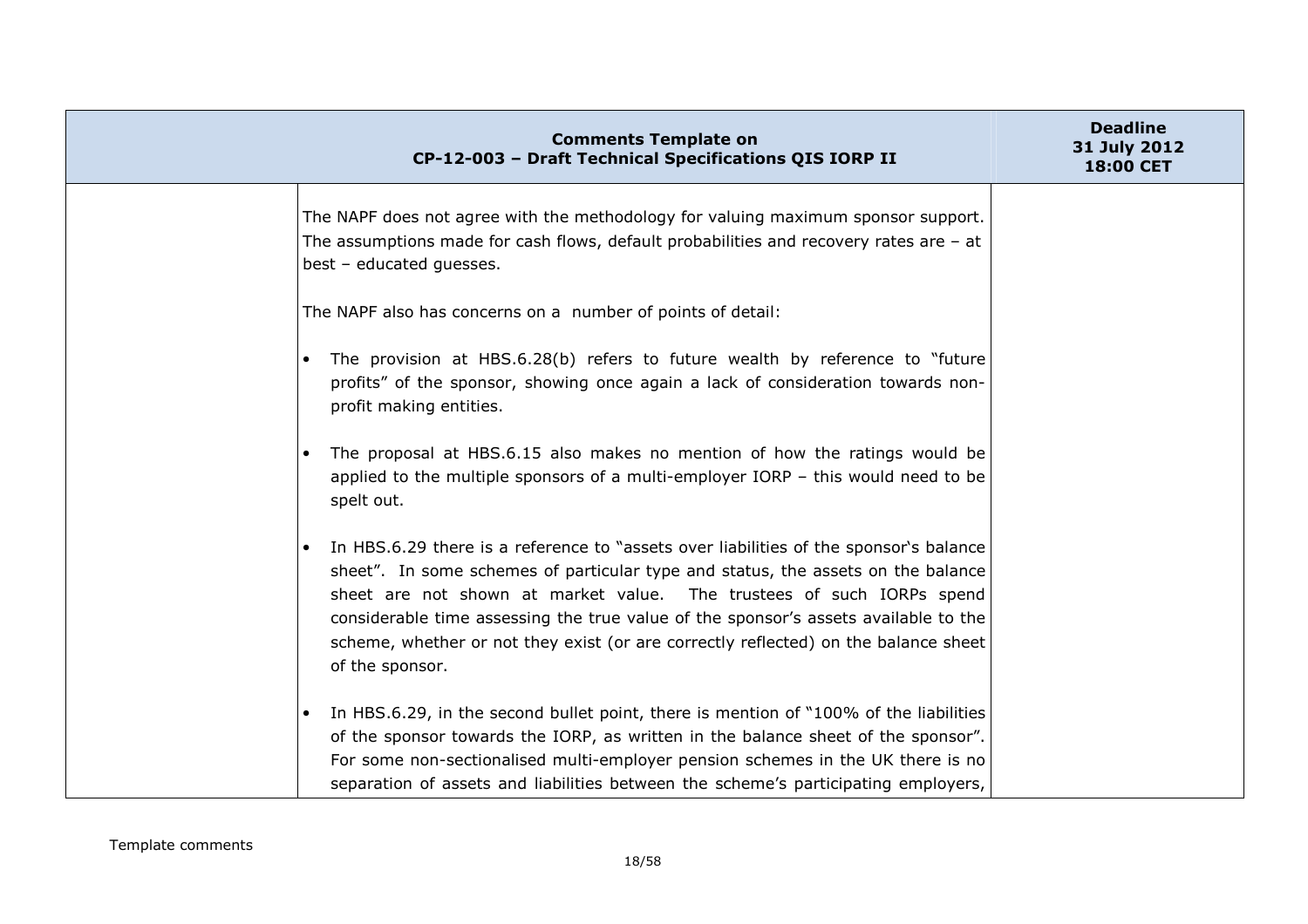| Comments Template on CP-12-003 – Draft Technical Specifications QIS IORP II | | Deadline 31 July 2012 18:00 CET |
|---|---|---|
| | The NAPF does not agree with the methodology for valuing maximum sponsor support. The assumptions made for cash flows, default probabilities and recovery rates are – at best – educated guesses.<br><br>The NAPF also has concerns on a number of points of detail:<br><br>• The provision at HBS.6.28(b) refers to future wealth by reference to "future profits" of the sponsor, showing once again a lack of consideration towards non-profit making entities.<br><br>• The proposal at HBS.6.15 also makes no mention of how the ratings would be applied to the multiple sponsors of a multi-employer IORP – this would need to be spelt out.<br><br>• In HBS.6.29 there is a reference to "assets over liabilities of the sponsor's balance sheet". In some schemes of particular type and status, the assets on the balance sheet are not shown at market value. The trustees of such IORPs spend considerable time assessing the true value of the sponsor's assets available to the scheme, whether or not they exist (or are correctly reflected) on the balance sheet of the sponsor.<br><br>• In HBS.6.29, in the second bullet point, there is mention of "100% of the liabilities of the sponsor towards the IORP, as written in the balance sheet of the sponsor". For some non-sectionalised multi-employer pension schemes in the UK there is no separation of assets and liabilities between the scheme's participating employers, | |

Template comments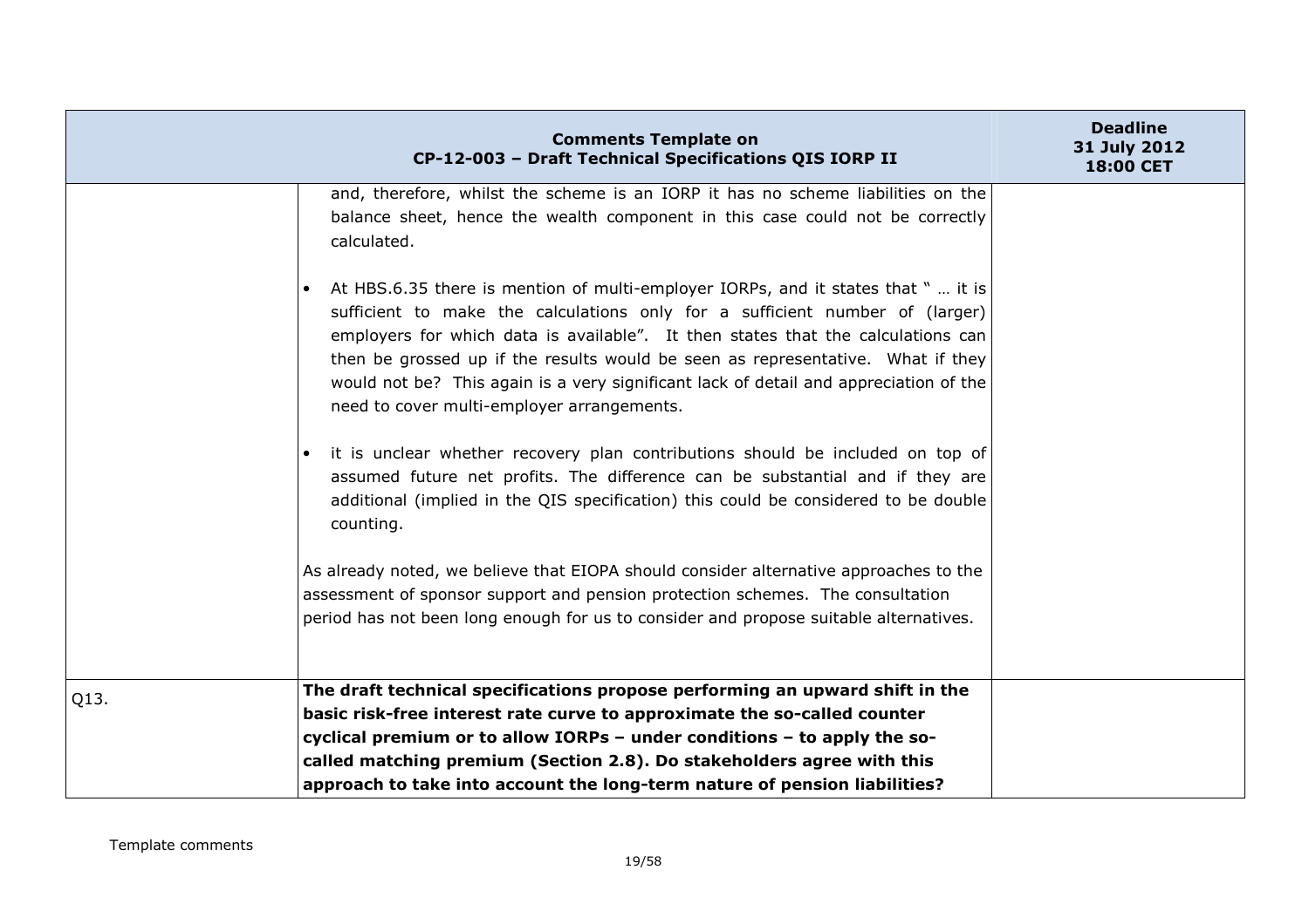| Comments Template on CP-12-003 – Draft Technical Specifications QIS IORP II | | Deadline 31 July 2012 18:00 CET |
|---|---|---|
| | and, therefore, whilst the scheme is an IORP it has no scheme liabilities on the balance sheet, hence the wealth component in this case could not be correctly calculated.<br><br>• At HBS.6.35 there is mention of multi-employer IORPs, and it states that " … it is sufficient to make the calculations only for a sufficient number of (larger) employers for which data is available". It then states that the calculations can then be grossed up if the results would be seen as representative. What if they would not be? This again is a very significant lack of detail and appreciation of the need to cover multi-employer arrangements.<br><br>• it is unclear whether recovery plan contributions should be included on top of assumed future net profits. The difference can be substantial and if they are additional (implied in the QIS specification) this could be considered to be double counting.<br><br>As already noted, we believe that EIOPA should consider alternative approaches to the assessment of sponsor support and pension protection schemes. The consultation period has not been long enough for us to consider and propose suitable alternatives. | |
| Q13. | **The draft technical specifications propose performing an upward shift in the basic risk-free interest rate curve to approximate the so-called counter cyclical premium or to allow IORPs – under conditions – to apply the so-called matching premium (Section 2.8). Do stakeholders agree with this approach to take into account the long-term nature of pension liabilities?** | |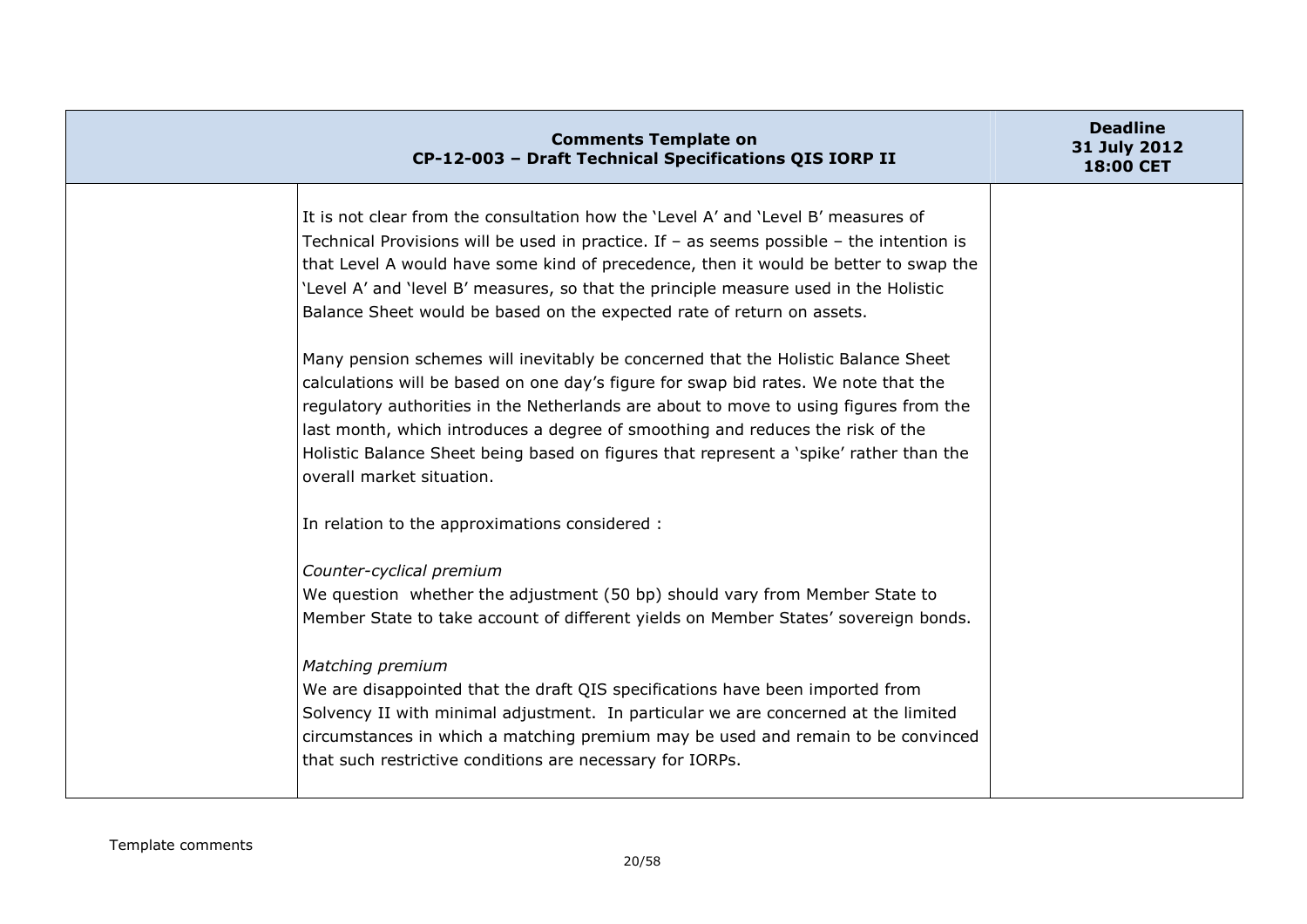| Comments Template on CP-12-003 – Draft Technical Specifications QIS IORP II | | Deadline 31 July 2012 18:00 CET |
|---|---|---|
| | It is not clear from the consultation how the 'Level A' and 'Level B' measures of Technical Provisions will be used in practice. If – as seems possible – the intention is that Level A would have some kind of precedence, then it would be better to swap the 'Level A' and 'level B' measures, so that the principle measure used in the Holistic Balance Sheet would be based on the expected rate of return on assets.<br><br>Many pension schemes will inevitably be concerned that the Holistic Balance Sheet calculations will be based on one day's figure for swap bid rates. We note that the regulatory authorities in the Netherlands are about to move to using figures from the last month, which introduces a degree of smoothing and reduces the risk of the Holistic Balance Sheet being based on figures that represent a 'spike' rather than the overall market situation.<br><br>In relation to the approximations considered :<br><br>*Counter-cyclical premium*<br>We question whether the adjustment (50 bp) should vary from Member State to Member State to take account of different yields on Member States' sovereign bonds.<br><br>*Matching premium*<br>We are disappointed that the draft QIS specifications have been imported from Solvency II with minimal adjustment. In particular we are concerned at the limited circumstances in which a matching premium may be used and remain to be convinced that such restrictive conditions are necessary for IORPs. | |

Template comments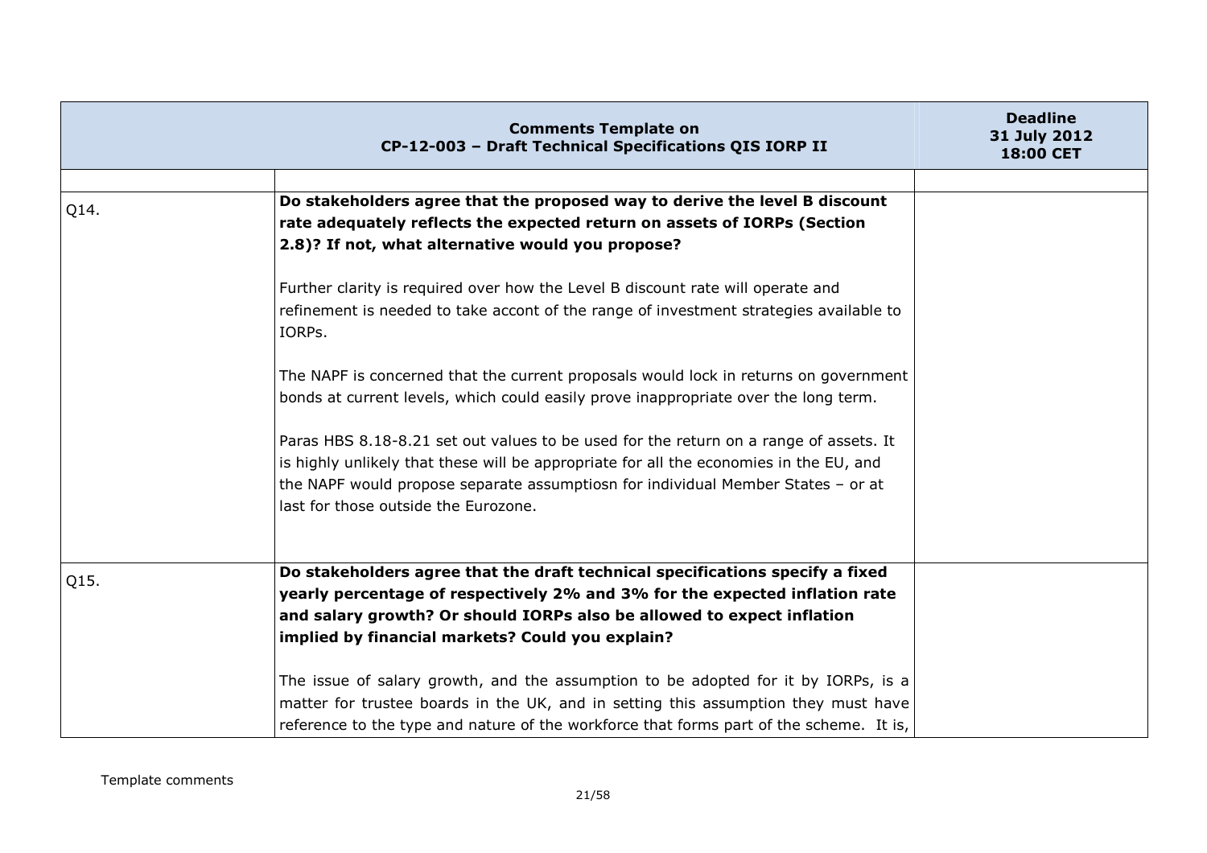| Comments Template on CP-12-003 – Draft Technical Specifications QIS IORP II | | Deadline 31 July 2012 18:00 CET |
|---|---|---|
| | | |
| Q14. | **Do stakeholders agree that the proposed way to derive the level B discount rate adequately reflects the expected return on assets of IORPs (Section 2.8)? If not, what alternative would you propose?**<br><br>Further clarity is required over how the Level B discount rate will operate and refinement is needed to take accont of the range of investment strategies available to IORPs.<br><br>The NAPF is concerned that the current proposals would lock in returns on government bonds at current levels, which could easily prove inappropriate over the long term.<br><br>Paras HBS 8.18-8.21 set out values to be used for the return on a range of assets. It is highly unlikely that these will be appropriate for all the economies in the EU, and the NAPF would propose separate assumptiosn for individual Member States – or at last for those outside the Eurozone. | |
| Q15. | **Do stakeholders agree that the draft technical specifications specify a fixed yearly percentage of respectively 2% and 3% for the expected inflation rate and salary growth? Or should IORPs also be allowed to expect inflation implied by financial markets? Could you explain?**<br><br>The issue of salary growth, and the assumption to be adopted for it by IORPs, is a matter for trustee boards in the UK, and in setting this assumption they must have reference to the type and nature of the workforce that forms part of the scheme. It is, | |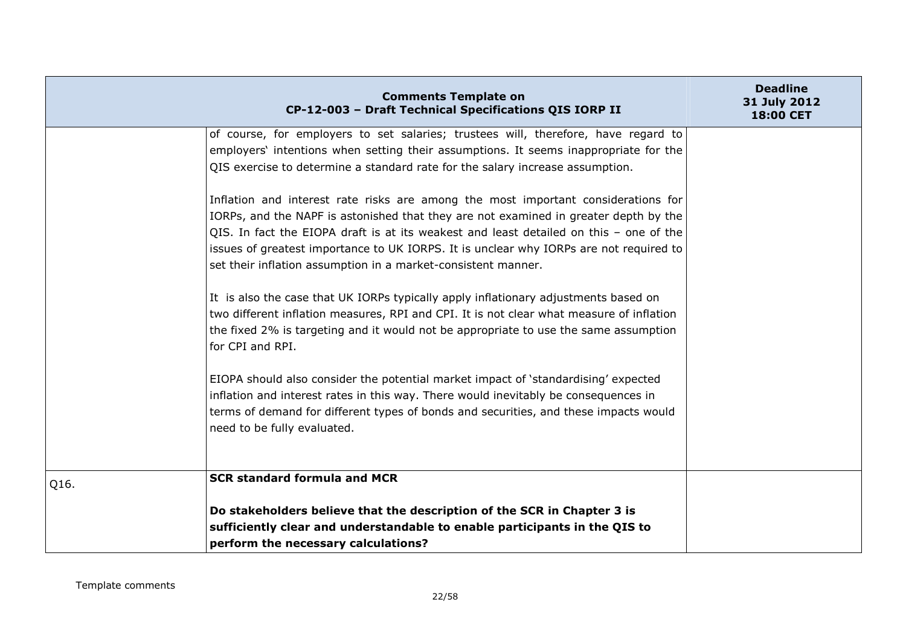| | Comments Template on CP-12-003 – Draft Technical Specifications QIS IORP II | Deadline 31 July 2012 18:00 CET |
|---|---|---|
| | of course, for employers to set salaries; trustees will, therefore, have regard to employers' intentions when setting their assumptions. It seems inappropriate for the QIS exercise to determine a standard rate for the salary increase assumption.<br><br>Inflation and interest rate risks are among the most important considerations for IORPs, and the NAPF is astonished that they are not examined in greater depth by the QIS. In fact the EIOPA draft is at its weakest and least detailed on this – one of the issues of greatest importance to UK IORPS. It is unclear why IORPs are not required to set their inflation assumption in a market-consistent manner.<br><br>It is also the case that UK IORPs typically apply inflationary adjustments based on two different inflation measures, RPI and CPI. It is not clear what measure of inflation the fixed 2% is targeting and it would not be appropriate to use the same assumption for CPI and RPI.<br><br>EIOPA should also consider the potential market impact of 'standardising' expected inflation and interest rates in this way. There would inevitably be consequences in terms of demand for different types of bonds and securities, and these impacts would need to be fully evaluated. | |
| Q16. | **SCR standard formula and MCR**<br><br>**Do stakeholders believe that the description of the SCR in Chapter 3 is sufficiently clear and understandable to enable participants in the QIS to perform the necessary calculations?** | |

Template comments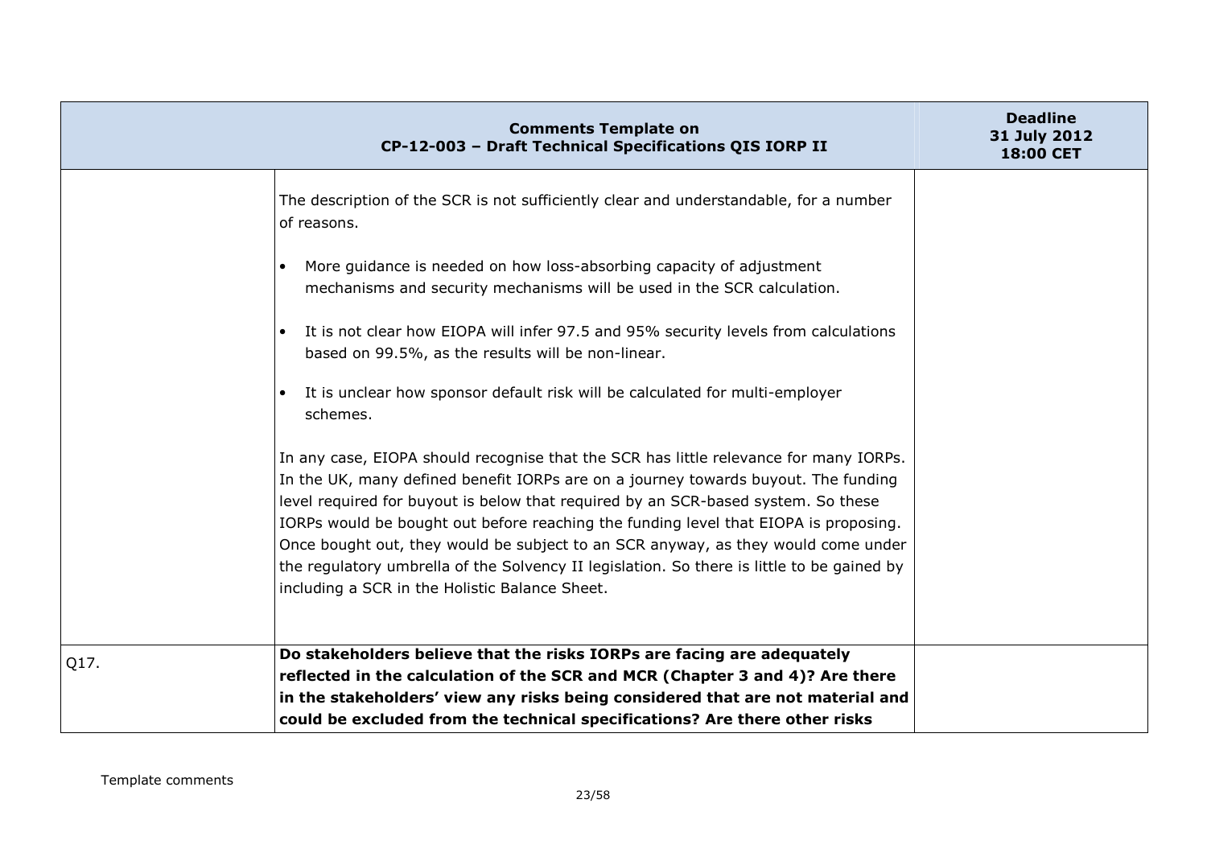| Comments Template on CP-12-003 – Draft Technical Specifications QIS IORP II | | Deadline 31 July 2012 18:00 CET |
|---|---|---|
| | The description of the SCR is not sufficiently clear and understandable, for a number of reasons.<br><br>• More guidance is needed on how loss-absorbing capacity of adjustment mechanisms and security mechanisms will be used in the SCR calculation.<br><br>• It is not clear how EIOPA will infer 97.5 and 95% security levels from calculations based on 99.5%, as the results will be non-linear.<br><br>• It is unclear how sponsor default risk will be calculated for multi-employer schemes.<br><br>In any case, EIOPA should recognise that the SCR has little relevance for many IORPs. In the UK, many defined benefit IORPs are on a journey towards buyout. The funding level required for buyout is below that required by an SCR-based system. So these IORPs would be bought out before reaching the funding level that EIOPA is proposing. Once bought out, they would be subject to an SCR anyway, as they would come under the regulatory umbrella of the Solvency II legislation. So there is little to be gained by including a SCR in the Holistic Balance Sheet. | |
| Q17. | **Do stakeholders believe that the risks IORPs are facing are adequately reflected in the calculation of the SCR and MCR (Chapter 3 and 4)? Are there in the stakeholders' view any risks being considered that are not material and could be excluded from the technical specifications? Are there other risks** | |

Template comments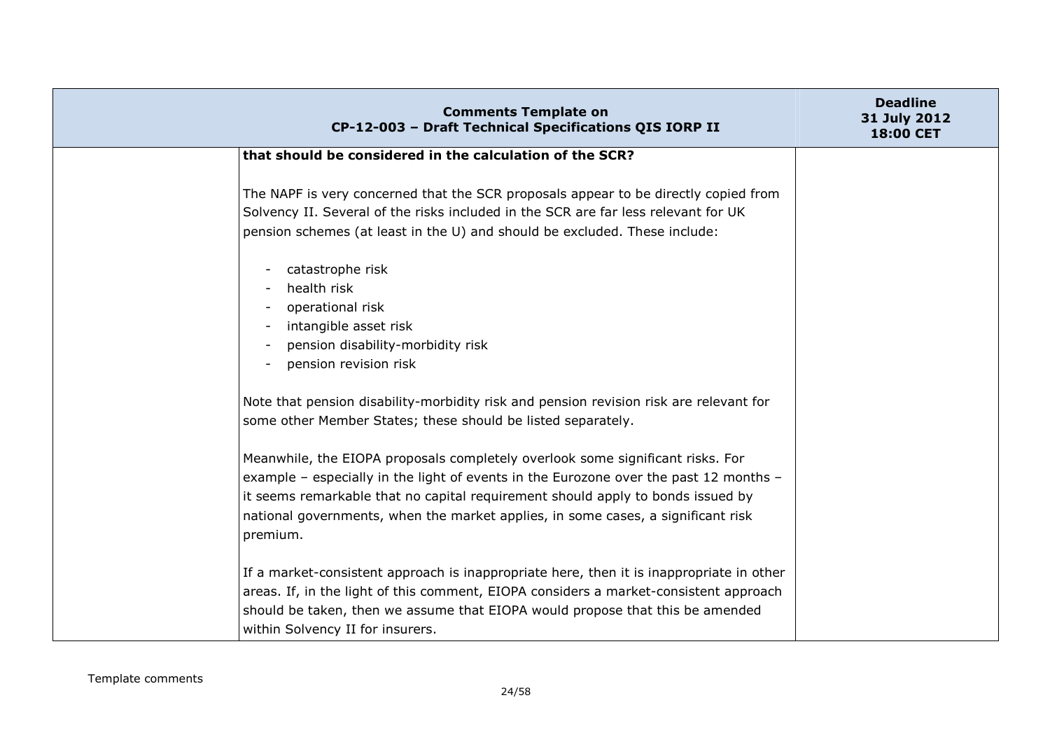| | Comments Template on CP-12-003 – Draft Technical Specifications QIS IORP II | Deadline 31 July 2012 18:00 CET |
|---|---|---|
| | **that should be considered in the calculation of the SCR?**<br><br>The NAPF is very concerned that the SCR proposals appear to be directly copied from Solvency II. Several of the risks included in the SCR are far less relevant for UK pension schemes (at least in the U) and should be excluded. These include:<br><br>- catastrophe risk<br>- health risk<br>- operational risk<br>- intangible asset risk<br>- pension disability-morbidity risk<br>- pension revision risk<br><br>Note that pension disability-morbidity risk and pension revision risk are relevant for some other Member States; these should be listed separately.<br><br>Meanwhile, the EIOPA proposals completely overlook some significant risks. For example – especially in the light of events in the Eurozone over the past 12 months – it seems remarkable that no capital requirement should apply to bonds issued by national governments, when the market applies, in some cases, a significant risk premium.<br><br>If a market-consistent approach is inappropriate here, then it is inappropriate in other areas. If, in the light of this comment, EIOPA considers a market-consistent approach should be taken, then we assume that EIOPA would propose that this be amended within Solvency II for insurers. | |

Template comments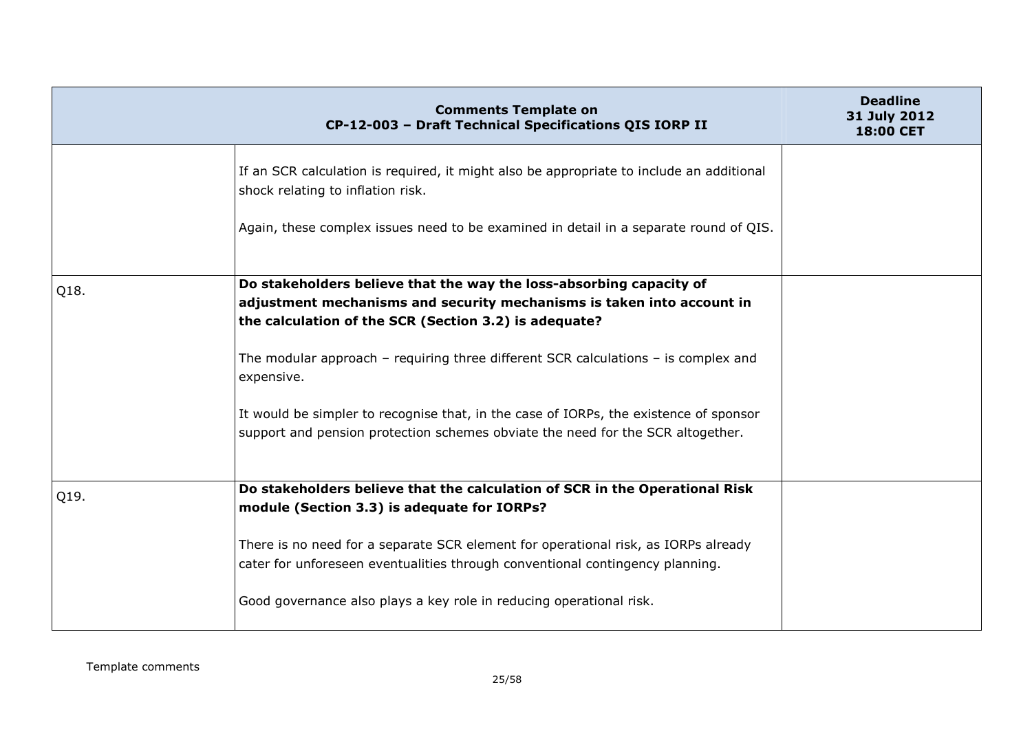| Comments Template on CP-12-003 – Draft Technical Specifications QIS IORP II | | Deadline 31 July 2012 18:00 CET |
|---|---|---|
| | If an SCR calculation is required, it might also be appropriate to include an additional shock relating to inflation risk.<br><br>Again, these complex issues need to be examined in detail in a separate round of QIS. | |
| Q18. | **Do stakeholders believe that the way the loss-absorbing capacity of adjustment mechanisms and security mechanisms is taken into account in the calculation of the SCR (Section 3.2) is adequate?**<br><br>The modular approach – requiring three different SCR calculations – is complex and expensive.<br><br>It would be simpler to recognise that, in the case of IORPs, the existence of sponsor support and pension protection schemes obviate the need for the SCR altogether. | |
| Q19. | **Do stakeholders believe that the calculation of SCR in the Operational Risk module (Section 3.3) is adequate for IORPs?**<br><br>There is no need for a separate SCR element for operational risk, as IORPs already cater for unforeseen eventualities through conventional contingency planning.<br><br>Good governance also plays a key role in reducing operational risk. | |

Template comments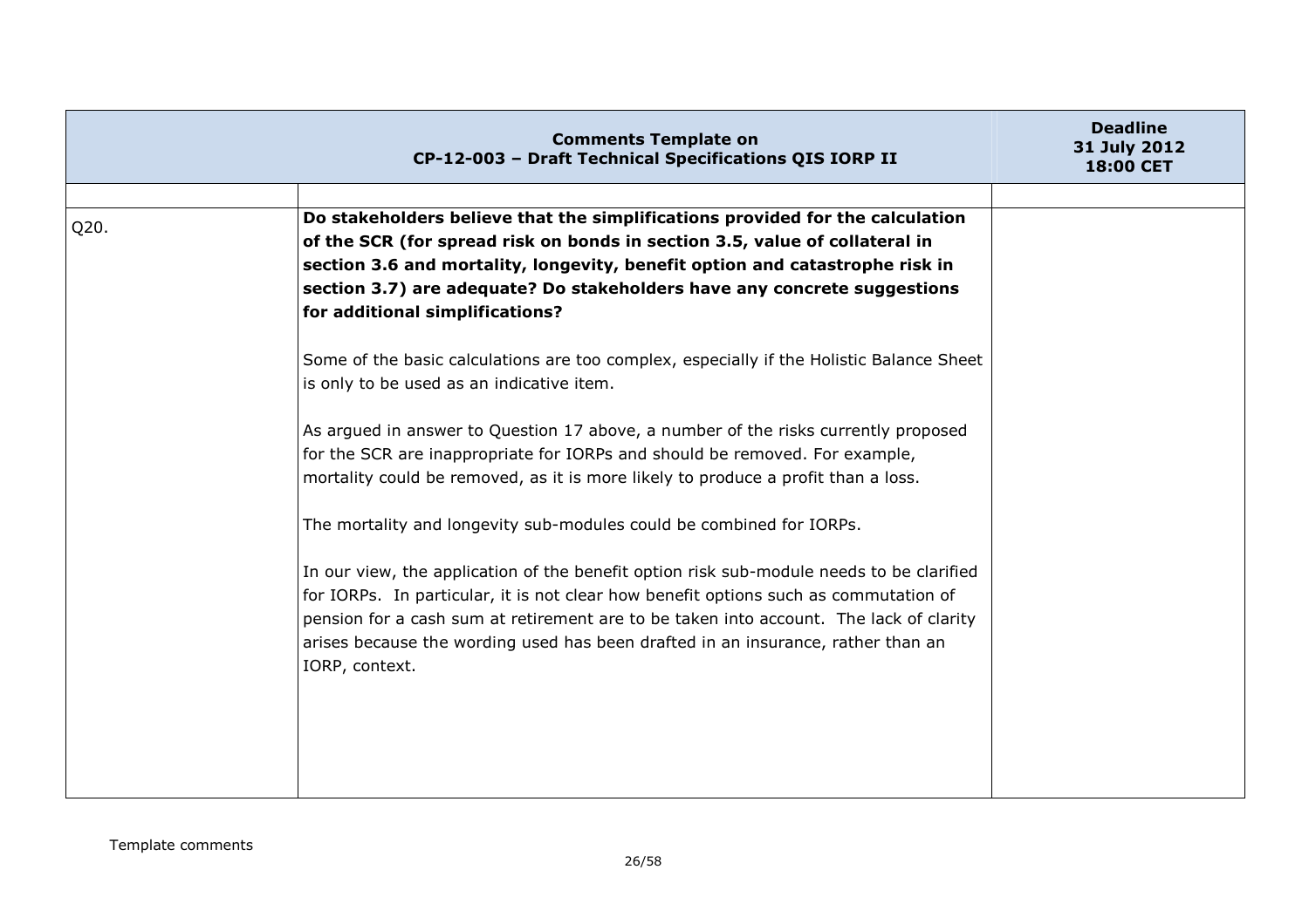| Comments Template on CP-12-003 – Draft Technical Specifications QIS IORP II | | Deadline 31 July 2012 18:00 CET |
|---|---|---|
| | | |
| Q20. | **Do stakeholders believe that the simplifications provided for the calculation of the SCR (for spread risk on bonds in section 3.5, value of collateral in section 3.6 and mortality, longevity, benefit option and catastrophe risk in section 3.7) are adequate? Do stakeholders have any concrete suggestions for additional simplifications?**<br><br>Some of the basic calculations are too complex, especially if the Holistic Balance Sheet is only to be used as an indicative item.<br><br>As argued in answer to Question 17 above, a number of the risks currently proposed for the SCR are inappropriate for IORPs and should be removed. For example, mortality could be removed, as it is more likely to produce a profit than a loss.<br><br>The mortality and longevity sub-modules could be combined for IORPs.<br><br>In our view, the application of the benefit option risk sub-module needs to be clarified for IORPs. In particular, it is not clear how benefit options such as commutation of pension for a cash sum at retirement are to be taken into account. The lack of clarity arises because the wording used has been drafted in an insurance, rather than an IORP, context. | |

Template comments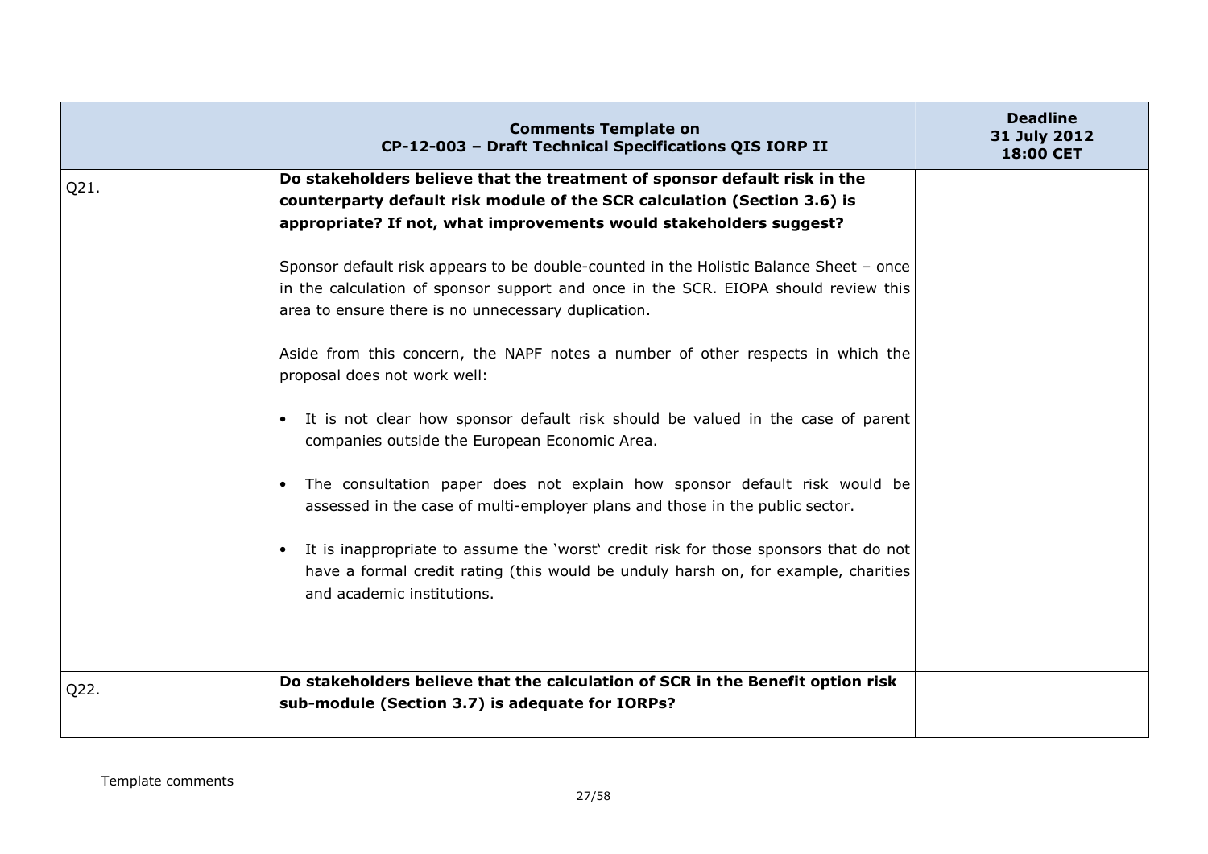| Comments Template on CP-12-003 – Draft Technical Specifications QIS IORP II | | Deadline 31 July 2012 18:00 CET |
|---|---|---|
| Q21. | **Do stakeholders believe that the treatment of sponsor default risk in the counterparty default risk module of the SCR calculation (Section 3.6) is appropriate? If not, what improvements would stakeholders suggest?**<br><br>Sponsor default risk appears to be double-counted in the Holistic Balance Sheet – once in the calculation of sponsor support and once in the SCR. EIOPA should review this area to ensure there is no unnecessary duplication.<br><br>Aside from this concern, the NAPF notes a number of other respects in which the proposal does not work well:<br><br>• It is not clear how sponsor default risk should be valued in the case of parent companies outside the European Economic Area.<br><br>• The consultation paper does not explain how sponsor default risk would be assessed in the case of multi-employer plans and those in the public sector.<br><br>• It is inappropriate to assume the 'worst' credit risk for those sponsors that do not have a formal credit rating (this would be unduly harsh on, for example, charities and academic institutions. | |
| Q22. | **Do stakeholders believe that the calculation of SCR in the Benefit option risk sub-module (Section 3.7) is adequate for IORPs?** | |

Template comments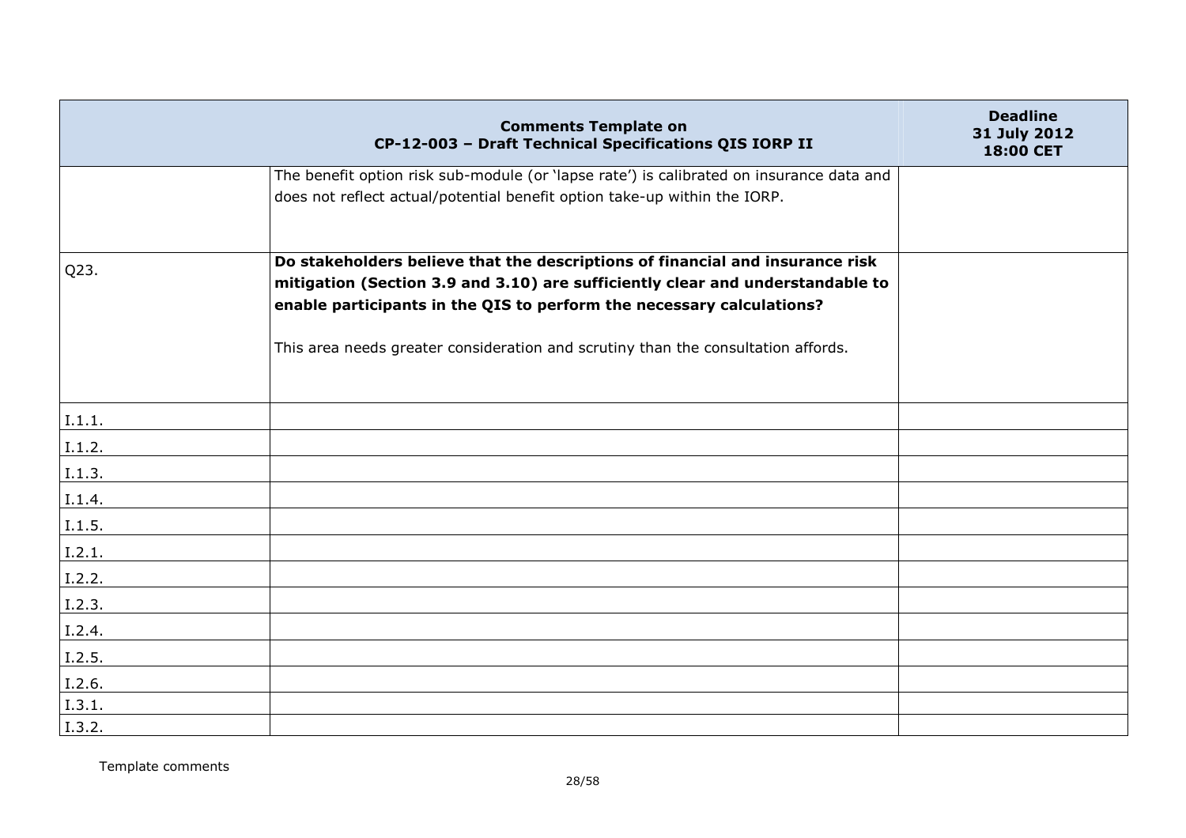| Comments Template on CP-12-003 – Draft Technical Specifications QIS IORP II | | Deadline 31 July 2012 18:00 CET |
|---|---|---|
| | The benefit option risk sub-module (or 'lapse rate') is calibrated on insurance data and does not reflect actual/potential benefit option take-up within the IORP. | |
| Q23. | **Do stakeholders believe that the descriptions of financial and insurance risk mitigation (Section 3.9 and 3.10) are sufficiently clear and understandable to enable participants in the QIS to perform the necessary calculations?**<br><br>This area needs greater consideration and scrutiny than the consultation affords. | |
| I.1.1. | | |
| I.1.2. | | |
| I.1.3. | | |
| I.1.4. | | |
| I.1.5. | | |
| I.2.1. | | |
| I.2.2. | | |
| I.2.3. | | |
| I.2.4. | | |
| I.2.5. | | |
| I.2.6. | | |
| I.3.1. | | |
| I.3.2. | | |

Template comments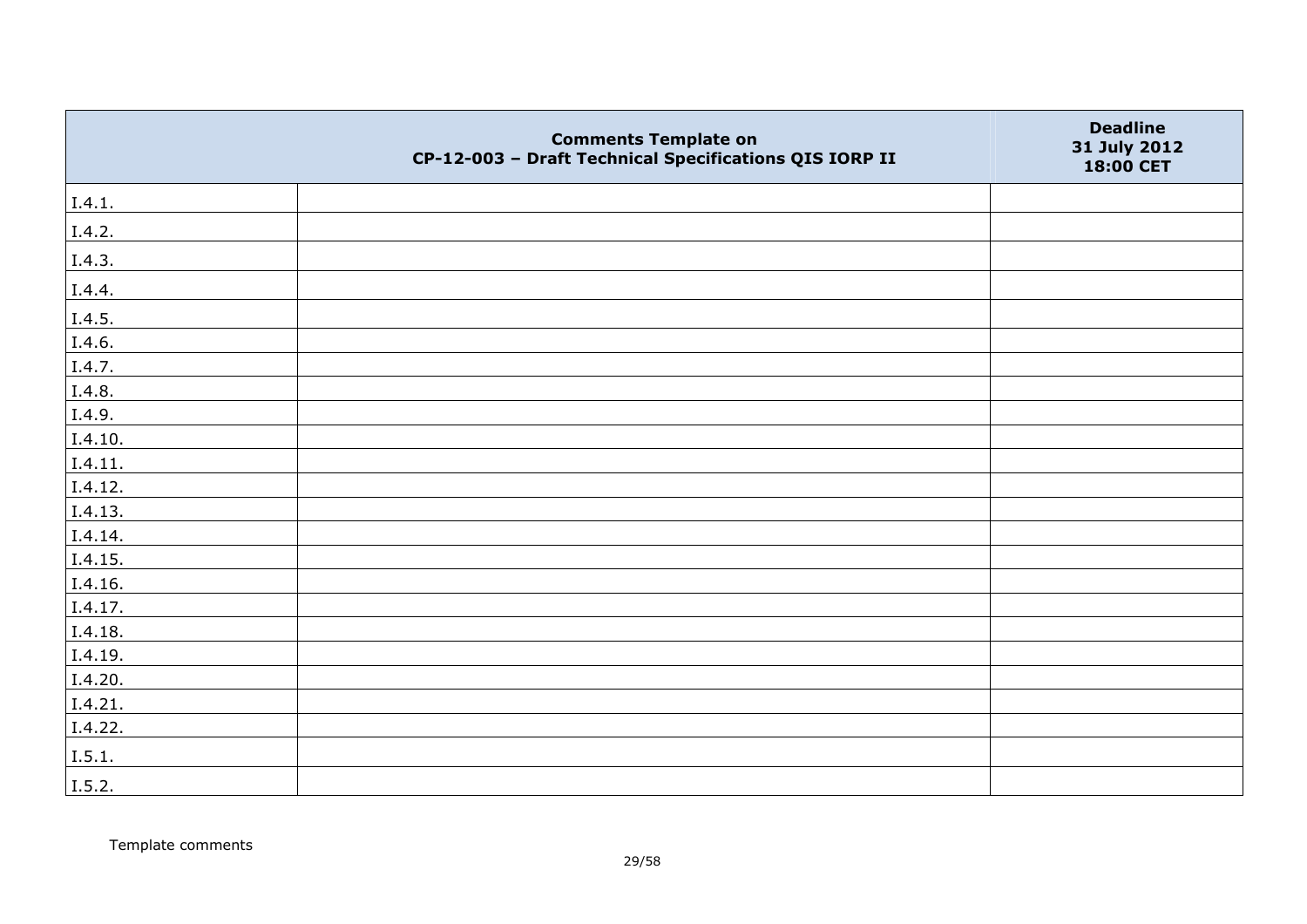| | Comments Template on CP-12-003 – Draft Technical Specifications QIS IORP II | Deadline 31 July 2012 18:00 CET |
|---|---|---|
| I.4.1. | | |
| I.4.2. | | |
| I.4.3. | | |
| I.4.4. | | |
| I.4.5. | | |
| I.4.6. | | |
| I.4.7. | | |
| I.4.8. | | |
| I.4.9. | | |
| I.4.10. | | |
| I.4.11. | | |
| I.4.12. | | |
| I.4.13. | | |
| I.4.14. | | |
| I.4.15. | | |
| I.4.16. | | |
| I.4.17. | | |
| I.4.18. | | |
| I.4.19. | | |
| I.4.20. | | |
| I.4.21. | | |
| I.4.22. | | |
| I.5.1. | | |
| I.5.2. | | |

Template comments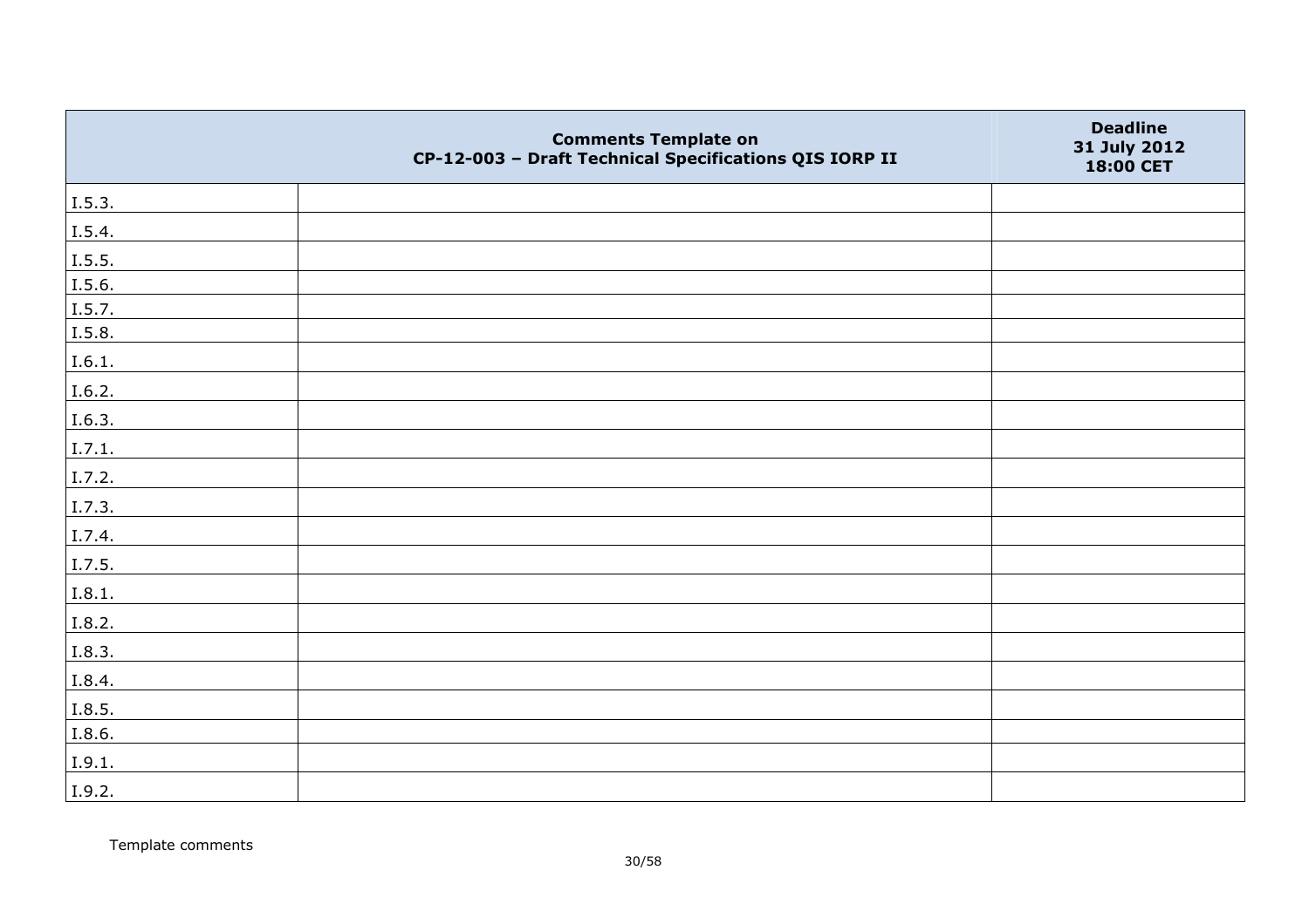| | Comments Template on CP-12-003 – Draft Technical Specifications QIS IORP II | Deadline 31 July 2012 18:00 CET |
|---|---|---|
| I.5.3. | | |
| I.5.4. | | |
| I.5.5. | | |
| I.5.6. | | |
| I.5.7. | | |
| I.5.8. | | |
| I.6.1. | | |
| I.6.2. | | |
| I.6.3. | | |
| I.7.1. | | |
| I.7.2. | | |
| I.7.3. | | |
| I.7.4. | | |
| I.7.5. | | |
| I.8.1. | | |
| I.8.2. | | |
| I.8.3. | | |
| I.8.4. | | |
| I.8.5. | | |
| I.8.6. | | |
| I.9.1. | | |
| I.9.2. | | |

Template comments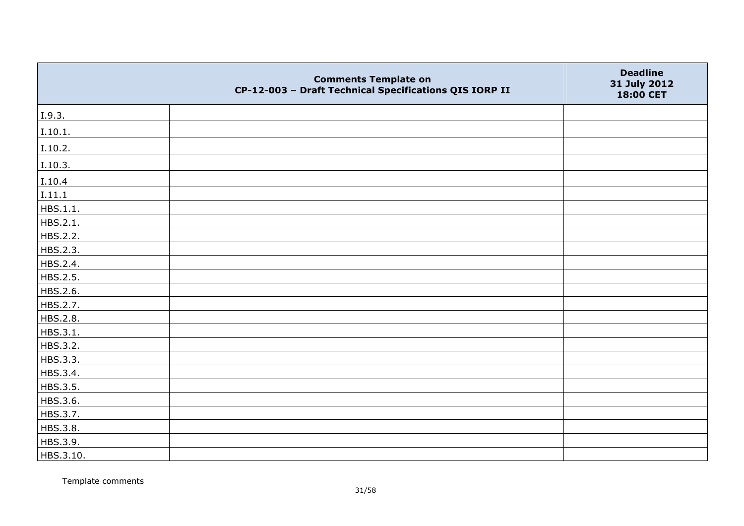| | Comments Template on CP-12-003 – Draft Technical Specifications QIS IORP II | Deadline 31 July 2012 18:00 CET |
|---|---|---|
| I.9.3. | | |
| I.10.1. | | |
| I.10.2. | | |
| I.10.3. | | |
| I.10.4 | | |
| I.11.1 | | |
| HBS.1.1. | | |
| HBS.2.1. | | |
| HBS.2.2. | | |
| HBS.2.3. | | |
| HBS.2.4. | | |
| HBS.2.5. | | |
| HBS.2.6. | | |
| HBS.2.7. | | |
| HBS.2.8. | | |
| HBS.3.1. | | |
| HBS.3.2. | | |
| HBS.3.3. | | |
| HBS.3.4. | | |
| HBS.3.5. | | |
| HBS.3.6. | | |
| HBS.3.7. | | |
| HBS.3.8. | | |
| HBS.3.9. | | |
| HBS.3.10. | | |

Template comments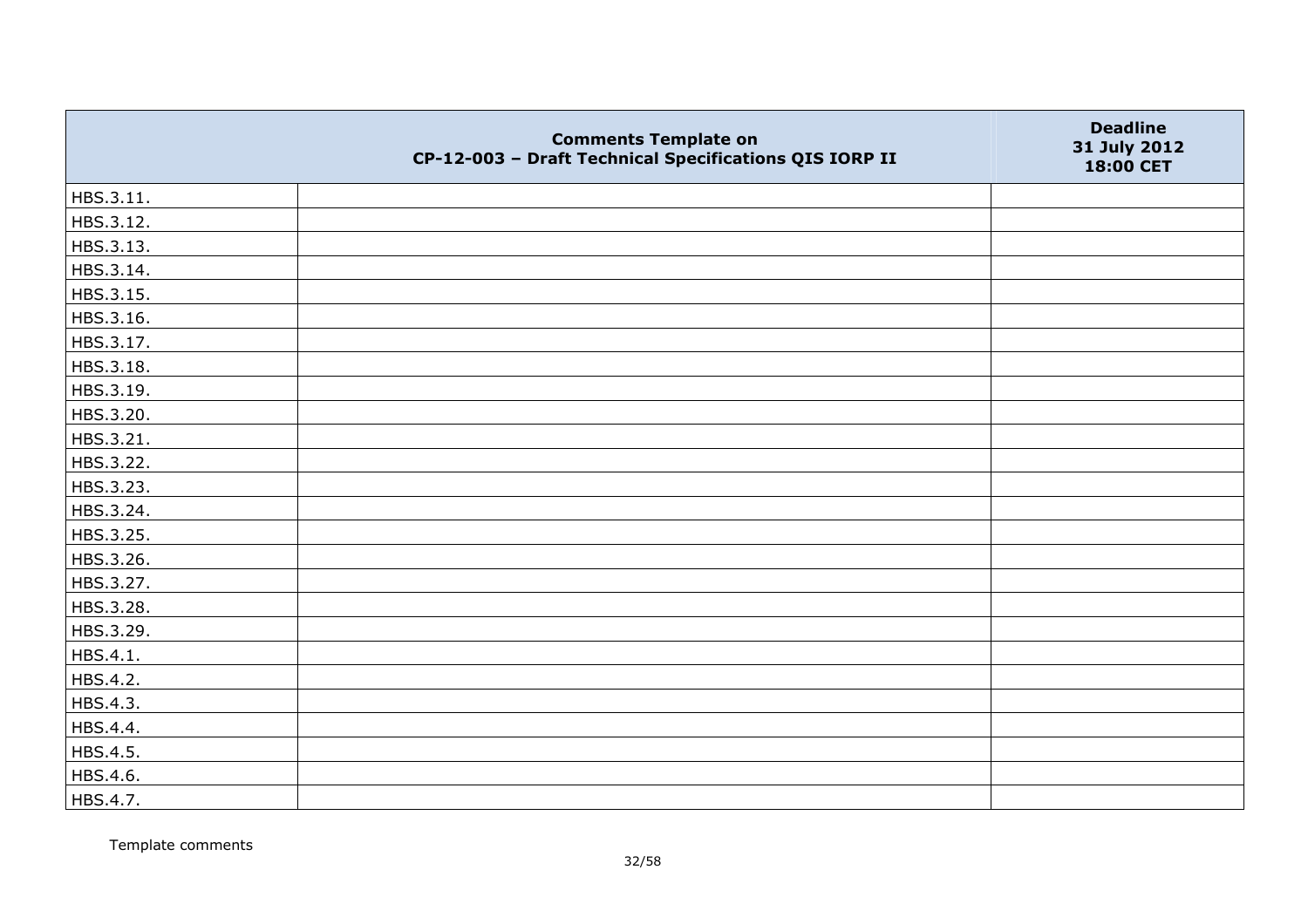| | Comments Template on CP-12-003 – Draft Technical Specifications QIS IORP II | Deadline 31 July 2012 18:00 CET |
|---|---|---|
| HBS.3.11. | | |
| HBS.3.12. | | |
| HBS.3.13. | | |
| HBS.3.14. | | |
| HBS.3.15. | | |
| HBS.3.16. | | |
| HBS.3.17. | | |
| HBS.3.18. | | |
| HBS.3.19. | | |
| HBS.3.20. | | |
| HBS.3.21. | | |
| HBS.3.22. | | |
| HBS.3.23. | | |
| HBS.3.24. | | |
| HBS.3.25. | | |
| HBS.3.26. | | |
| HBS.3.27. | | |
| HBS.3.28. | | |
| HBS.3.29. | | |
| HBS.4.1. | | |
| HBS.4.2. | | |
| HBS.4.3. | | |
| HBS.4.4. | | |
| HBS.4.5. | | |
| HBS.4.6. | | |
| HBS.4.7. | | |

Template comments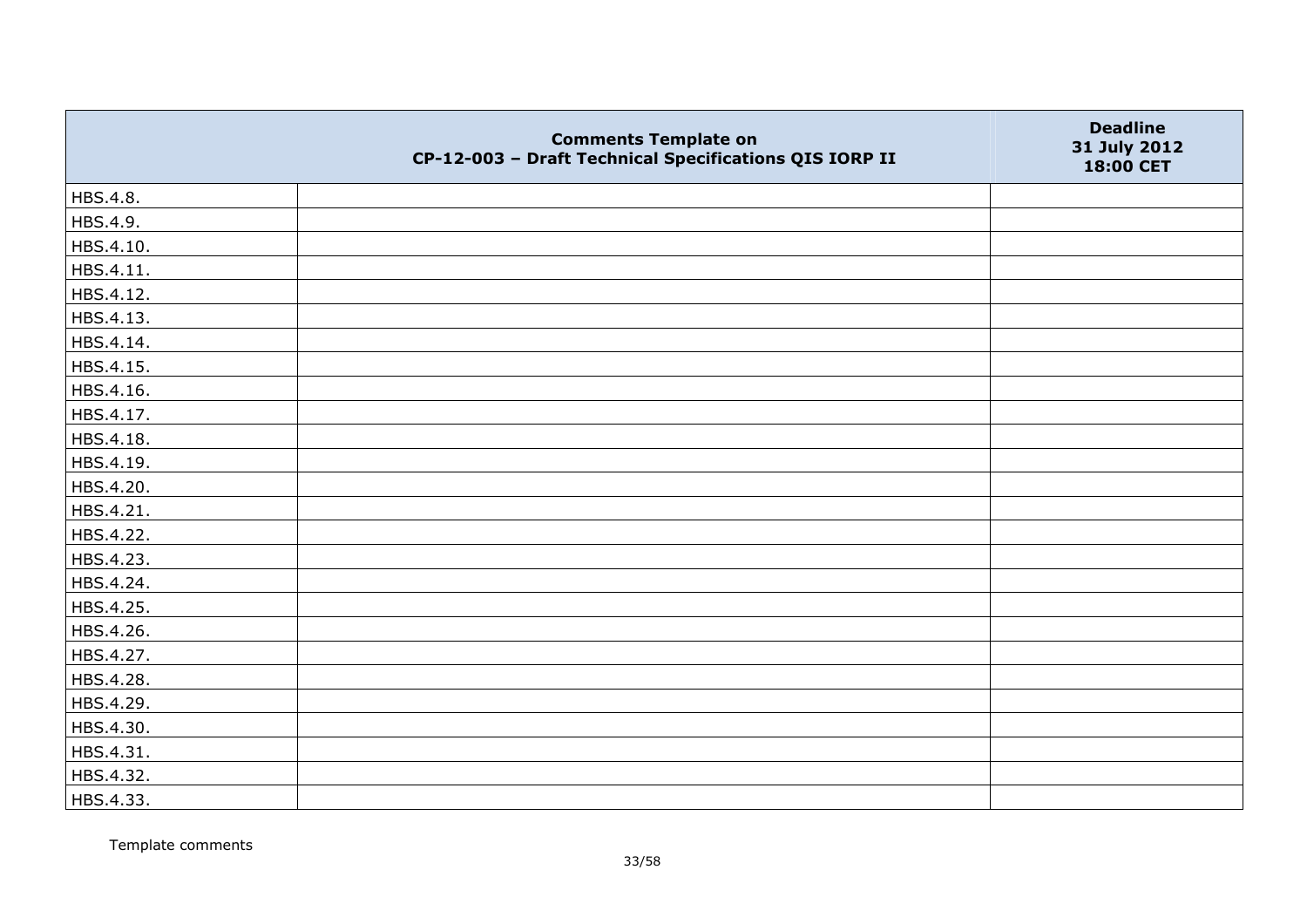|  | Comments Template on CP-12-003 – Draft Technical Specifications QIS IORP II | Deadline 31 July 2012 18:00 CET |
|---|---|---|
| HBS.4.8. |  |  |
| HBS.4.9. |  |  |
| HBS.4.10. |  |  |
| HBS.4.11. |  |  |
| HBS.4.12. |  |  |
| HBS.4.13. |  |  |
| HBS.4.14. |  |  |
| HBS.4.15. |  |  |
| HBS.4.16. |  |  |
| HBS.4.17. |  |  |
| HBS.4.18. |  |  |
| HBS.4.19. |  |  |
| HBS.4.20. |  |  |
| HBS.4.21. |  |  |
| HBS.4.22. |  |  |
| HBS.4.23. |  |  |
| HBS.4.24. |  |  |
| HBS.4.25. |  |  |
| HBS.4.26. |  |  |
| HBS.4.27. |  |  |
| HBS.4.28. |  |  |
| HBS.4.29. |  |  |
| HBS.4.30. |  |  |
| HBS.4.31. |  |  |
| HBS.4.32. |  |  |
| HBS.4.33. |  |  |

Template comments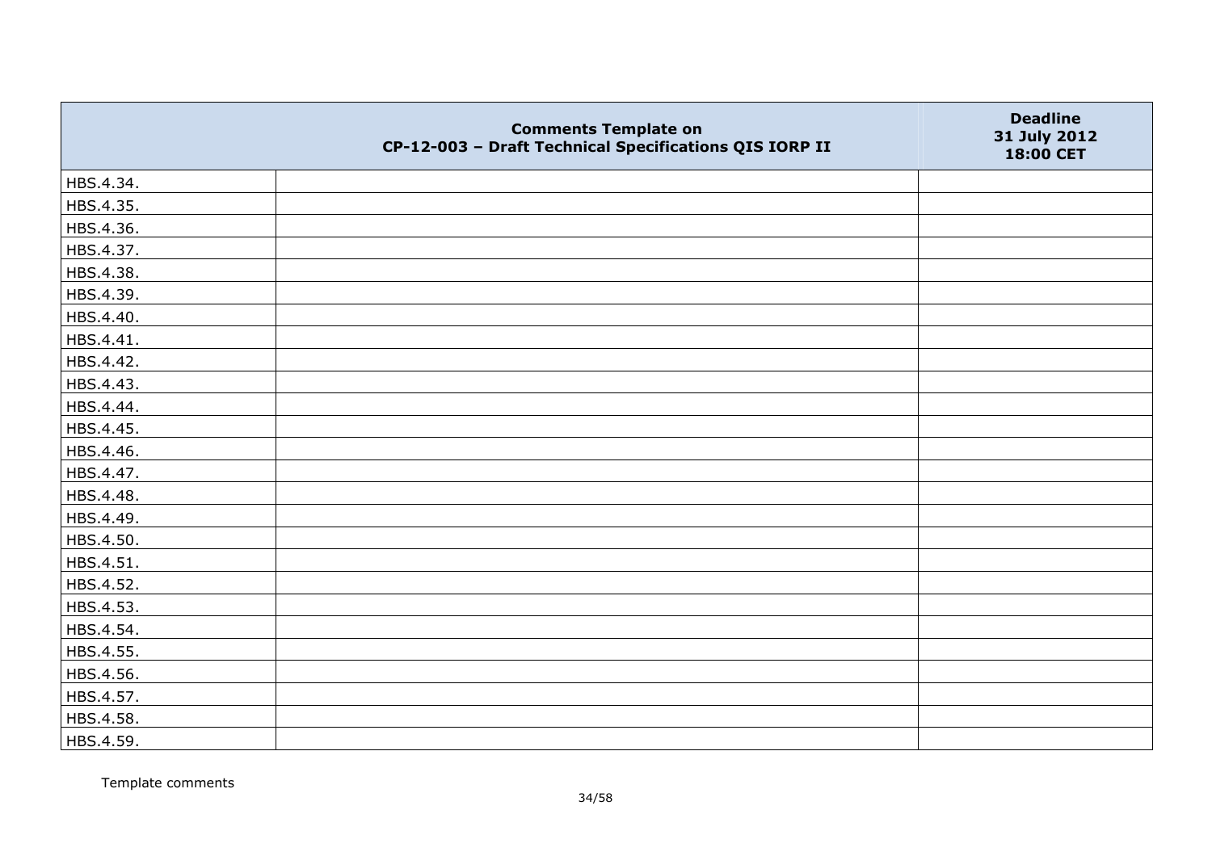| | Comments Template on CP-12-003 – Draft Technical Specifications QIS IORP II | Deadline 31 July 2012 18:00 CET |
|---|---|---|
| HBS.4.34. | | |
| HBS.4.35. | | |
| HBS.4.36. | | |
| HBS.4.37. | | |
| HBS.4.38. | | |
| HBS.4.39. | | |
| HBS.4.40. | | |
| HBS.4.41. | | |
| HBS.4.42. | | |
| HBS.4.43. | | |
| HBS.4.44. | | |
| HBS.4.45. | | |
| HBS.4.46. | | |
| HBS.4.47. | | |
| HBS.4.48. | | |
| HBS.4.49. | | |
| HBS.4.50. | | |
| HBS.4.51. | | |
| HBS.4.52. | | |
| HBS.4.53. | | |
| HBS.4.54. | | |
| HBS.4.55. | | |
| HBS.4.56. | | |
| HBS.4.57. | | |
| HBS.4.58. | | |
| HBS.4.59. | | |

Template comments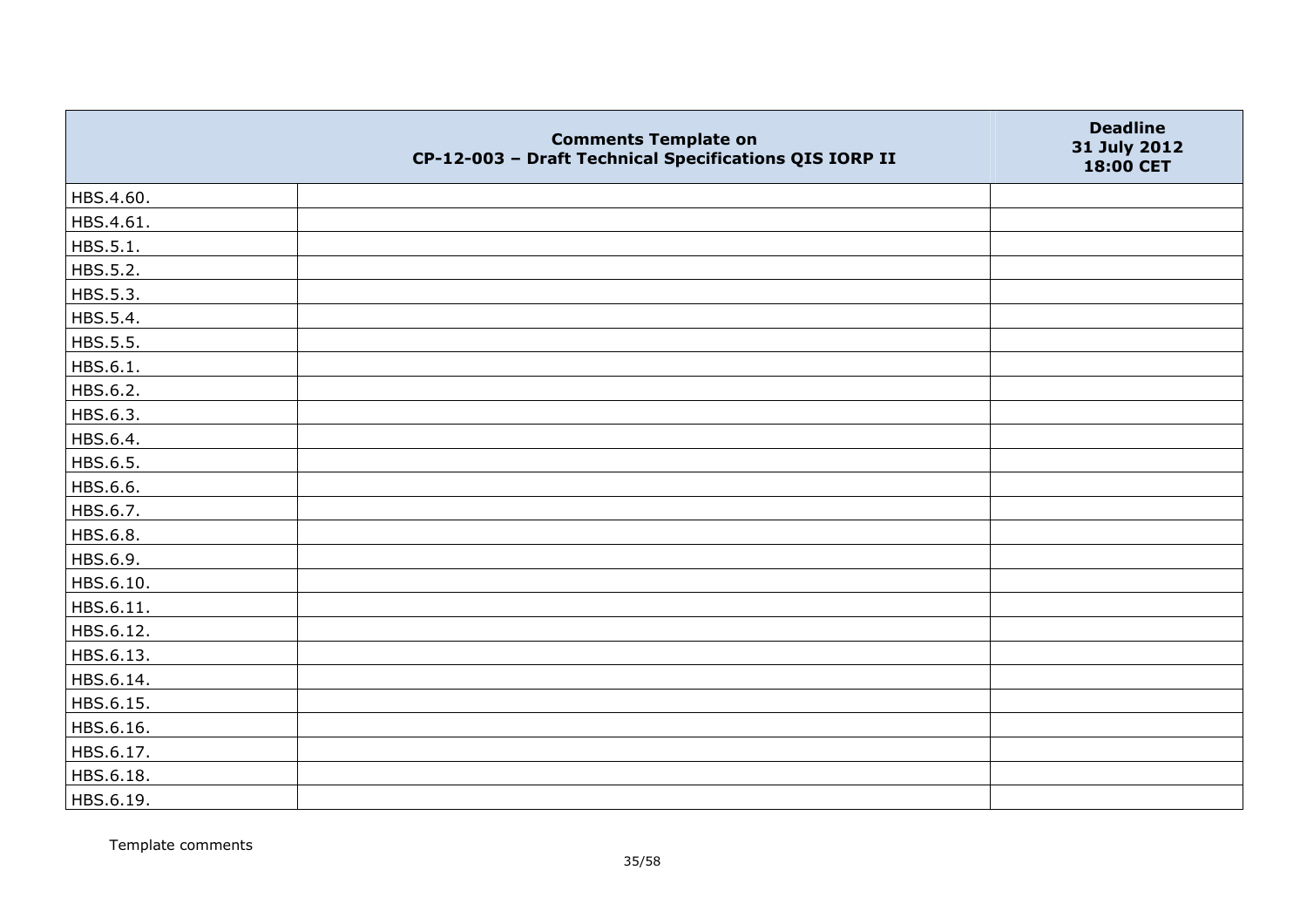| | Comments Template on CP-12-003 – Draft Technical Specifications QIS IORP II | Deadline 31 July 2012 18:00 CET |
|---|---|---|
| HBS.4.60. | | |
| HBS.4.61. | | |
| HBS.5.1. | | |
| HBS.5.2. | | |
| HBS.5.3. | | |
| HBS.5.4. | | |
| HBS.5.5. | | |
| HBS.6.1. | | |
| HBS.6.2. | | |
| HBS.6.3. | | |
| HBS.6.4. | | |
| HBS.6.5. | | |
| HBS.6.6. | | |
| HBS.6.7. | | |
| HBS.6.8. | | |
| HBS.6.9. | | |
| HBS.6.10. | | |
| HBS.6.11. | | |
| HBS.6.12. | | |
| HBS.6.13. | | |
| HBS.6.14. | | |
| HBS.6.15. | | |
| HBS.6.16. | | |
| HBS.6.17. | | |
| HBS.6.18. | | |
| HBS.6.19. | | |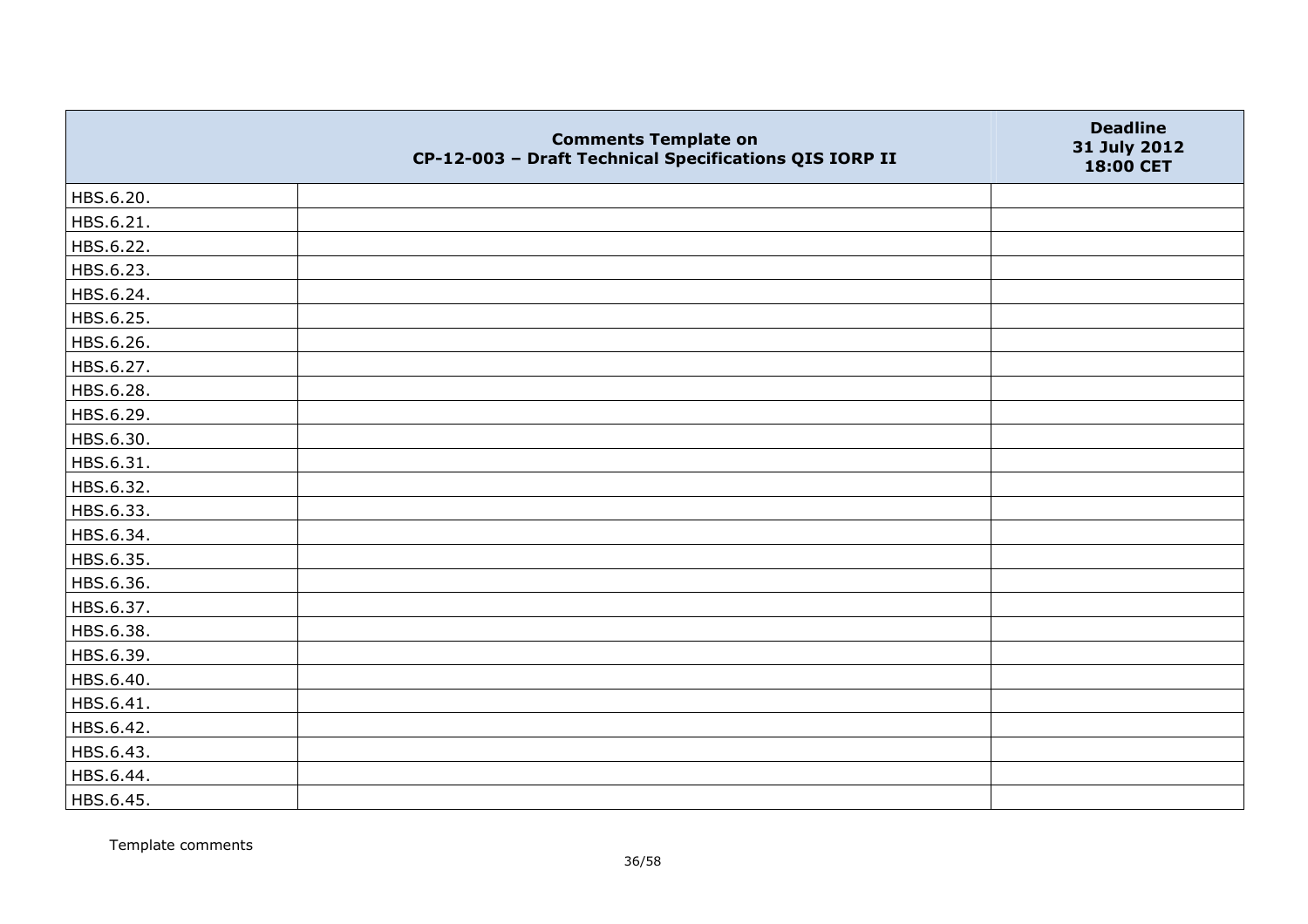|  | Comments Template on CP-12-003 – Draft Technical Specifications QIS IORP II | Deadline 31 July 2012 18:00 CET |
|---|---|---|
| HBS.6.20. |  |  |
| HBS.6.21. |  |  |
| HBS.6.22. |  |  |
| HBS.6.23. |  |  |
| HBS.6.24. |  |  |
| HBS.6.25. |  |  |
| HBS.6.26. |  |  |
| HBS.6.27. |  |  |
| HBS.6.28. |  |  |
| HBS.6.29. |  |  |
| HBS.6.30. |  |  |
| HBS.6.31. |  |  |
| HBS.6.32. |  |  |
| HBS.6.33. |  |  |
| HBS.6.34. |  |  |
| HBS.6.35. |  |  |
| HBS.6.36. |  |  |
| HBS.6.37. |  |  |
| HBS.6.38. |  |  |
| HBS.6.39. |  |  |
| HBS.6.40. |  |  |
| HBS.6.41. |  |  |
| HBS.6.42. |  |  |
| HBS.6.43. |  |  |
| HBS.6.44. |  |  |
| HBS.6.45. |  |  |

Template comments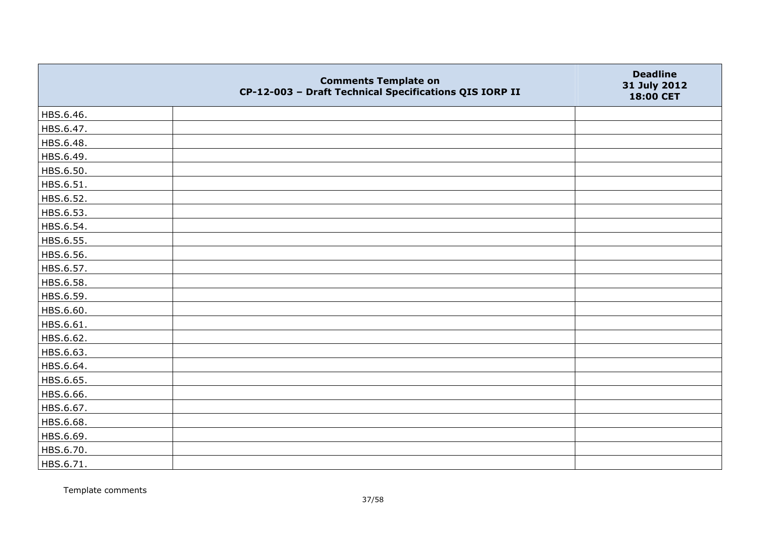| | Comments Template on CP-12-003 – Draft Technical Specifications QIS IORP II | Deadline 31 July 2012 18:00 CET |
|---|---|---|
| HBS.6.46. | | |
| HBS.6.47. | | |
| HBS.6.48. | | |
| HBS.6.49. | | |
| HBS.6.50. | | |
| HBS.6.51. | | |
| HBS.6.52. | | |
| HBS.6.53. | | |
| HBS.6.54. | | |
| HBS.6.55. | | |
| HBS.6.56. | | |
| HBS.6.57. | | |
| HBS.6.58. | | |
| HBS.6.59. | | |
| HBS.6.60. | | |
| HBS.6.61. | | |
| HBS.6.62. | | |
| HBS.6.63. | | |
| HBS.6.64. | | |
| HBS.6.65. | | |
| HBS.6.66. | | |
| HBS.6.67. | | |
| HBS.6.68. | | |
| HBS.6.69. | | |
| HBS.6.70. | | |
| HBS.6.71. | | |

Template comments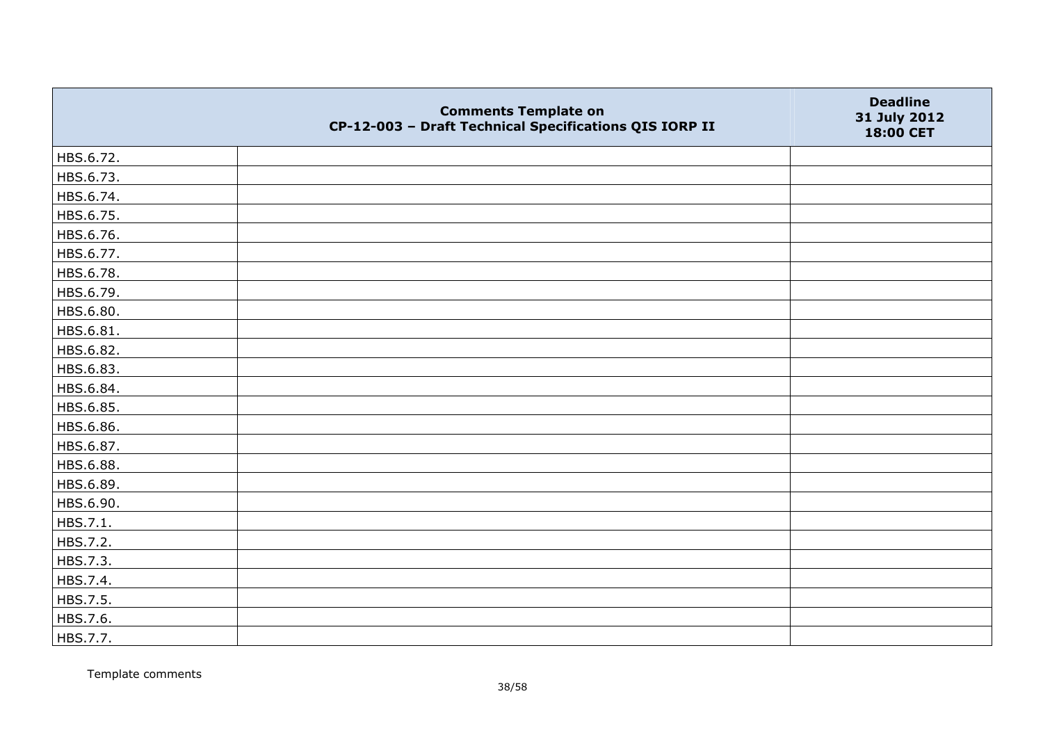|  | Comments Template on CP-12-003 – Draft Technical Specifications QIS IORP II | Deadline 31 July 2012 18:00 CET |
|---|---|---|
| HBS.6.72. |  |  |
| HBS.6.73. |  |  |
| HBS.6.74. |  |  |
| HBS.6.75. |  |  |
| HBS.6.76. |  |  |
| HBS.6.77. |  |  |
| HBS.6.78. |  |  |
| HBS.6.79. |  |  |
| HBS.6.80. |  |  |
| HBS.6.81. |  |  |
| HBS.6.82. |  |  |
| HBS.6.83. |  |  |
| HBS.6.84. |  |  |
| HBS.6.85. |  |  |
| HBS.6.86. |  |  |
| HBS.6.87. |  |  |
| HBS.6.88. |  |  |
| HBS.6.89. |  |  |
| HBS.6.90. |  |  |
| HBS.7.1. |  |  |
| HBS.7.2. |  |  |
| HBS.7.3. |  |  |
| HBS.7.4. |  |  |
| HBS.7.5. |  |  |
| HBS.7.6. |  |  |
| HBS.7.7. |  |  |

Template comments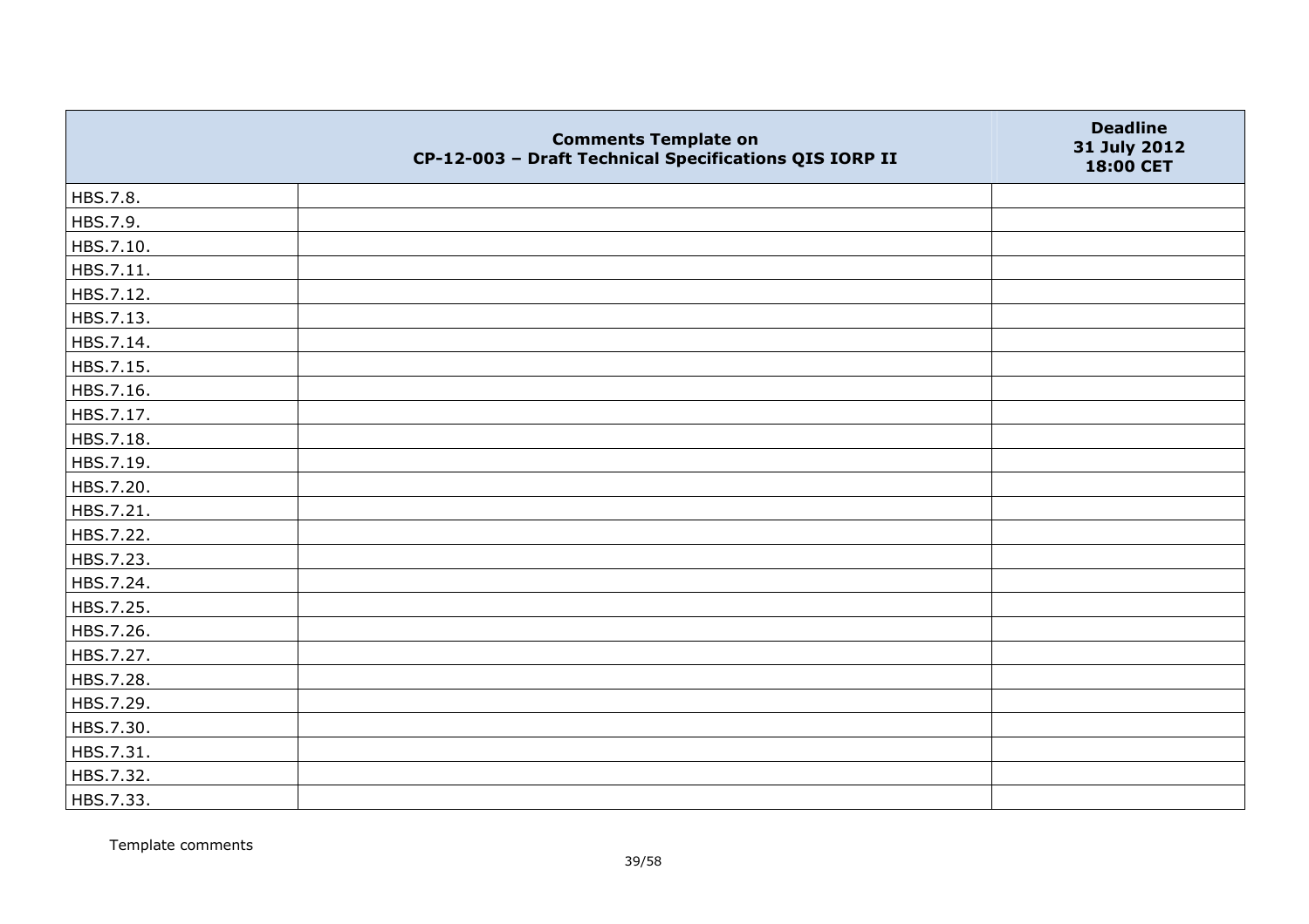|  | Comments Template on<br>CP-12-003 – Draft Technical Specifications QIS IORP II | Deadline<br>31 July 2012<br>18:00 CET |
|---|---|---|
| HBS.7.8. |  |  |
| HBS.7.9. |  |  |
| HBS.7.10. |  |  |
| HBS.7.11. |  |  |
| HBS.7.12. |  |  |
| HBS.7.13. |  |  |
| HBS.7.14. |  |  |
| HBS.7.15. |  |  |
| HBS.7.16. |  |  |
| HBS.7.17. |  |  |
| HBS.7.18. |  |  |
| HBS.7.19. |  |  |
| HBS.7.20. |  |  |
| HBS.7.21. |  |  |
| HBS.7.22. |  |  |
| HBS.7.23. |  |  |
| HBS.7.24. |  |  |
| HBS.7.25. |  |  |
| HBS.7.26. |  |  |
| HBS.7.27. |  |  |
| HBS.7.28. |  |  |
| HBS.7.29. |  |  |
| HBS.7.30. |  |  |
| HBS.7.31. |  |  |
| HBS.7.32. |  |  |
| HBS.7.33. |  |  |

Template comments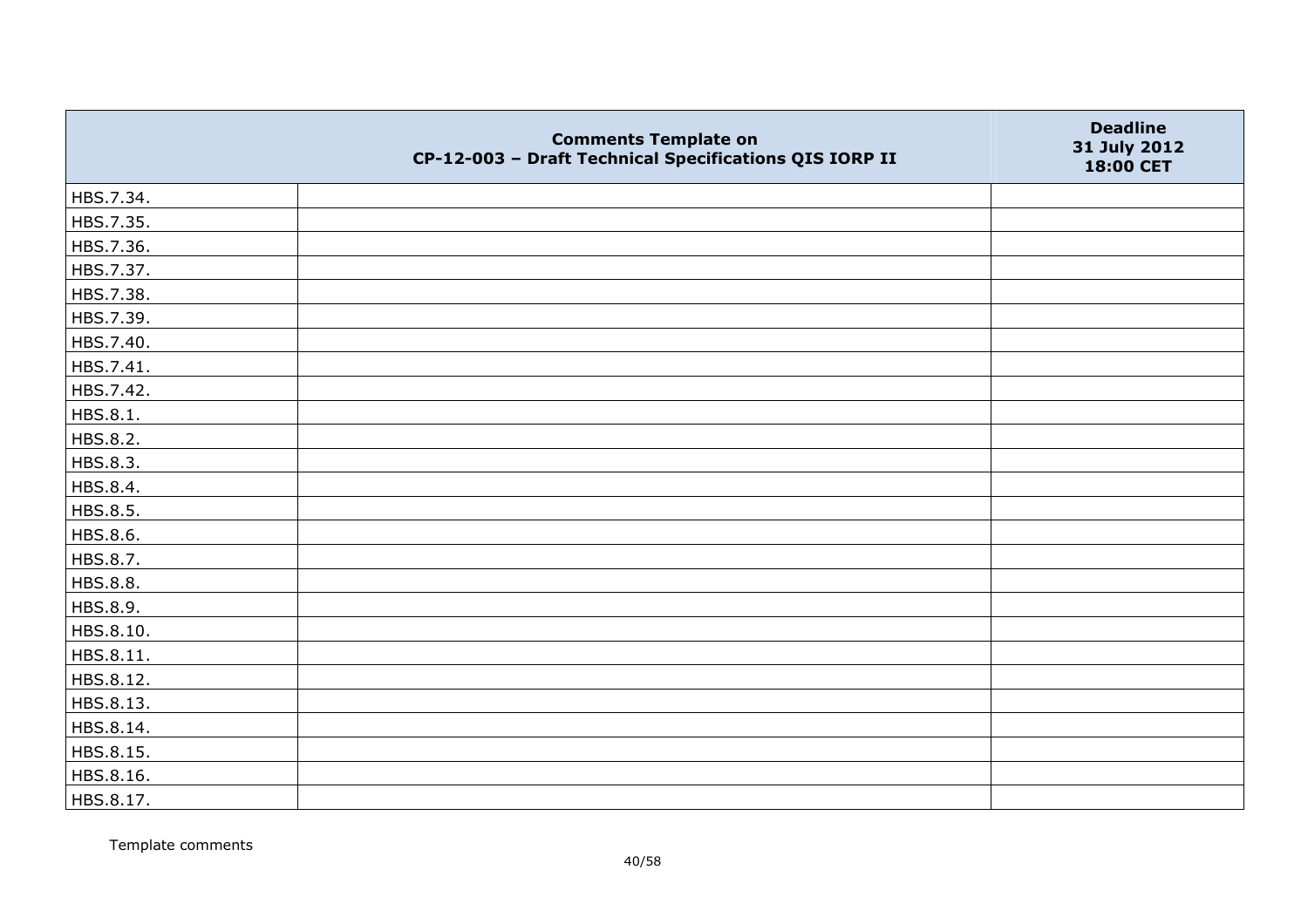| Comments Template on CP-12-003 – Draft Technical Specifications QIS IORP II | | Deadline 31 July 2012 18:00 CET |
|---|---|---|
| HBS.7.34. | | |
| HBS.7.35. | | |
| HBS.7.36. | | |
| HBS.7.37. | | |
| HBS.7.38. | | |
| HBS.7.39. | | |
| HBS.7.40. | | |
| HBS.7.41. | | |
| HBS.7.42. | | |
| HBS.8.1. | | |
| HBS.8.2. | | |
| HBS.8.3. | | |
| HBS.8.4. | | |
| HBS.8.5. | | |
| HBS.8.6. | | |
| HBS.8.7. | | |
| HBS.8.8. | | |
| HBS.8.9. | | |
| HBS.8.10. | | |
| HBS.8.11. | | |
| HBS.8.12. | | |
| HBS.8.13. | | |
| HBS.8.14. | | |
| HBS.8.15. | | |
| HBS.8.16. | | |
| HBS.8.17. | | |

Template comments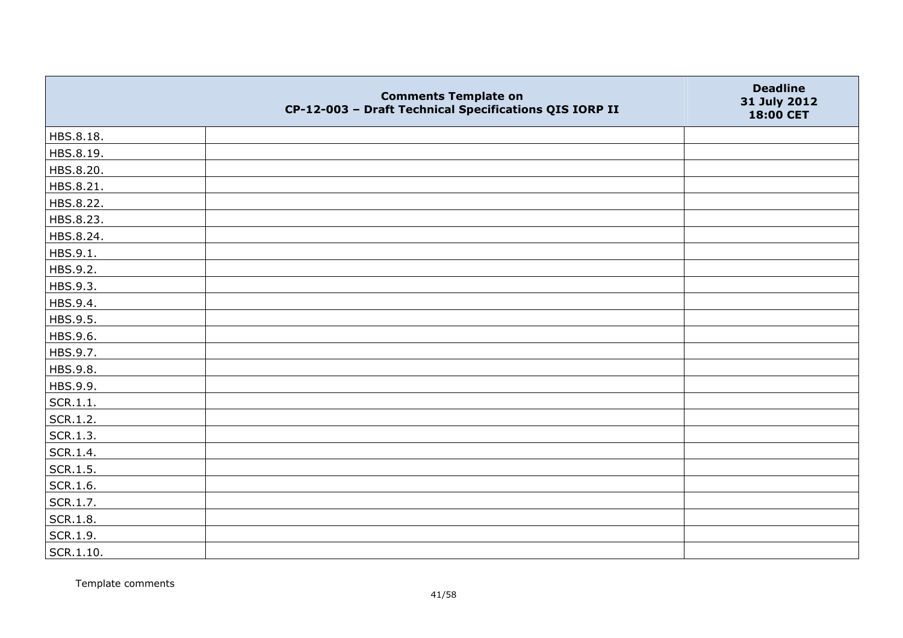| | Comments Template on CP-12-003 – Draft Technical Specifications QIS IORP II | Deadline 31 July 2012 18:00 CET |
|---|---|---|
| HBS.8.18. | | |
| HBS.8.19. | | |
| HBS.8.20. | | |
| HBS.8.21. | | |
| HBS.8.22. | | |
| HBS.8.23. | | |
| HBS.8.24. | | |
| HBS.9.1. | | |
| HBS.9.2. | | |
| HBS.9.3. | | |
| HBS.9.4. | | |
| HBS.9.5. | | |
| HBS.9.6. | | |
| HBS.9.7. | | |
| HBS.9.8. | | |
| HBS.9.9. | | |
| SCR.1.1. | | |
| SCR.1.2. | | |
| SCR.1.3. | | |
| SCR.1.4. | | |
| SCR.1.5. | | |
| SCR.1.6. | | |
| SCR.1.7. | | |
| SCR.1.8. | | |
| SCR.1.9. | | |
| SCR.1.10. | | |

Template comments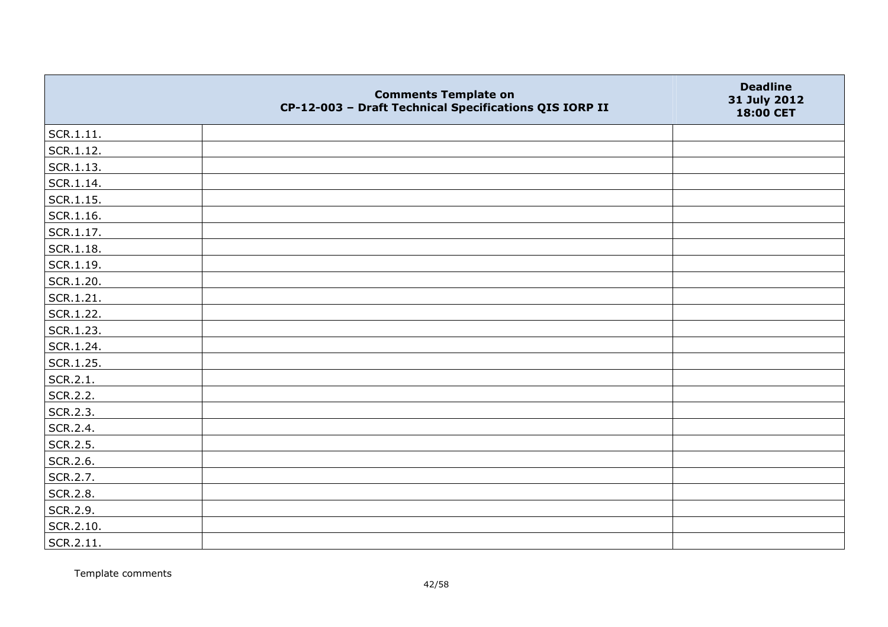|  | **Comments Template on CP-12-003 – Draft Technical Specifications QIS IORP II** | **Deadline 31 July 2012 18:00 CET** |
| --- | --- | --- |
| SCR.1.11. |  |  |
| SCR.1.12. |  |  |
| SCR.1.13. |  |  |
| SCR.1.14. |  |  |
| SCR.1.15. |  |  |
| SCR.1.16. |  |  |
| SCR.1.17. |  |  |
| SCR.1.18. |  |  |
| SCR.1.19. |  |  |
| SCR.1.20. |  |  |
| SCR.1.21. |  |  |
| SCR.1.22. |  |  |
| SCR.1.23. |  |  |
| SCR.1.24. |  |  |
| SCR.1.25. |  |  |
| SCR.2.1. |  |  |
| SCR.2.2. |  |  |
| SCR.2.3. |  |  |
| SCR.2.4. |  |  |
| SCR.2.5. |  |  |
| SCR.2.6. |  |  |
| SCR.2.7. |  |  |
| SCR.2.8. |  |  |
| SCR.2.9. |  |  |
| SCR.2.10. |  |  |
| SCR.2.11. |  |  |

Template comments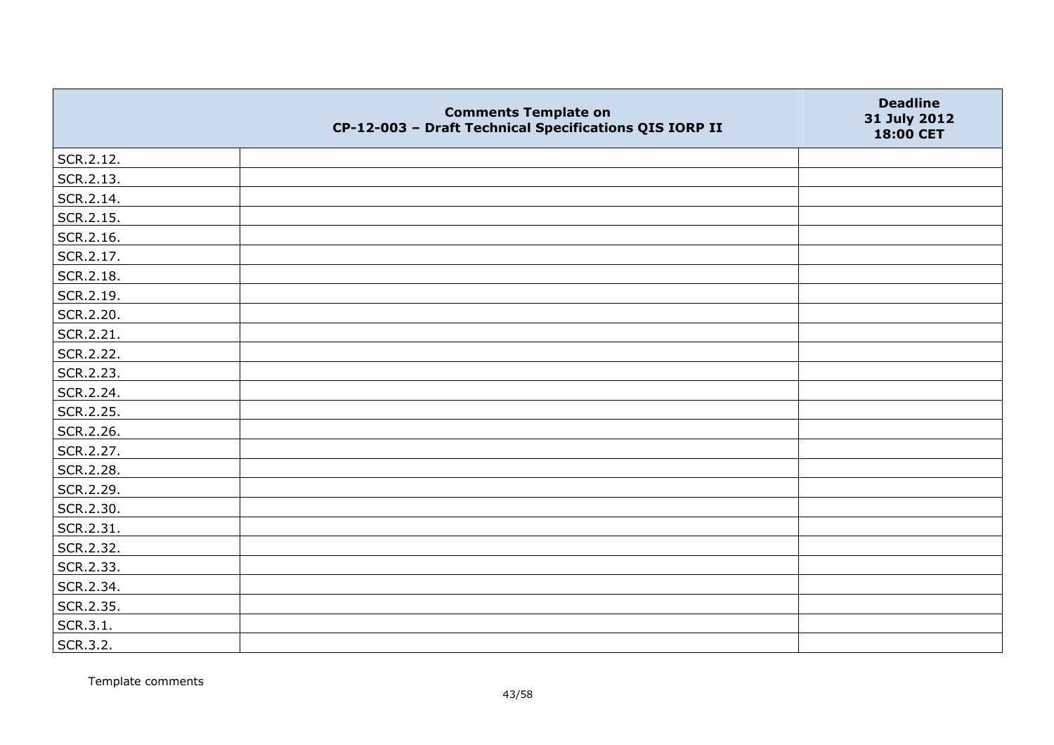| | Comments Template on CP-12-003 – Draft Technical Specifications QIS IORP II | Deadline 31 July 2012 18:00 CET |
|---|---|---|
| SCR.2.12. | | |
| SCR.2.13. | | |
| SCR.2.14. | | |
| SCR.2.15. | | |
| SCR.2.16. | | |
| SCR.2.17. | | |
| SCR.2.18. | | |
| SCR.2.19. | | |
| SCR.2.20. | | |
| SCR.2.21. | | |
| SCR.2.22. | | |
| SCR.2.23. | | |
| SCR.2.24. | | |
| SCR.2.25. | | |
| SCR.2.26. | | |
| SCR.2.27. | | |
| SCR.2.28. | | |
| SCR.2.29. | | |
| SCR.2.30. | | |
| SCR.2.31. | | |
| SCR.2.32. | | |
| SCR.2.33. | | |
| SCR.2.34. | | |
| SCR.2.35. | | |
| SCR.3.1. | | |
| SCR.3.2. | | |

Template comments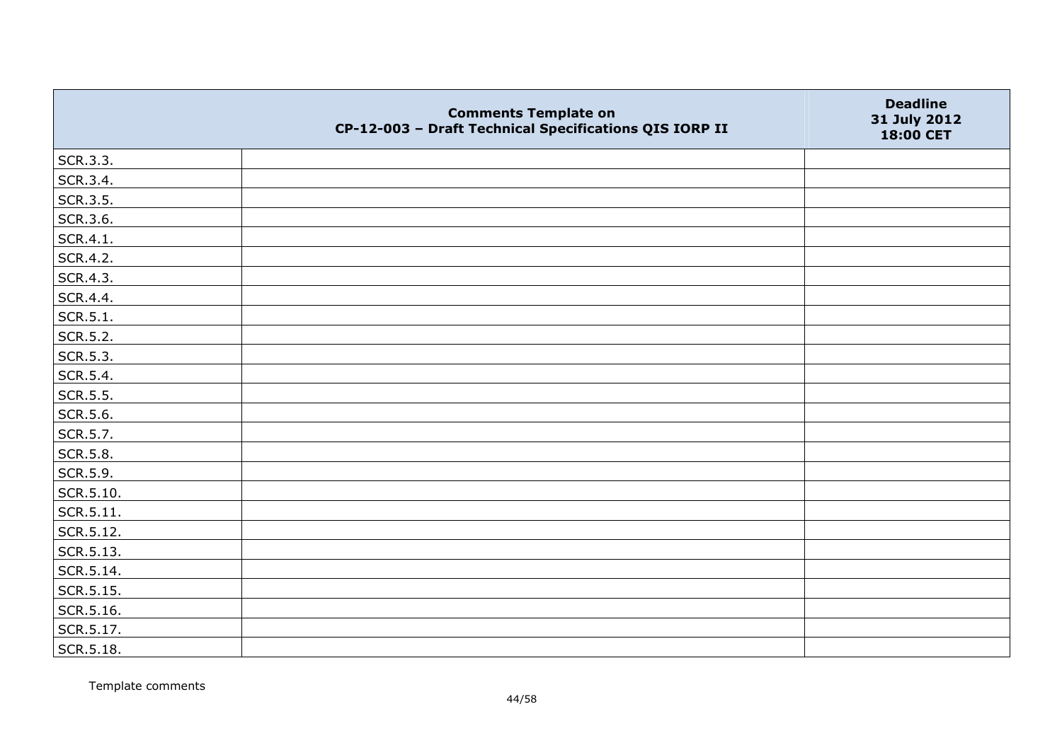| | Comments Template on CP-12-003 – Draft Technical Specifications QIS IORP II | Deadline 31 July 2012 18:00 CET |
|---|---|---|
| SCR.3.3. | | |
| SCR.3.4. | | |
| SCR.3.5. | | |
| SCR.3.6. | | |
| SCR.4.1. | | |
| SCR.4.2. | | |
| SCR.4.3. | | |
| SCR.4.4. | | |
| SCR.5.1. | | |
| SCR.5.2. | | |
| SCR.5.3. | | |
| SCR.5.4. | | |
| SCR.5.5. | | |
| SCR.5.6. | | |
| SCR.5.7. | | |
| SCR.5.8. | | |
| SCR.5.9. | | |
| SCR.5.10. | | |
| SCR.5.11. | | |
| SCR.5.12. | | |
| SCR.5.13. | | |
| SCR.5.14. | | |
| SCR.5.15. | | |
| SCR.5.16. | | |
| SCR.5.17. | | |
| SCR.5.18. | | |

Template comments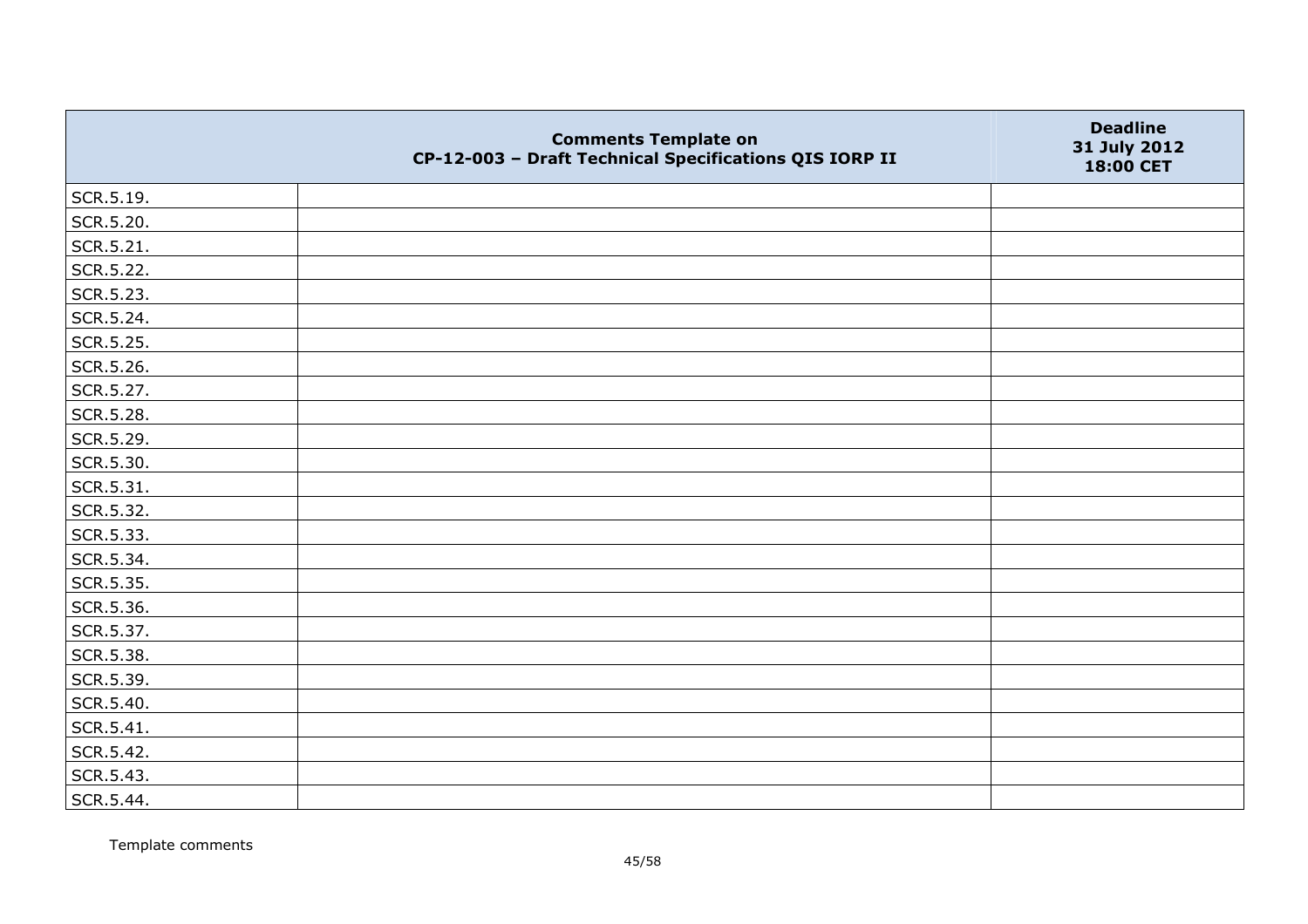| | Comments Template on CP-12-003 – Draft Technical Specifications QIS IORP II | Deadline 31 July 2012 18:00 CET |
|---|---|---|
| SCR.5.19. | | |
| SCR.5.20. | | |
| SCR.5.21. | | |
| SCR.5.22. | | |
| SCR.5.23. | | |
| SCR.5.24. | | |
| SCR.5.25. | | |
| SCR.5.26. | | |
| SCR.5.27. | | |
| SCR.5.28. | | |
| SCR.5.29. | | |
| SCR.5.30. | | |
| SCR.5.31. | | |
| SCR.5.32. | | |
| SCR.5.33. | | |
| SCR.5.34. | | |
| SCR.5.35. | | |
| SCR.5.36. | | |
| SCR.5.37. | | |
| SCR.5.38. | | |
| SCR.5.39. | | |
| SCR.5.40. | | |
| SCR.5.41. | | |
| SCR.5.42. | | |
| SCR.5.43. | | |
| SCR.5.44. | | |

Template comments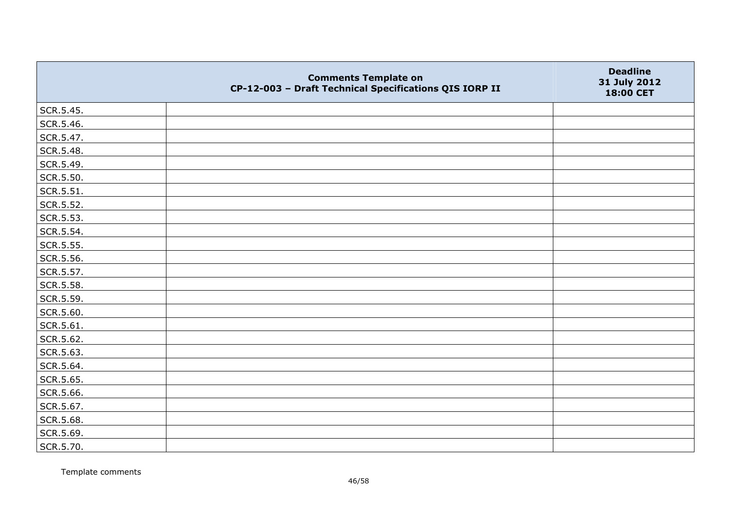| | Comments Template on CP-12-003 – Draft Technical Specifications QIS IORP II | Deadline 31 July 2012 18:00 CET |
|---|---|---|
| SCR.5.45. | | |
| SCR.5.46. | | |
| SCR.5.47. | | |
| SCR.5.48. | | |
| SCR.5.49. | | |
| SCR.5.50. | | |
| SCR.5.51. | | |
| SCR.5.52. | | |
| SCR.5.53. | | |
| SCR.5.54. | | |
| SCR.5.55. | | |
| SCR.5.56. | | |
| SCR.5.57. | | |
| SCR.5.58. | | |
| SCR.5.59. | | |
| SCR.5.60. | | |
| SCR.5.61. | | |
| SCR.5.62. | | |
| SCR.5.63. | | |
| SCR.5.64. | | |
| SCR.5.65. | | |
| SCR.5.66. | | |
| SCR.5.67. | | |
| SCR.5.68. | | |
| SCR.5.69. | | |
| SCR.5.70. | | |

Template comments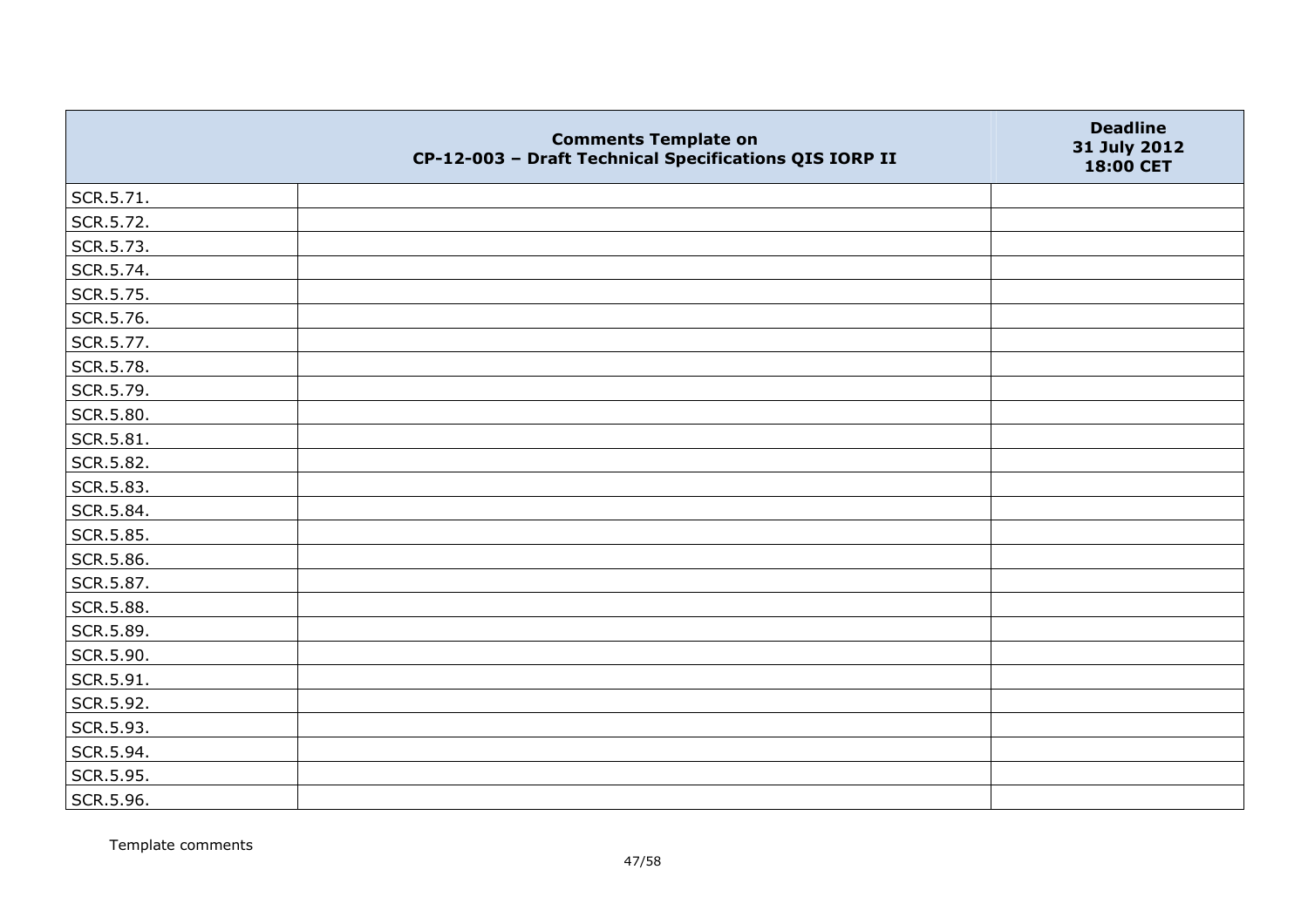| | Comments Template on CP-12-003 – Draft Technical Specifications QIS IORP II | Deadline 31 July 2012 18:00 CET |
|---|---|---|
| SCR.5.71. | | |
| SCR.5.72. | | |
| SCR.5.73. | | |
| SCR.5.74. | | |
| SCR.5.75. | | |
| SCR.5.76. | | |
| SCR.5.77. | | |
| SCR.5.78. | | |
| SCR.5.79. | | |
| SCR.5.80. | | |
| SCR.5.81. | | |
| SCR.5.82. | | |
| SCR.5.83. | | |
| SCR.5.84. | | |
| SCR.5.85. | | |
| SCR.5.86. | | |
| SCR.5.87. | | |
| SCR.5.88. | | |
| SCR.5.89. | | |
| SCR.5.90. | | |
| SCR.5.91. | | |
| SCR.5.92. | | |
| SCR.5.93. | | |
| SCR.5.94. | | |
| SCR.5.95. | | |
| SCR.5.96. | | |

Template comments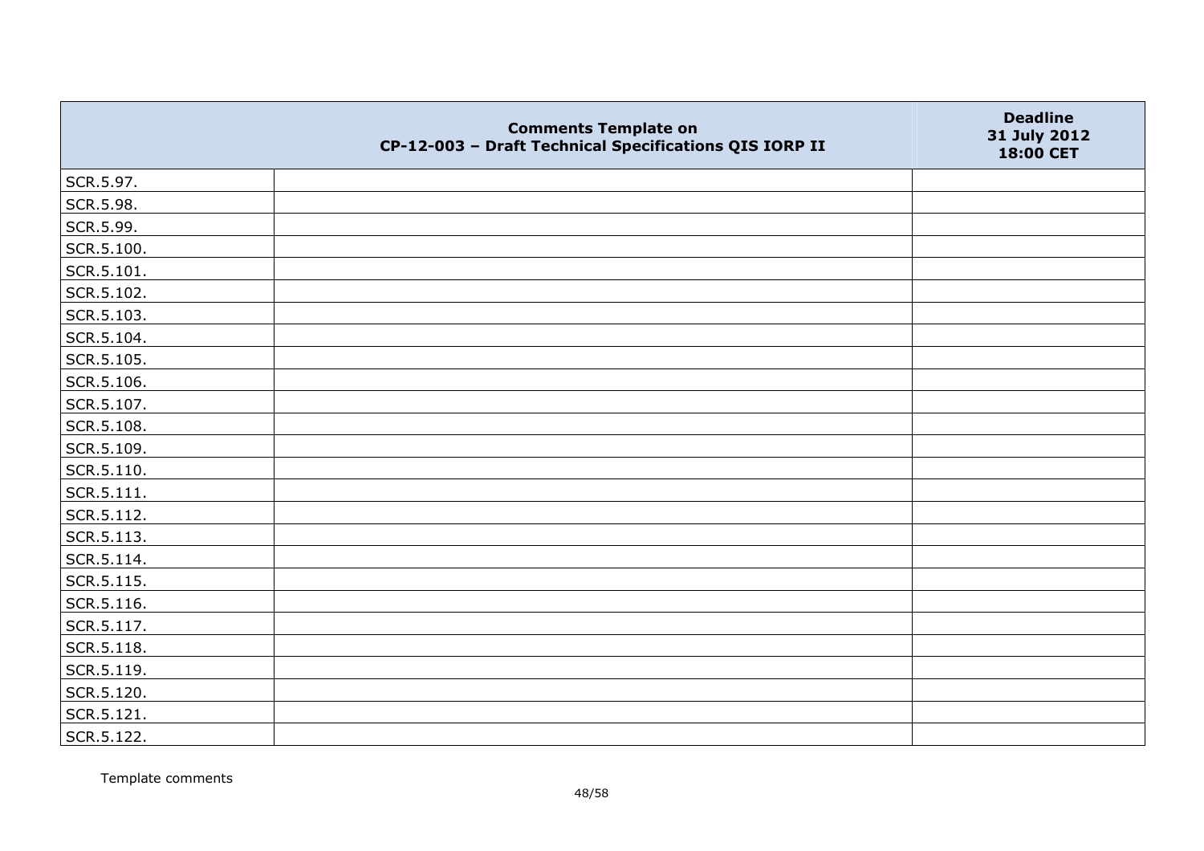| | Comments Template on CP-12-003 – Draft Technical Specifications QIS IORP II | Deadline 31 July 2012 18:00 CET |
|---|---|---|
| SCR.5.97. | | |
| SCR.5.98. | | |
| SCR.5.99. | | |
| SCR.5.100. | | |
| SCR.5.101. | | |
| SCR.5.102. | | |
| SCR.5.103. | | |
| SCR.5.104. | | |
| SCR.5.105. | | |
| SCR.5.106. | | |
| SCR.5.107. | | |
| SCR.5.108. | | |
| SCR.5.109. | | |
| SCR.5.110. | | |
| SCR.5.111. | | |
| SCR.5.112. | | |
| SCR.5.113. | | |
| SCR.5.114. | | |
| SCR.5.115. | | |
| SCR.5.116. | | |
| SCR.5.117. | | |
| SCR.5.118. | | |
| SCR.5.119. | | |
| SCR.5.120. | | |
| SCR.5.121. | | |
| SCR.5.122. | | |

Template comments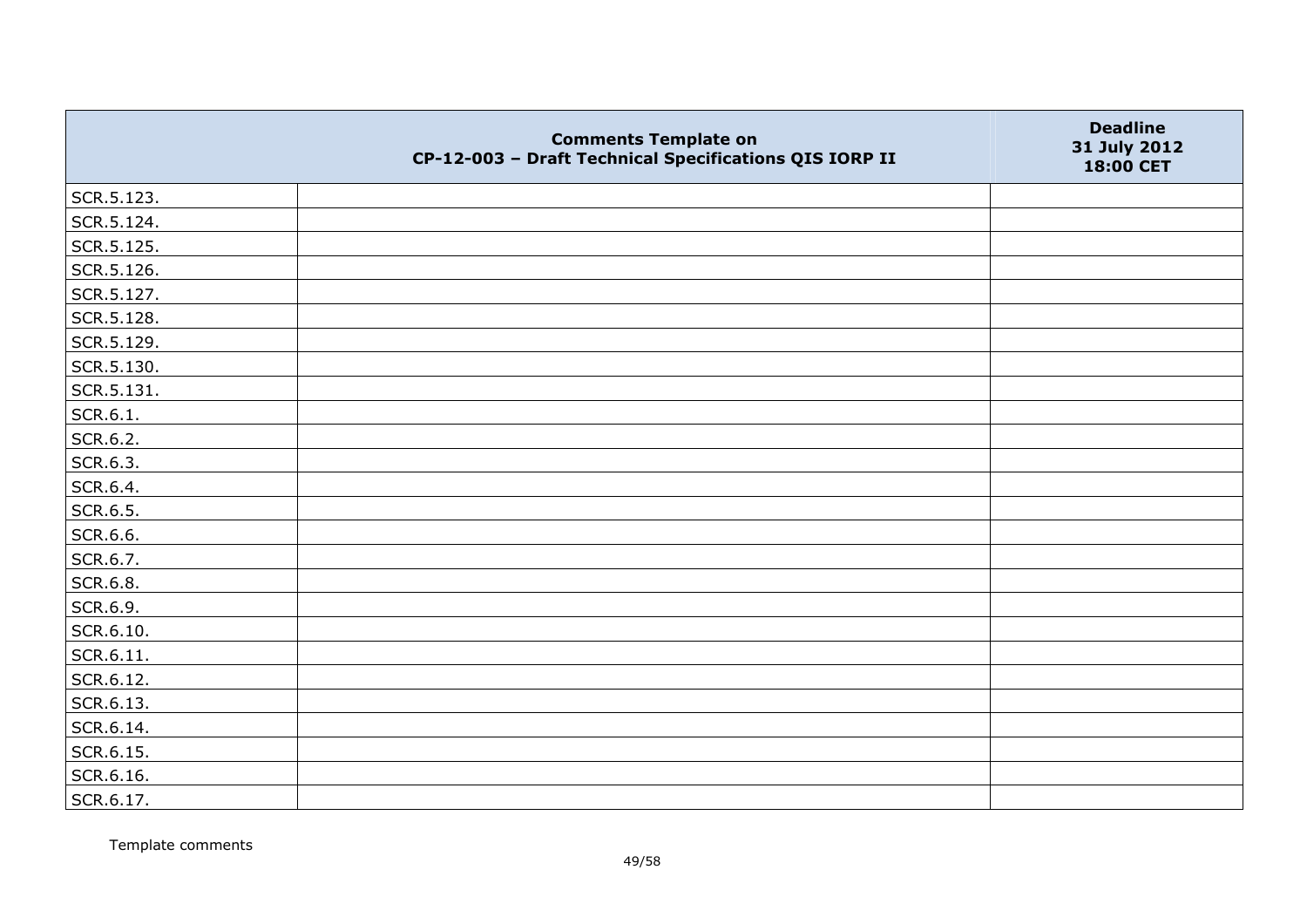| | Comments Template on CP-12-003 – Draft Technical Specifications QIS IORP II | Deadline 31 July 2012 18:00 CET |
|---|---|---|
| SCR.5.123. | | |
| SCR.5.124. | | |
| SCR.5.125. | | |
| SCR.5.126. | | |
| SCR.5.127. | | |
| SCR.5.128. | | |
| SCR.5.129. | | |
| SCR.5.130. | | |
| SCR.5.131. | | |
| SCR.6.1. | | |
| SCR.6.2. | | |
| SCR.6.3. | | |
| SCR.6.4. | | |
| SCR.6.5. | | |
| SCR.6.6. | | |
| SCR.6.7. | | |
| SCR.6.8. | | |
| SCR.6.9. | | |
| SCR.6.10. | | |
| SCR.6.11. | | |
| SCR.6.12. | | |
| SCR.6.13. | | |
| SCR.6.14. | | |
| SCR.6.15. | | |
| SCR.6.16. | | |
| SCR.6.17. | | |

Template comments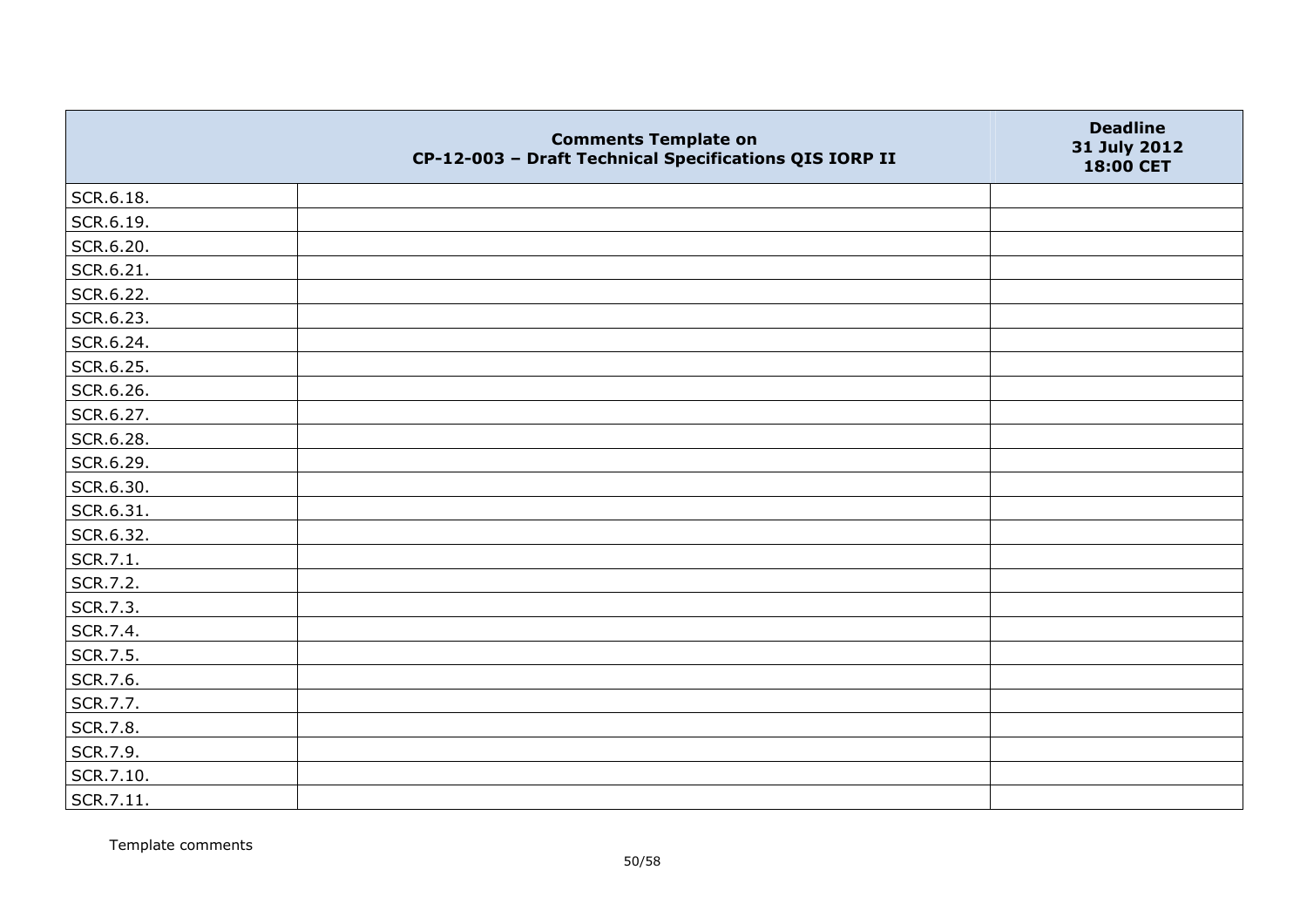| | Comments Template on CP-12-003 – Draft Technical Specifications QIS IORP II | Deadline 31 July 2012 18:00 CET |
|---|---|---|
| SCR.6.18. | | |
| SCR.6.19. | | |
| SCR.6.20. | | |
| SCR.6.21. | | |
| SCR.6.22. | | |
| SCR.6.23. | | |
| SCR.6.24. | | |
| SCR.6.25. | | |
| SCR.6.26. | | |
| SCR.6.27. | | |
| SCR.6.28. | | |
| SCR.6.29. | | |
| SCR.6.30. | | |
| SCR.6.31. | | |
| SCR.6.32. | | |
| SCR.7.1. | | |
| SCR.7.2. | | |
| SCR.7.3. | | |
| SCR.7.4. | | |
| SCR.7.5. | | |
| SCR.7.6. | | |
| SCR.7.7. | | |
| SCR.7.8. | | |
| SCR.7.9. | | |
| SCR.7.10. | | |
| SCR.7.11. | | |

Template comments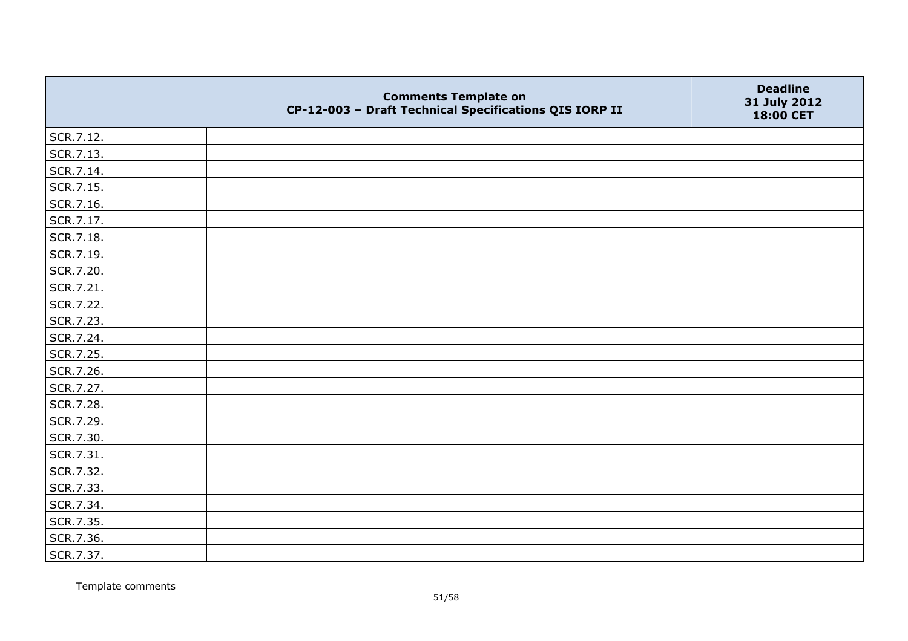| | Comments Template on CP-12-003 – Draft Technical Specifications QIS IORP II | Deadline 31 July 2012 18:00 CET |
|---|---|---|
| SCR.7.12. | | |
| SCR.7.13. | | |
| SCR.7.14. | | |
| SCR.7.15. | | |
| SCR.7.16. | | |
| SCR.7.17. | | |
| SCR.7.18. | | |
| SCR.7.19. | | |
| SCR.7.20. | | |
| SCR.7.21. | | |
| SCR.7.22. | | |
| SCR.7.23. | | |
| SCR.7.24. | | |
| SCR.7.25. | | |
| SCR.7.26. | | |
| SCR.7.27. | | |
| SCR.7.28. | | |
| SCR.7.29. | | |
| SCR.7.30. | | |
| SCR.7.31. | | |
| SCR.7.32. | | |
| SCR.7.33. | | |
| SCR.7.34. | | |
| SCR.7.35. | | |
| SCR.7.36. | | |
| SCR.7.37. | | |

Template comments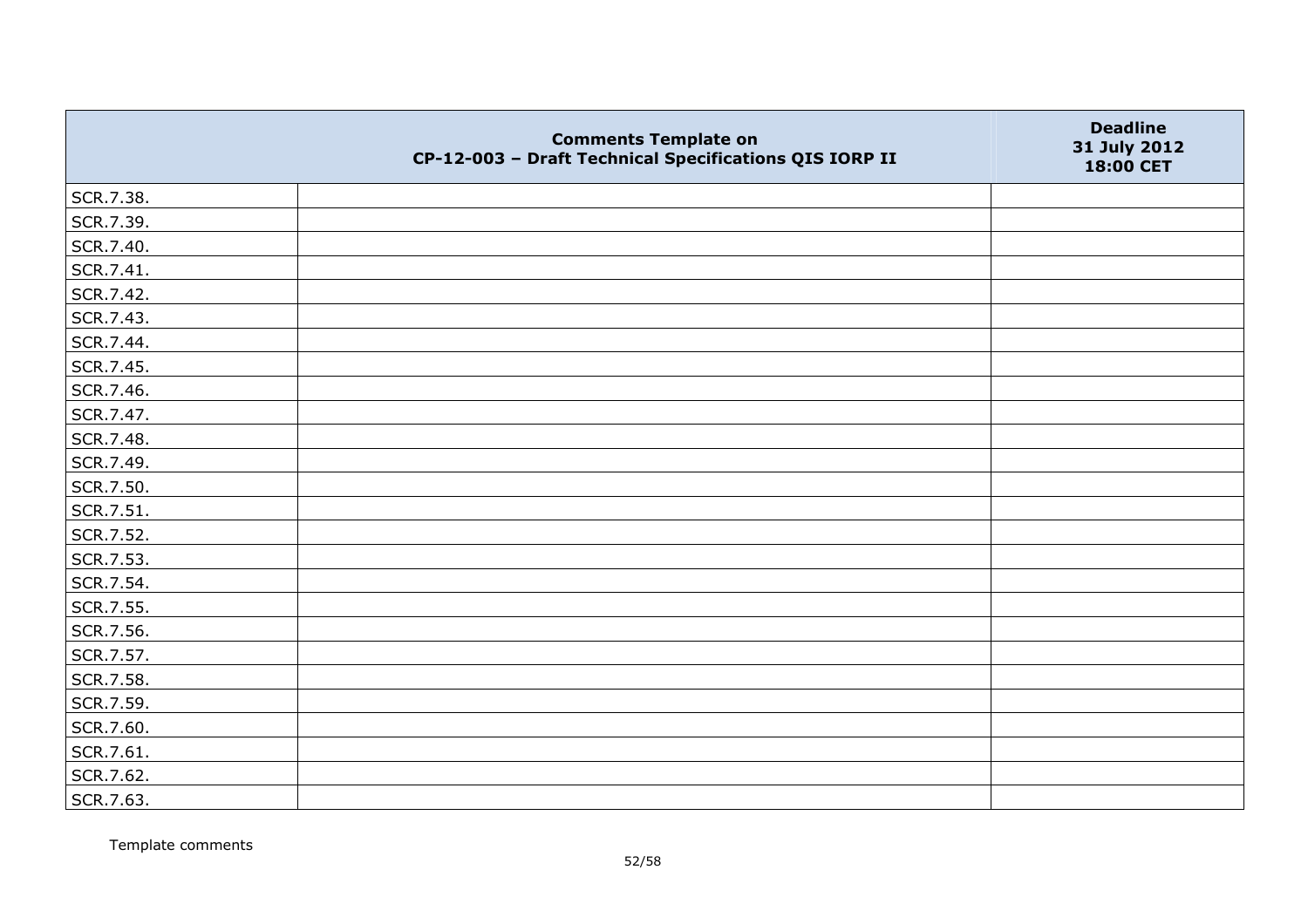| | Comments Template on CP-12-003 – Draft Technical Specifications QIS IORP II | Deadline 31 July 2012 18:00 CET |
|---|---|---|
| SCR.7.38. | | |
| SCR.7.39. | | |
| SCR.7.40. | | |
| SCR.7.41. | | |
| SCR.7.42. | | |
| SCR.7.43. | | |
| SCR.7.44. | | |
| SCR.7.45. | | |
| SCR.7.46. | | |
| SCR.7.47. | | |
| SCR.7.48. | | |
| SCR.7.49. | | |
| SCR.7.50. | | |
| SCR.7.51. | | |
| SCR.7.52. | | |
| SCR.7.53. | | |
| SCR.7.54. | | |
| SCR.7.55. | | |
| SCR.7.56. | | |
| SCR.7.57. | | |
| SCR.7.58. | | |
| SCR.7.59. | | |
| SCR.7.60. | | |
| SCR.7.61. | | |
| SCR.7.62. | | |
| SCR.7.63. | | |

Template comments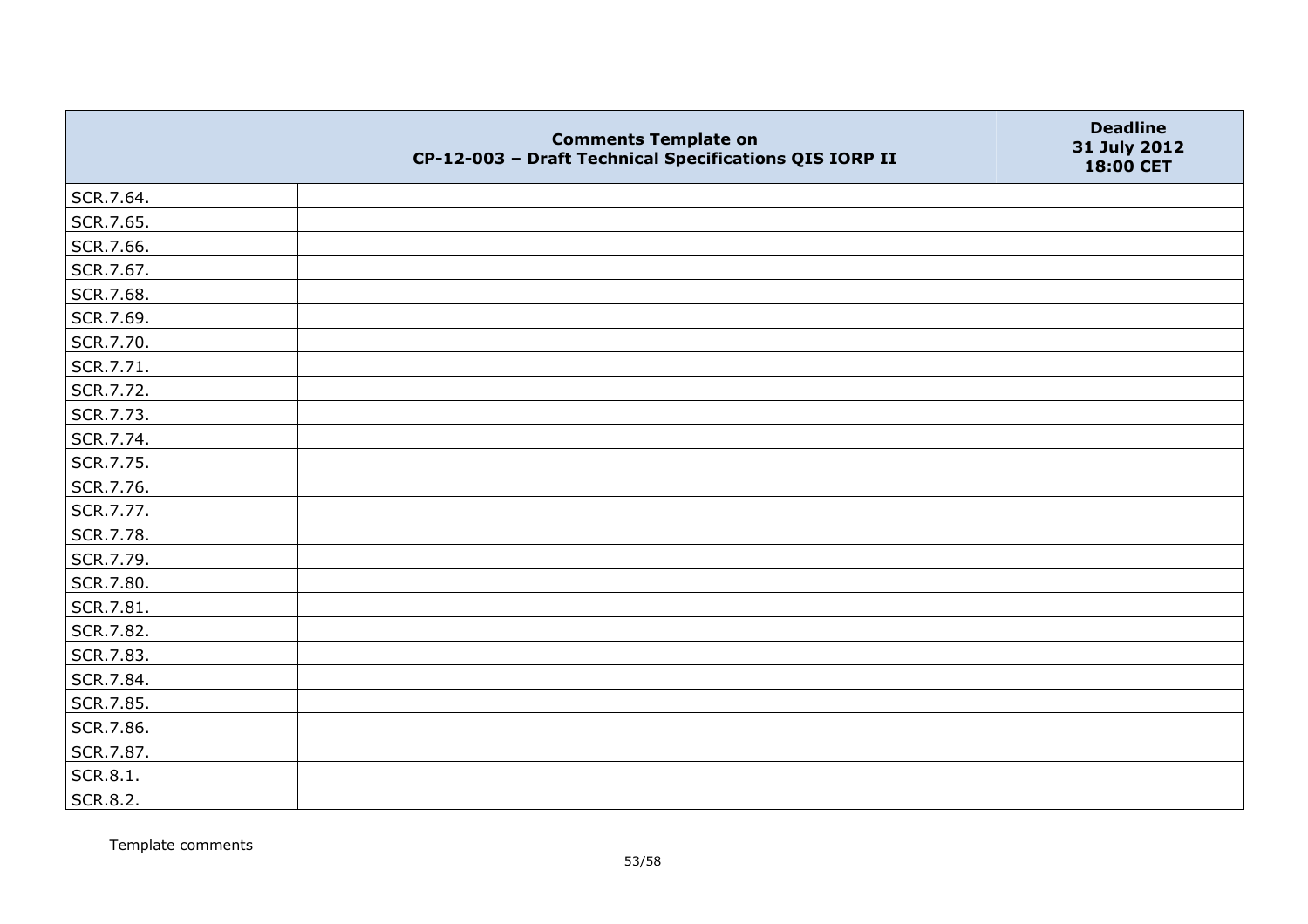|  | Comments Template on CP-12-003 – Draft Technical Specifications QIS IORP II | Deadline 31 July 2012 18:00 CET |
|---|---|---|
| SCR.7.64. |  |  |
| SCR.7.65. |  |  |
| SCR.7.66. |  |  |
| SCR.7.67. |  |  |
| SCR.7.68. |  |  |
| SCR.7.69. |  |  |
| SCR.7.70. |  |  |
| SCR.7.71. |  |  |
| SCR.7.72. |  |  |
| SCR.7.73. |  |  |
| SCR.7.74. |  |  |
| SCR.7.75. |  |  |
| SCR.7.76. |  |  |
| SCR.7.77. |  |  |
| SCR.7.78. |  |  |
| SCR.7.79. |  |  |
| SCR.7.80. |  |  |
| SCR.7.81. |  |  |
| SCR.7.82. |  |  |
| SCR.7.83. |  |  |
| SCR.7.84. |  |  |
| SCR.7.85. |  |  |
| SCR.7.86. |  |  |
| SCR.7.87. |  |  |
| SCR.8.1. |  |  |
| SCR.8.2. |  |  |

Template comments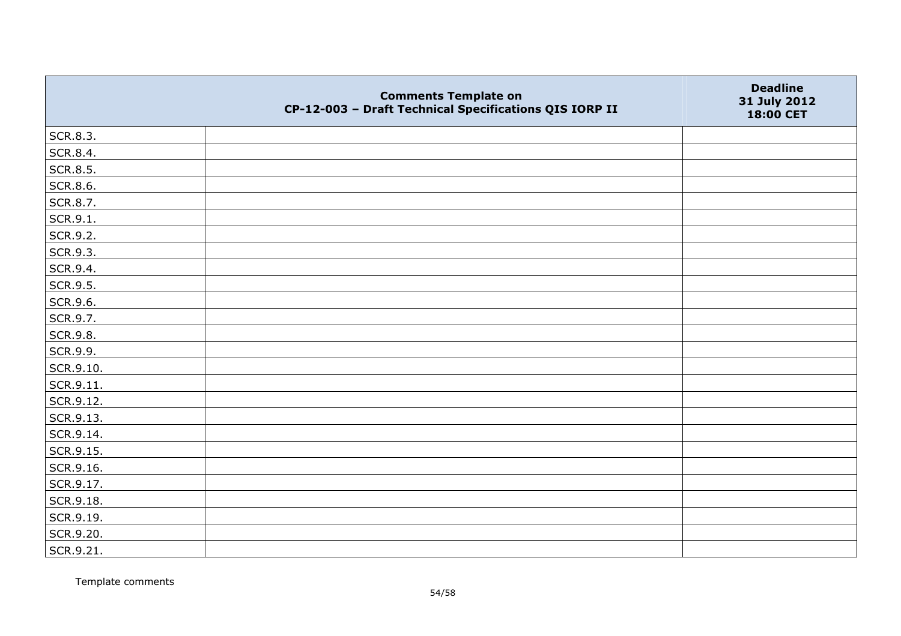| | Comments Template on CP-12-003 – Draft Technical Specifications QIS IORP II | Deadline 31 July 2012 18:00 CET |
|---|---|---|
| SCR.8.3. | | |
| SCR.8.4. | | |
| SCR.8.5. | | |
| SCR.8.6. | | |
| SCR.8.7. | | |
| SCR.9.1. | | |
| SCR.9.2. | | |
| SCR.9.3. | | |
| SCR.9.4. | | |
| SCR.9.5. | | |
| SCR.9.6. | | |
| SCR.9.7. | | |
| SCR.9.8. | | |
| SCR.9.9. | | |
| SCR.9.10. | | |
| SCR.9.11. | | |
| SCR.9.12. | | |
| SCR.9.13. | | |
| SCR.9.14. | | |
| SCR.9.15. | | |
| SCR.9.16. | | |
| SCR.9.17. | | |
| SCR.9.18. | | |
| SCR.9.19. | | |
| SCR.9.20. | | |
| SCR.9.21. | | |

Template comments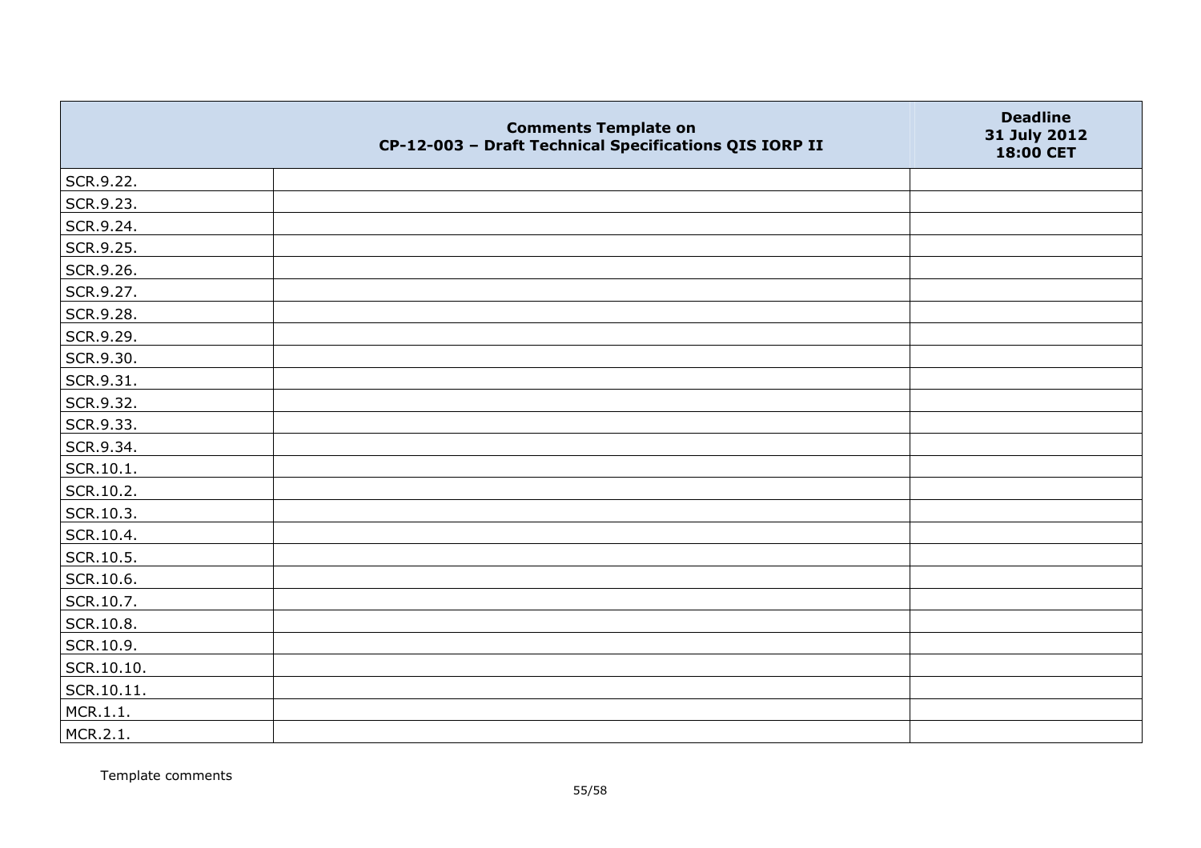| | Comments Template on<br>CP-12-003 – Draft Technical Specifications QIS IORP II | Deadline<br>31 July 2012<br>18:00 CET |
|---|---|---|
| SCR.9.22. | | |
| SCR.9.23. | | |
| SCR.9.24. | | |
| SCR.9.25. | | |
| SCR.9.26. | | |
| SCR.9.27. | | |
| SCR.9.28. | | |
| SCR.9.29. | | |
| SCR.9.30. | | |
| SCR.9.31. | | |
| SCR.9.32. | | |
| SCR.9.33. | | |
| SCR.9.34. | | |
| SCR.10.1. | | |
| SCR.10.2. | | |
| SCR.10.3. | | |
| SCR.10.4. | | |
| SCR.10.5. | | |
| SCR.10.6. | | |
| SCR.10.7. | | |
| SCR.10.8. | | |
| SCR.10.9. | | |
| SCR.10.10. | | |
| SCR.10.11. | | |
| MCR.1.1. | | |
| MCR.2.1. | | |

Template comments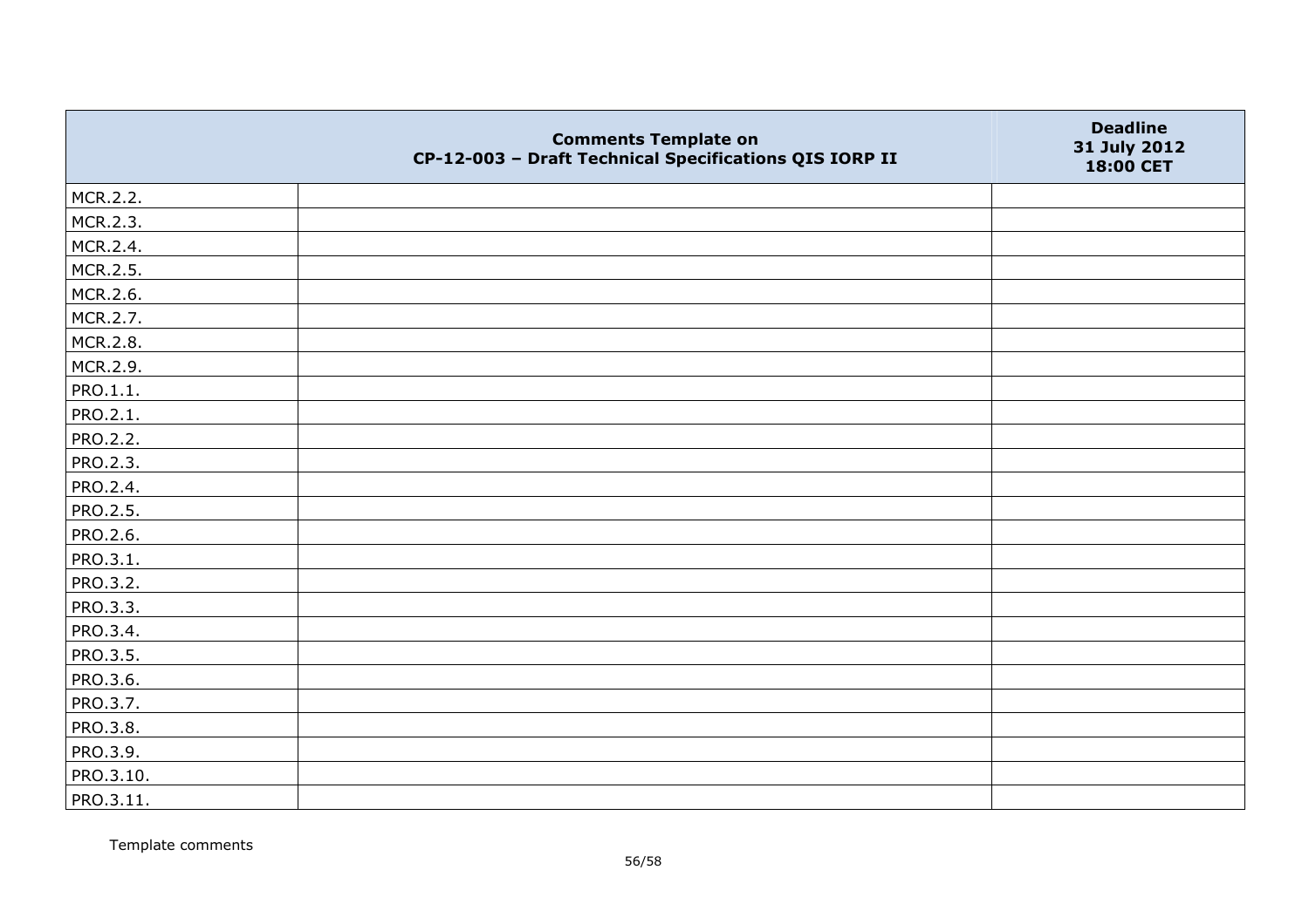| | Comments Template on CP-12-003 – Draft Technical Specifications QIS IORP II | Deadline 31 July 2012 18:00 CET |
|---|---|---|
| MCR.2.2. | | |
| MCR.2.3. | | |
| MCR.2.4. | | |
| MCR.2.5. | | |
| MCR.2.6. | | |
| MCR.2.7. | | |
| MCR.2.8. | | |
| MCR.2.9. | | |
| PRO.1.1. | | |
| PRO.2.1. | | |
| PRO.2.2. | | |
| PRO.2.3. | | |
| PRO.2.4. | | |
| PRO.2.5. | | |
| PRO.2.6. | | |
| PRO.3.1. | | |
| PRO.3.2. | | |
| PRO.3.3. | | |
| PRO.3.4. | | |
| PRO.3.5. | | |
| PRO.3.6. | | |
| PRO.3.7. | | |
| PRO.3.8. | | |
| PRO.3.9. | | |
| PRO.3.10. | | |
| PRO.3.11. | | |

Template comments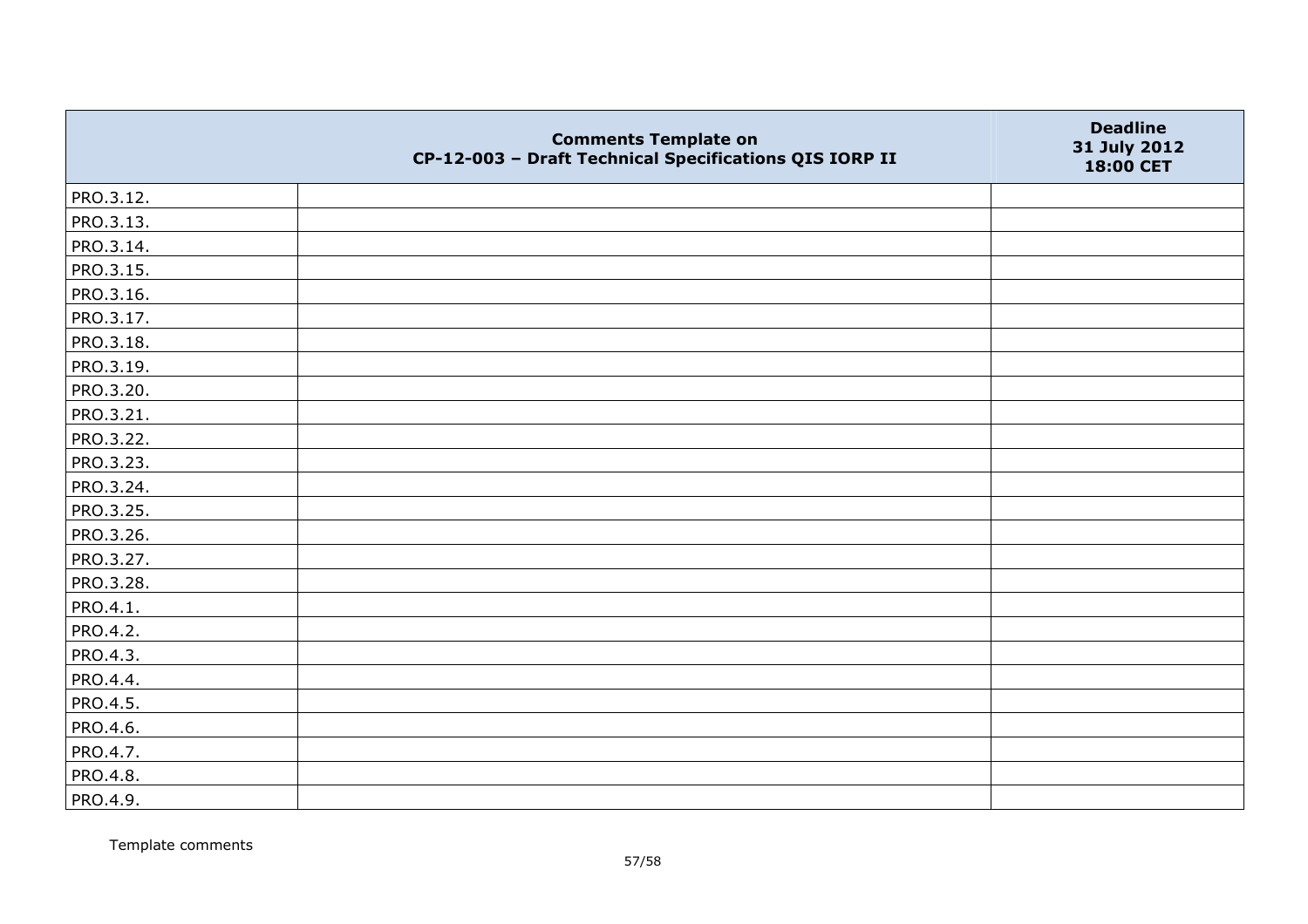| | Comments Template on CP-12-003 – Draft Technical Specifications QIS IORP II | Deadline 31 July 2012 18:00 CET |
|---|---|---|
| PRO.3.12. | | |
| PRO.3.13. | | |
| PRO.3.14. | | |
| PRO.3.15. | | |
| PRO.3.16. | | |
| PRO.3.17. | | |
| PRO.3.18. | | |
| PRO.3.19. | | |
| PRO.3.20. | | |
| PRO.3.21. | | |
| PRO.3.22. | | |
| PRO.3.23. | | |
| PRO.3.24. | | |
| PRO.3.25. | | |
| PRO.3.26. | | |
| PRO.3.27. | | |
| PRO.3.28. | | |
| PRO.4.1. | | |
| PRO.4.2. | | |
| PRO.4.3. | | |
| PRO.4.4. | | |
| PRO.4.5. | | |
| PRO.4.6. | | |
| PRO.4.7. | | |
| PRO.4.8. | | |
| PRO.4.9. | | |

Template comments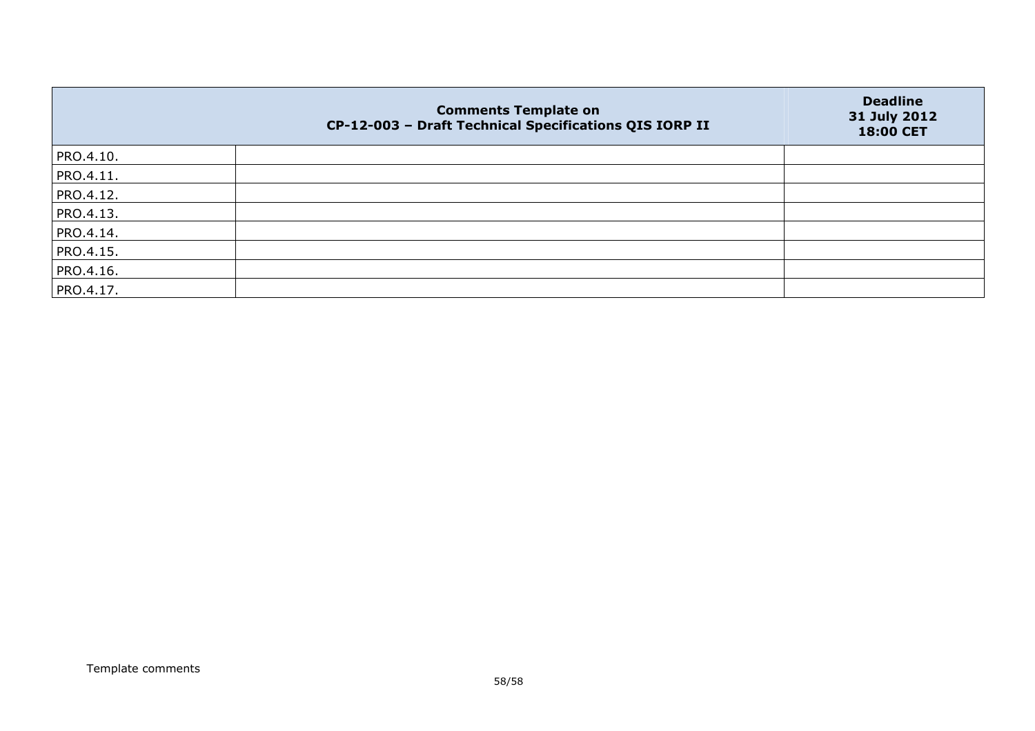| | Comments Template on CP-12-003 – Draft Technical Specifications QIS IORP II | Deadline 31 July 2012 18:00 CET |
|---|---|---|
| PRO.4.10. | | |
| PRO.4.11. | | |
| PRO.4.12. | | |
| PRO.4.13. | | |
| PRO.4.14. | | |
| PRO.4.15. | | |
| PRO.4.16. | | |
| PRO.4.17. | | |

Template comments